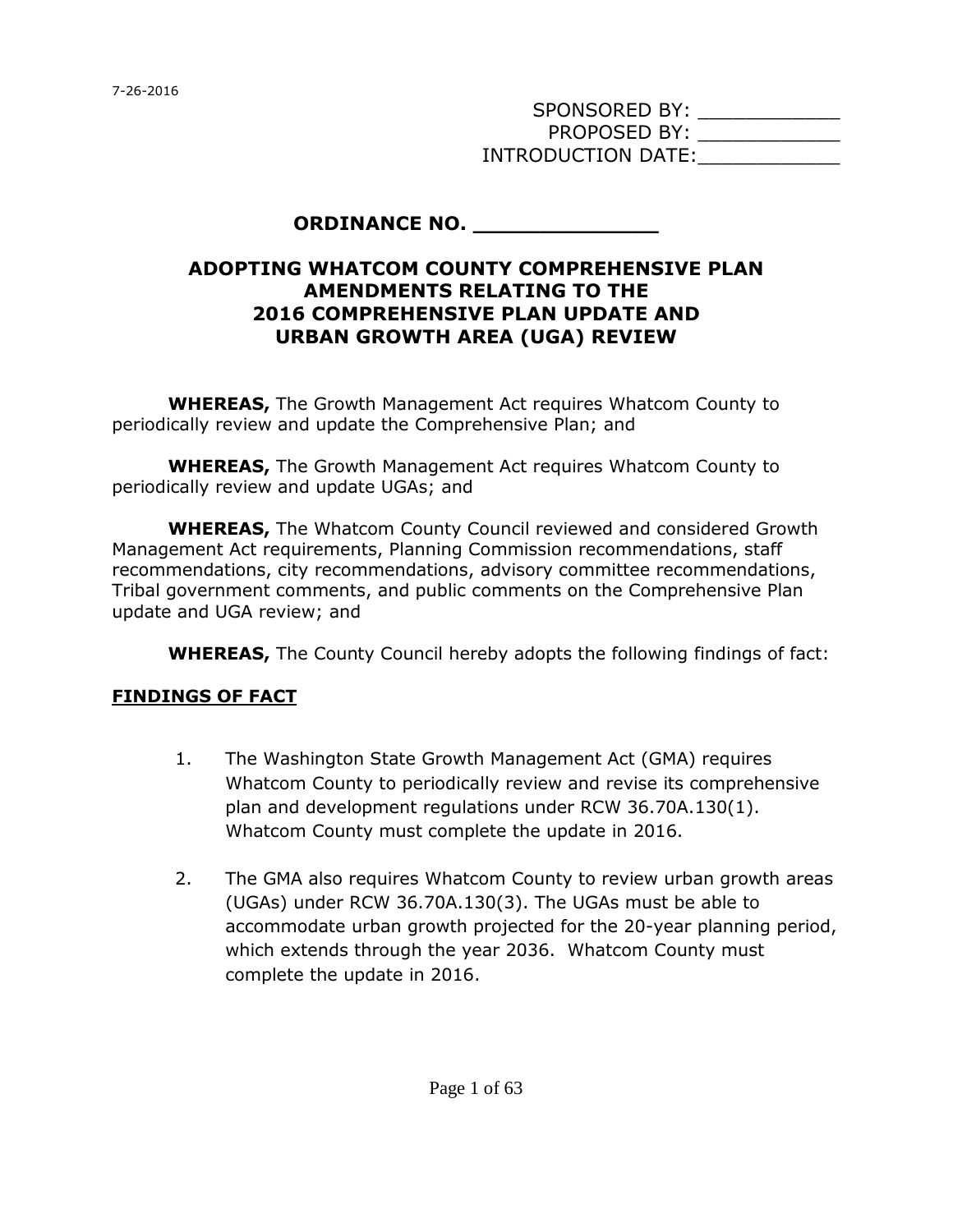7-26-2016

SPONSORED BY: ____________
PROPOSED BY: ____________
INTRODUCTION DATE:____________

# ORDINANCE NO. ______________

## ADOPTING WHATCOM COUNTY COMPREHENSIVE PLAN AMENDMENTS RELATING TO THE 2016 COMPREHENSIVE PLAN UPDATE AND URBAN GROWTH AREA (UGA) REVIEW

**WHEREAS,** The Growth Management Act requires Whatcom County to periodically review and update the Comprehensive Plan; and

**WHEREAS,** The Growth Management Act requires Whatcom County to periodically review and update UGAs; and

**WHEREAS,** The Whatcom County Council reviewed and considered Growth Management Act requirements, Planning Commission recommendations, staff recommendations, city recommendations, advisory committee recommendations, Tribal government comments, and public comments on the Comprehensive Plan update and UGA review; and

**WHEREAS,** The County Council hereby adopts the following findings of fact:

**FINDINGS OF FACT**

1. The Washington State Growth Management Act (GMA) requires Whatcom County to periodically review and revise its comprehensive plan and development regulations under RCW 36.70A.130(1). Whatcom County must complete the update in 2016.

2. The GMA also requires Whatcom County to review urban growth areas (UGAs) under RCW 36.70A.130(3). The UGAs must be able to accommodate urban growth projected for the 20-year planning period, which extends through the year 2036. Whatcom County must complete the update in 2016.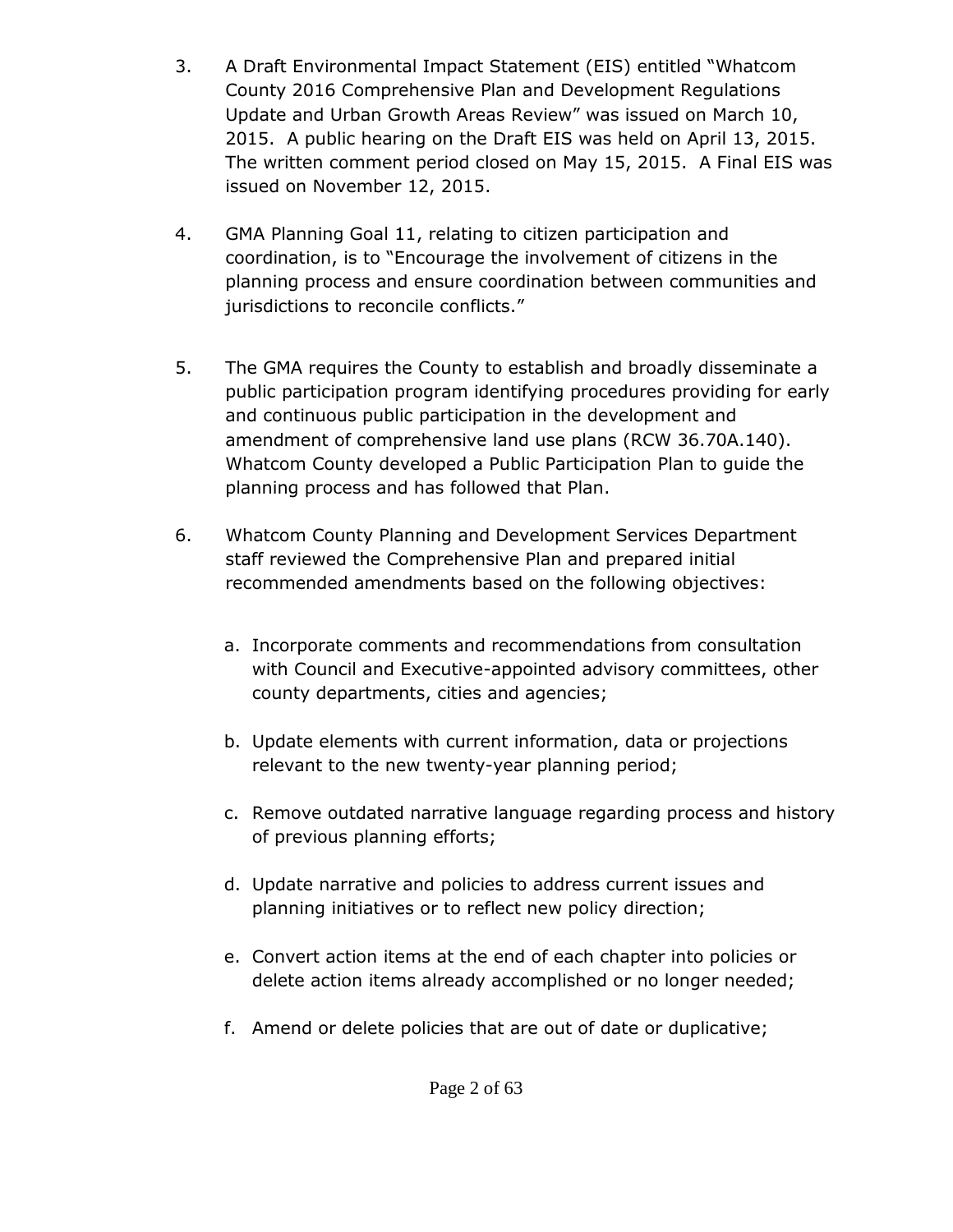3. A Draft Environmental Impact Statement (EIS) entitled "Whatcom County 2016 Comprehensive Plan and Development Regulations Update and Urban Growth Areas Review" was issued on March 10, 2015. A public hearing on the Draft EIS was held on April 13, 2015. The written comment period closed on May 15, 2015. A Final EIS was issued on November 12, 2015.

4. GMA Planning Goal 11, relating to citizen participation and coordination, is to "Encourage the involvement of citizens in the planning process and ensure coordination between communities and jurisdictions to reconcile conflicts."

5. The GMA requires the County to establish and broadly disseminate a public participation program identifying procedures providing for early and continuous public participation in the development and amendment of comprehensive land use plans (RCW 36.70A.140). Whatcom County developed a Public Participation Plan to guide the planning process and has followed that Plan.

6. Whatcom County Planning and Development Services Department staff reviewed the Comprehensive Plan and prepared initial recommended amendments based on the following objectives:

   a. Incorporate comments and recommendations from consultation with Council and Executive-appointed advisory committees, other county departments, cities and agencies;

   b. Update elements with current information, data or projections relevant to the new twenty-year planning period;

   c. Remove outdated narrative language regarding process and history of previous planning efforts;

   d. Update narrative and policies to address current issues and planning initiatives or to reflect new policy direction;

   e. Convert action items at the end of each chapter into policies or delete action items already accomplished or no longer needed;

   f. Amend or delete policies that are out of date or duplicative;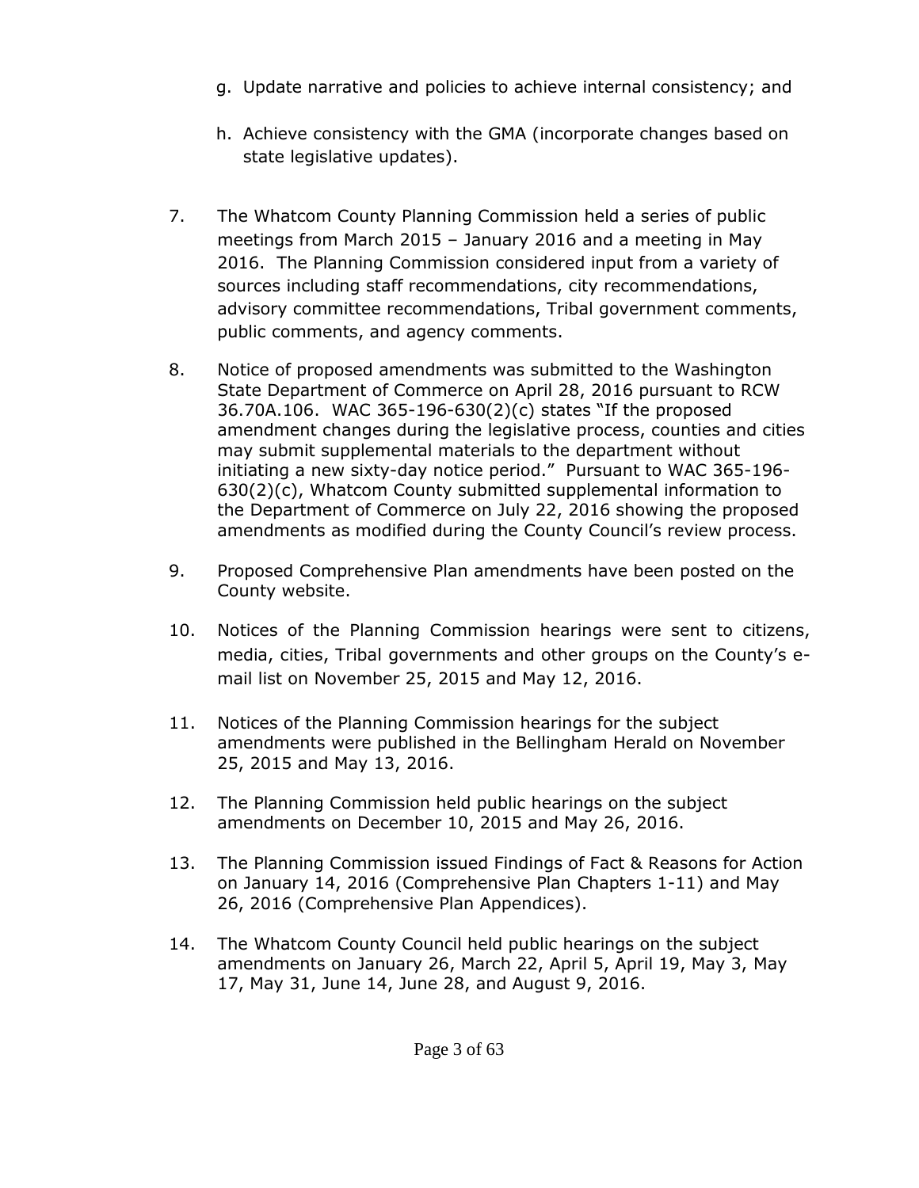g. Update narrative and policies to achieve internal consistency; and

h. Achieve consistency with the GMA (incorporate changes based on state legislative updates).

7. The Whatcom County Planning Commission held a series of public meetings from March 2015 – January 2016 and a meeting in May 2016. The Planning Commission considered input from a variety of sources including staff recommendations, city recommendations, advisory committee recommendations, Tribal government comments, public comments, and agency comments.

8. Notice of proposed amendments was submitted to the Washington State Department of Commerce on April 28, 2016 pursuant to RCW 36.70A.106. WAC 365-196-630(2)(c) states "If the proposed amendment changes during the legislative process, counties and cities may submit supplemental materials to the department without initiating a new sixty-day notice period." Pursuant to WAC 365-196-630(2)(c), Whatcom County submitted supplemental information to the Department of Commerce on July 22, 2016 showing the proposed amendments as modified during the County Council's review process.

9. Proposed Comprehensive Plan amendments have been posted on the County website.

10. Notices of the Planning Commission hearings were sent to citizens, media, cities, Tribal governments and other groups on the County's e-mail list on November 25, 2015 and May 12, 2016.

11. Notices of the Planning Commission hearings for the subject amendments were published in the Bellingham Herald on November 25, 2015 and May 13, 2016.

12. The Planning Commission held public hearings on the subject amendments on December 10, 2015 and May 26, 2016.

13. The Planning Commission issued Findings of Fact & Reasons for Action on January 14, 2016 (Comprehensive Plan Chapters 1-11) and May 26, 2016 (Comprehensive Plan Appendices).

14. The Whatcom County Council held public hearings on the subject amendments on January 26, March 22, April 5, April 19, May 3, May 17, May 31, June 14, June 28, and August 9, 2016.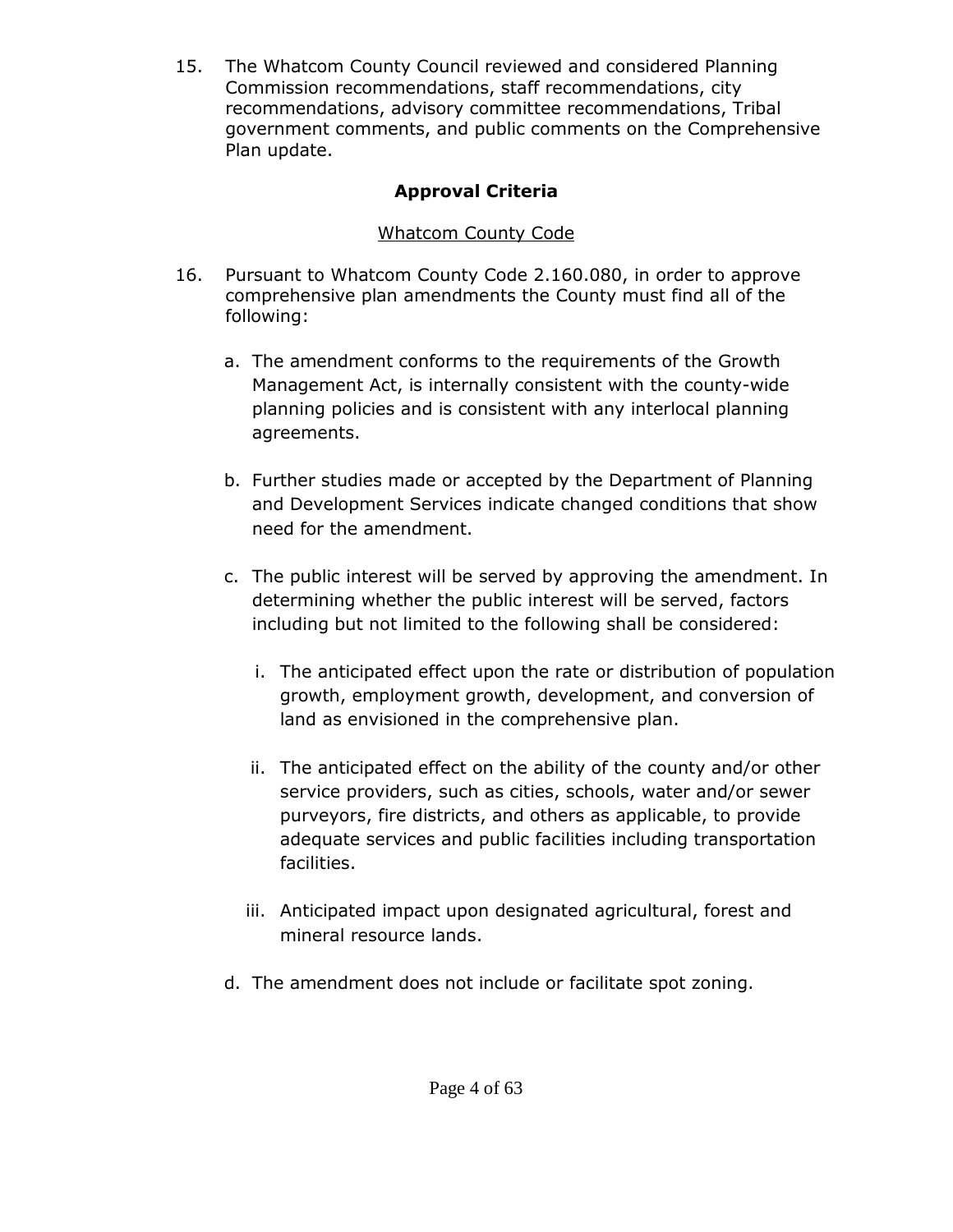15. The Whatcom County Council reviewed and considered Planning Commission recommendations, staff recommendations, city recommendations, advisory committee recommendations, Tribal government comments, and public comments on the Comprehensive Plan update.

## Approval Criteria

### Whatcom County Code

16. Pursuant to Whatcom County Code 2.160.080, in order to approve comprehensive plan amendments the County must find all of the following:

    a. The amendment conforms to the requirements of the Growth Management Act, is internally consistent with the county-wide planning policies and is consistent with any interlocal planning agreements.

    b. Further studies made or accepted by the Department of Planning and Development Services indicate changed conditions that show need for the amendment.

    c. The public interest will be served by approving the amendment. In determining whether the public interest will be served, factors including but not limited to the following shall be considered:

       i. The anticipated effect upon the rate or distribution of population growth, employment growth, development, and conversion of land as envisioned in the comprehensive plan.

       ii. The anticipated effect on the ability of the county and/or other service providers, such as cities, schools, water and/or sewer purveyors, fire districts, and others as applicable, to provide adequate services and public facilities including transportation facilities.

       iii. Anticipated impact upon designated agricultural, forest and mineral resource lands.

    d. The amendment does not include or facilitate spot zoning.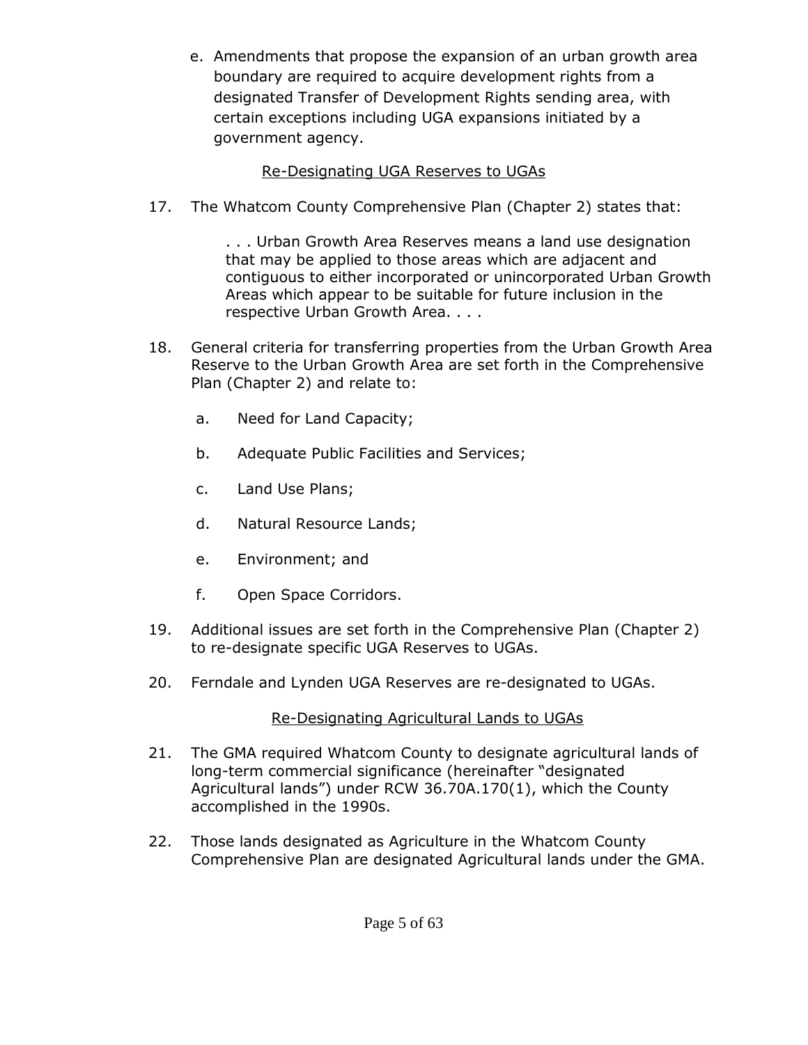e. Amendments that propose the expansion of an urban growth area boundary are required to acquire development rights from a designated Transfer of Development Rights sending area, with certain exceptions including UGA expansions initiated by a government agency.

<u>Re-Designating UGA Reserves to UGAs</u>

17. The Whatcom County Comprehensive Plan (Chapter 2) states that:

> . . . Urban Growth Area Reserves means a land use designation that may be applied to those areas which are adjacent and contiguous to either incorporated or unincorporated Urban Growth Areas which appear to be suitable for future inclusion in the respective Urban Growth Area. . . .

18. General criteria for transferring properties from the Urban Growth Area Reserve to the Urban Growth Area are set forth in the Comprehensive Plan (Chapter 2) and relate to:

    a. Need for Land Capacity;

    b. Adequate Public Facilities and Services;

    c. Land Use Plans;

    d. Natural Resource Lands;

    e. Environment; and

    f. Open Space Corridors.

19. Additional issues are set forth in the Comprehensive Plan (Chapter 2) to re-designate specific UGA Reserves to UGAs.

20. Ferndale and Lynden UGA Reserves are re-designated to UGAs.

<u>Re-Designating Agricultural Lands to UGAs</u>

21. The GMA required Whatcom County to designate agricultural lands of long-term commercial significance (hereinafter "designated Agricultural lands") under RCW 36.70A.170(1), which the County accomplished in the 1990s.

22. Those lands designated as Agriculture in the Whatcom County Comprehensive Plan are designated Agricultural lands under the GMA.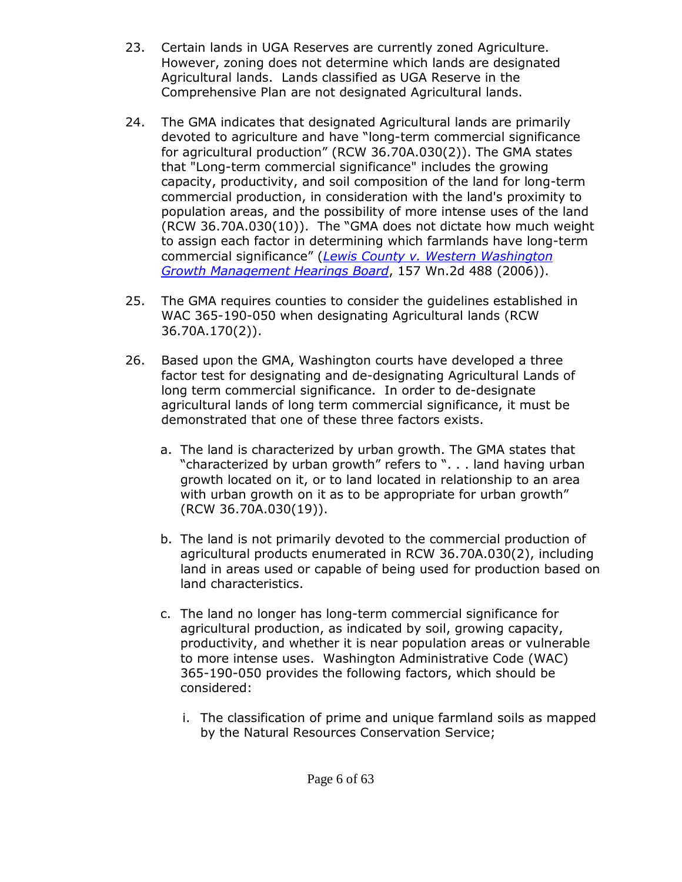23. Certain lands in UGA Reserves are currently zoned Agriculture. However, zoning does not determine which lands are designated Agricultural lands. Lands classified as UGA Reserve in the Comprehensive Plan are not designated Agricultural lands.

24. The GMA indicates that designated Agricultural lands are primarily devoted to agriculture and have "long-term commercial significance for agricultural production" (RCW 36.70A.030(2)). The GMA states that "Long-term commercial significance" includes the growing capacity, productivity, and soil composition of the land for long-term commercial production, in consideration with the land's proximity to population areas, and the possibility of more intense uses of the land (RCW 36.70A.030(10)). The "GMA does not dictate how much weight to assign each factor in determining which farmlands have long-term commercial significance" (*Lewis County v. Western Washington Growth Management Hearings Board*, 157 Wn.2d 488 (2006)).

25. The GMA requires counties to consider the guidelines established in WAC 365-190-050 when designating Agricultural lands (RCW 36.70A.170(2)).

26. Based upon the GMA, Washington courts have developed a three factor test for designating and de-designating Agricultural Lands of long term commercial significance. In order to de-designate agricultural lands of long term commercial significance, it must be demonstrated that one of these three factors exists.

    a. The land is characterized by urban growth. The GMA states that "characterized by urban growth" refers to ". . . land having urban growth located on it, or to land located in relationship to an area with urban growth on it as to be appropriate for urban growth" (RCW 36.70A.030(19)).

    b. The land is not primarily devoted to the commercial production of agricultural products enumerated in RCW 36.70A.030(2), including land in areas used or capable of being used for production based on land characteristics.

    c. The land no longer has long-term commercial significance for agricultural production, as indicated by soil, growing capacity, productivity, and whether it is near population areas or vulnerable to more intense uses. Washington Administrative Code (WAC) 365-190-050 provides the following factors, which should be considered:

        i. The classification of prime and unique farmland soils as mapped by the Natural Resources Conservation Service;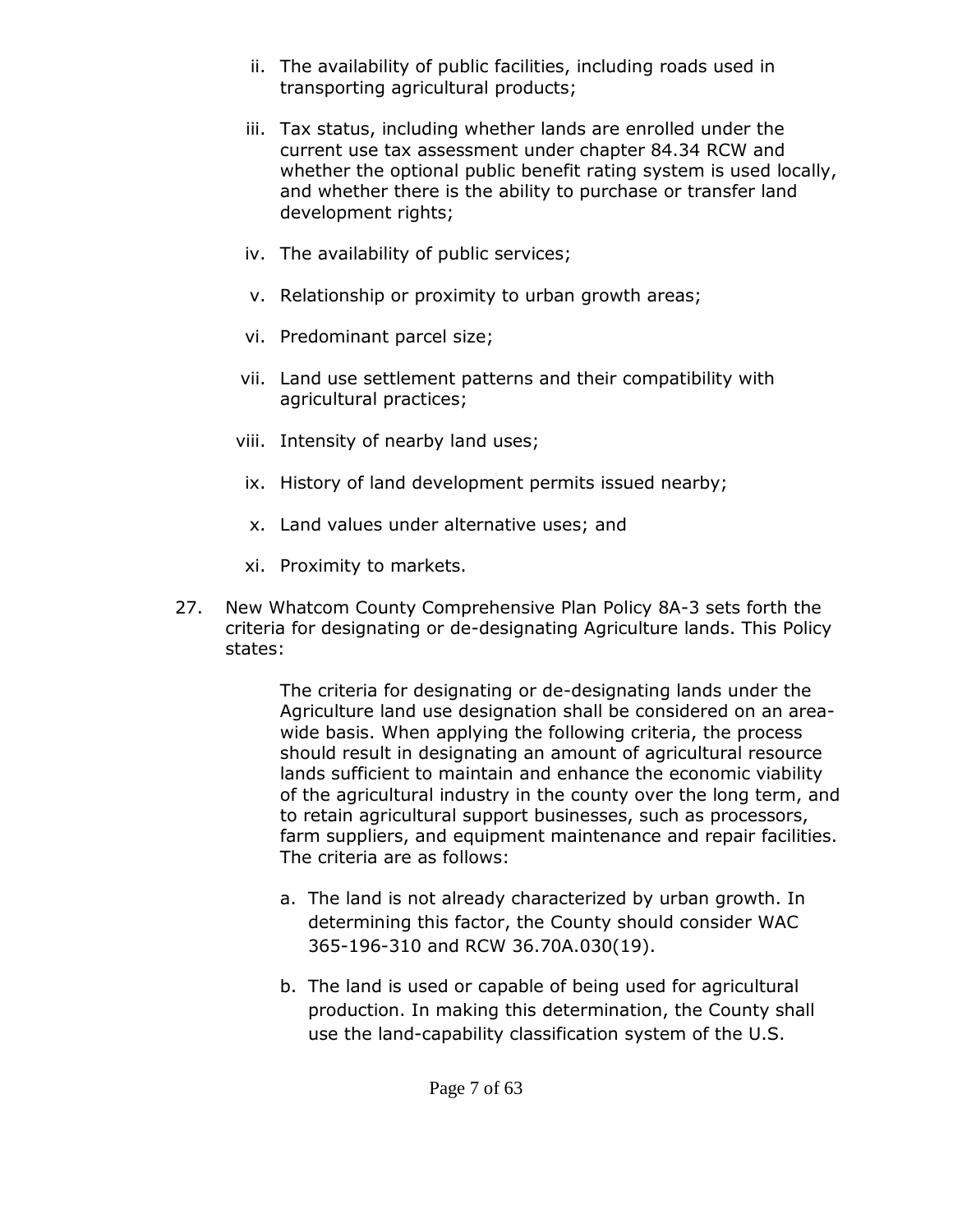ii. The availability of public facilities, including roads used in transporting agricultural products;

iii. Tax status, including whether lands are enrolled under the current use tax assessment under chapter 84.34 RCW and whether the optional public benefit rating system is used locally, and whether there is the ability to purchase or transfer land development rights;

iv. The availability of public services;

v. Relationship or proximity to urban growth areas;

vi. Predominant parcel size;

vii. Land use settlement patterns and their compatibility with agricultural practices;

viii. Intensity of nearby land uses;

ix. History of land development permits issued nearby;

x. Land values under alternative uses; and

xi. Proximity to markets.

27. New Whatcom County Comprehensive Plan Policy 8A-3 sets forth the criteria for designating or de-designating Agriculture lands. This Policy states:

> The criteria for designating or de-designating lands under the Agriculture land use designation shall be considered on an area-wide basis. When applying the following criteria, the process should result in designating an amount of agricultural resource lands sufficient to maintain and enhance the economic viability of the agricultural industry in the county over the long term, and to retain agricultural support businesses, such as processors, farm suppliers, and equipment maintenance and repair facilities. The criteria are as follows:
>
> a. The land is not already characterized by urban growth. In determining this factor, the County should consider WAC 365-196-310 and RCW 36.70A.030(19).
>
> b. The land is used or capable of being used for agricultural production. In making this determination, the County shall use the land-capability classification system of the U.S.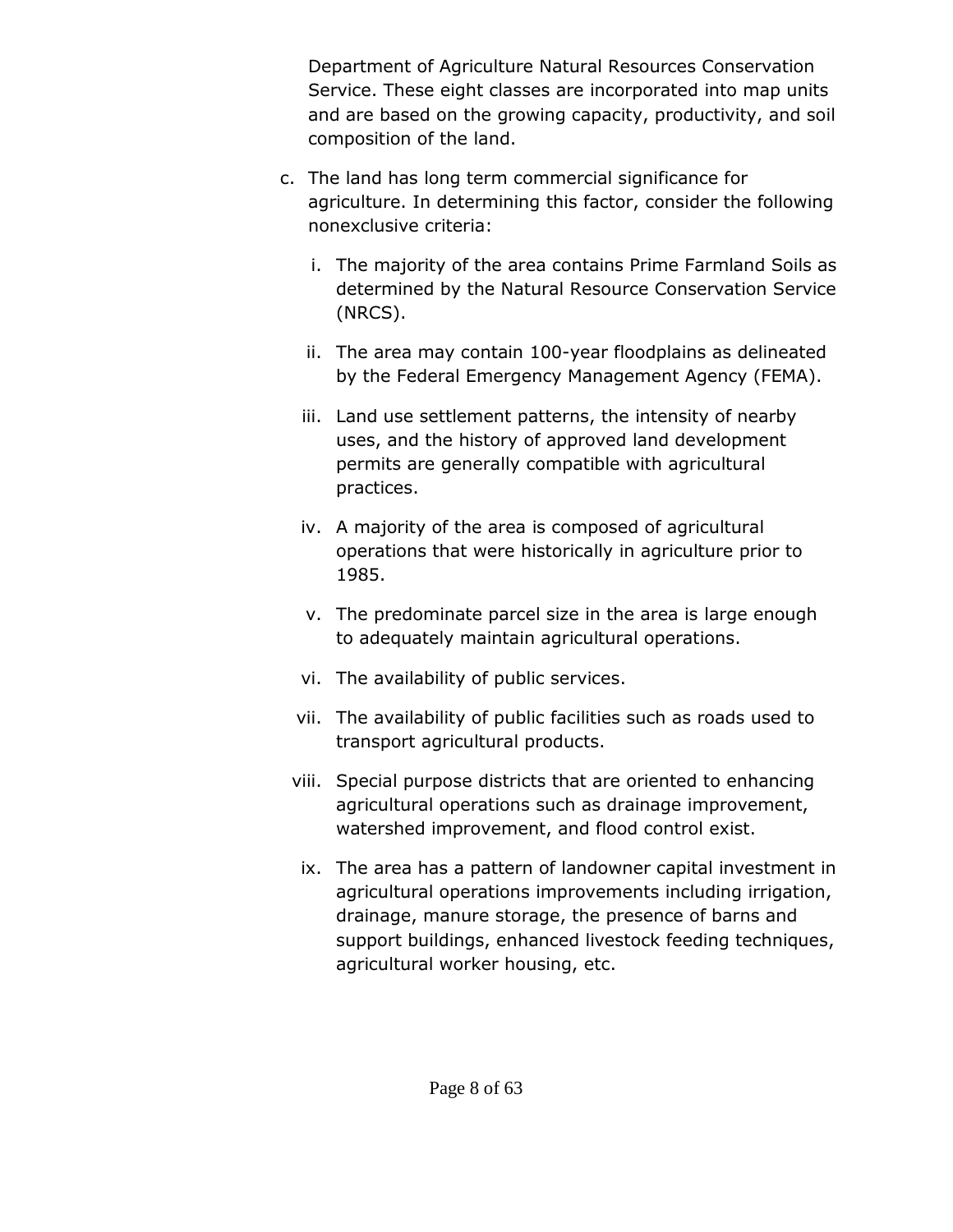Department of Agriculture Natural Resources Conservation Service. These eight classes are incorporated into map units and are based on the growing capacity, productivity, and soil composition of the land.

c. The land has long term commercial significance for agriculture. In determining this factor, consider the following nonexclusive criteria:

   i. The majority of the area contains Prime Farmland Soils as determined by the Natural Resource Conservation Service (NRCS).

   ii. The area may contain 100-year floodplains as delineated by the Federal Emergency Management Agency (FEMA).

   iii. Land use settlement patterns, the intensity of nearby uses, and the history of approved land development permits are generally compatible with agricultural practices.

   iv. A majority of the area is composed of agricultural operations that were historically in agriculture prior to 1985.

   v. The predominate parcel size in the area is large enough to adequately maintain agricultural operations.

   vi. The availability of public services.

   vii. The availability of public facilities such as roads used to transport agricultural products.

   viii. Special purpose districts that are oriented to enhancing agricultural operations such as drainage improvement, watershed improvement, and flood control exist.

   ix. The area has a pattern of landowner capital investment in agricultural operations improvements including irrigation, drainage, manure storage, the presence of barns and support buildings, enhanced livestock feeding techniques, agricultural worker housing, etc.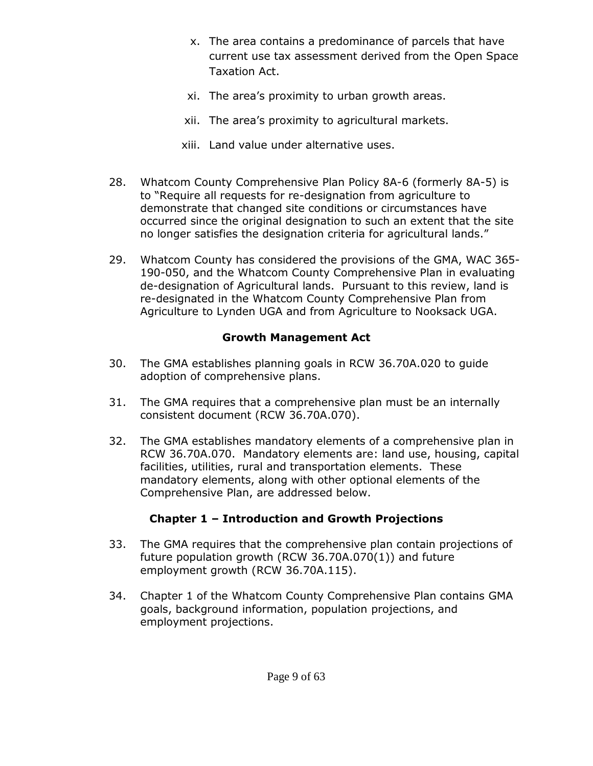x. The area contains a predominance of parcels that have current use tax assessment derived from the Open Space Taxation Act.

xi. The area's proximity to urban growth areas.

xii. The area's proximity to agricultural markets.

xiii. Land value under alternative uses.

28. Whatcom County Comprehensive Plan Policy 8A-6 (formerly 8A-5) is to "Require all requests for re-designation from agriculture to demonstrate that changed site conditions or circumstances have occurred since the original designation to such an extent that the site no longer satisfies the designation criteria for agricultural lands."

29. Whatcom County has considered the provisions of the GMA, WAC 365-190-050, and the Whatcom County Comprehensive Plan in evaluating de-designation of Agricultural lands. Pursuant to this review, land is re-designated in the Whatcom County Comprehensive Plan from Agriculture to Lynden UGA and from Agriculture to Nooksack UGA.

## Growth Management Act

30. The GMA establishes planning goals in RCW 36.70A.020 to guide adoption of comprehensive plans.

31. The GMA requires that a comprehensive plan must be an internally consistent document (RCW 36.70A.070).

32. The GMA establishes mandatory elements of a comprehensive plan in RCW 36.70A.070. Mandatory elements are: land use, housing, capital facilities, utilities, rural and transportation elements. These mandatory elements, along with other optional elements of the Comprehensive Plan, are addressed below.

## Chapter 1 – Introduction and Growth Projections

33. The GMA requires that the comprehensive plan contain projections of future population growth (RCW 36.70A.070(1)) and future employment growth (RCW 36.70A.115).

34. Chapter 1 of the Whatcom County Comprehensive Plan contains GMA goals, background information, population projections, and employment projections.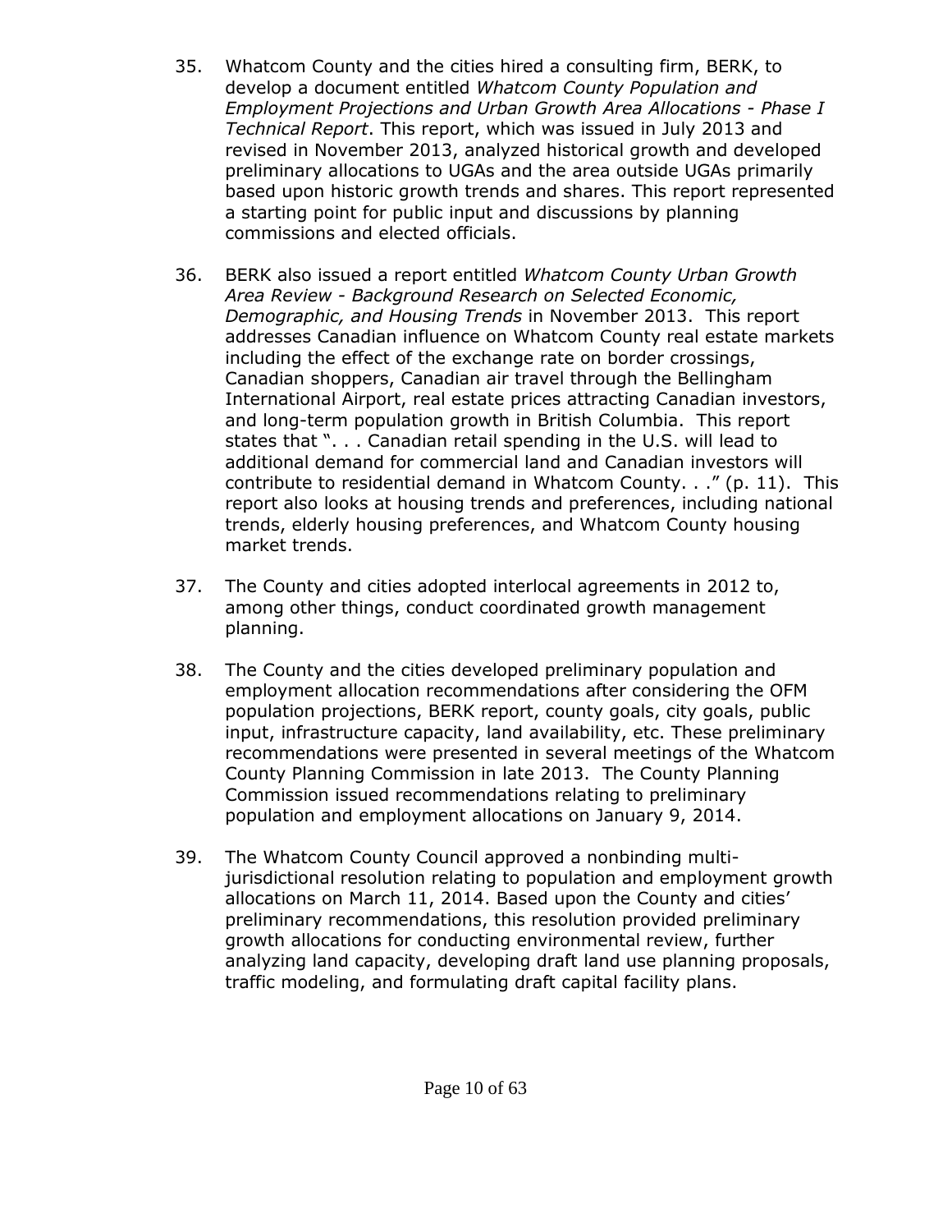35. Whatcom County and the cities hired a consulting firm, BERK, to develop a document entitled *Whatcom County Population and Employment Projections and Urban Growth Area Allocations - Phase I Technical Report*. This report, which was issued in July 2013 and revised in November 2013, analyzed historical growth and developed preliminary allocations to UGAs and the area outside UGAs primarily based upon historic growth trends and shares. This report represented a starting point for public input and discussions by planning commissions and elected officials.

36. BERK also issued a report entitled *Whatcom County Urban Growth Area Review - Background Research on Selected Economic, Demographic, and Housing Trends* in November 2013. This report addresses Canadian influence on Whatcom County real estate markets including the effect of the exchange rate on border crossings, Canadian shoppers, Canadian air travel through the Bellingham International Airport, real estate prices attracting Canadian investors, and long-term population growth in British Columbia. This report states that ". . . Canadian retail spending in the U.S. will lead to additional demand for commercial land and Canadian investors will contribute to residential demand in Whatcom County. . ." (p. 11). This report also looks at housing trends and preferences, including national trends, elderly housing preferences, and Whatcom County housing market trends.

37. The County and cities adopted interlocal agreements in 2012 to, among other things, conduct coordinated growth management planning.

38. The County and the cities developed preliminary population and employment allocation recommendations after considering the OFM population projections, BERK report, county goals, city goals, public input, infrastructure capacity, land availability, etc. These preliminary recommendations were presented in several meetings of the Whatcom County Planning Commission in late 2013. The County Planning Commission issued recommendations relating to preliminary population and employment allocations on January 9, 2014.

39. The Whatcom County Council approved a nonbinding multi-jurisdictional resolution relating to population and employment growth allocations on March 11, 2014. Based upon the County and cities' preliminary recommendations, this resolution provided preliminary growth allocations for conducting environmental review, further analyzing land capacity, developing draft land use planning proposals, traffic modeling, and formulating draft capital facility plans.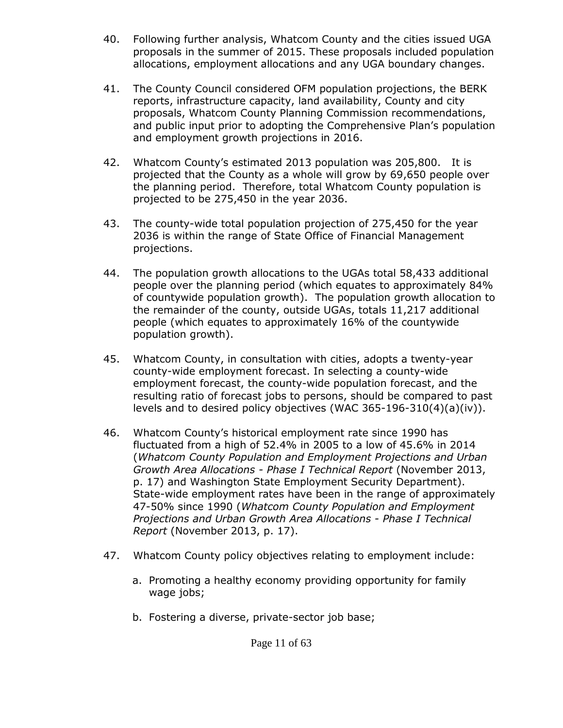40. Following further analysis, Whatcom County and the cities issued UGA proposals in the summer of 2015. These proposals included population allocations, employment allocations and any UGA boundary changes.

41. The County Council considered OFM population projections, the BERK reports, infrastructure capacity, land availability, County and city proposals, Whatcom County Planning Commission recommendations, and public input prior to adopting the Comprehensive Plan's population and employment growth projections in 2016.

42. Whatcom County's estimated 2013 population was 205,800. It is projected that the County as a whole will grow by 69,650 people over the planning period. Therefore, total Whatcom County population is projected to be 275,450 in the year 2036.

43. The county-wide total population projection of 275,450 for the year 2036 is within the range of State Office of Financial Management projections.

44. The population growth allocations to the UGAs total 58,433 additional people over the planning period (which equates to approximately 84% of countywide population growth). The population growth allocation to the remainder of the county, outside UGAs, totals 11,217 additional people (which equates to approximately 16% of the countywide population growth).

45. Whatcom County, in consultation with cities, adopts a twenty-year county-wide employment forecast. In selecting a county-wide employment forecast, the county-wide population forecast, and the resulting ratio of forecast jobs to persons, should be compared to past levels and to desired policy objectives (WAC 365-196-310(4)(a)(iv)).

46. Whatcom County's historical employment rate since 1990 has fluctuated from a high of 52.4% in 2005 to a low of 45.6% in 2014 (*Whatcom County Population and Employment Projections and Urban Growth Area Allocations - Phase I Technical Report* (November 2013, p. 17) and Washington State Employment Security Department). State-wide employment rates have been in the range of approximately 47-50% since 1990 (*Whatcom County Population and Employment Projections and Urban Growth Area Allocations - Phase I Technical Report* (November 2013, p. 17).

47. Whatcom County policy objectives relating to employment include:

    a. Promoting a healthy economy providing opportunity for family wage jobs;

    b. Fostering a diverse, private-sector job base;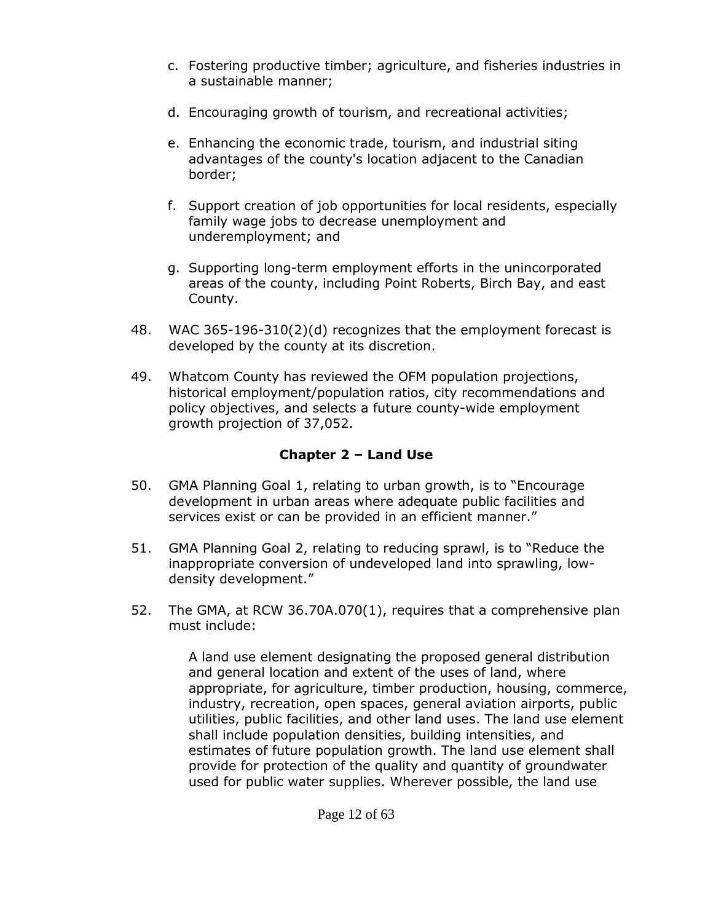c. Fostering productive timber; agriculture, and fisheries industries in a sustainable manner;

d. Encouraging growth of tourism, and recreational activities;

e. Enhancing the economic trade, tourism, and industrial siting advantages of the county's location adjacent to the Canadian border;

f. Support creation of job opportunities for local residents, especially family wage jobs to decrease unemployment and underemployment; and

g. Supporting long-term employment efforts in the unincorporated areas of the county, including Point Roberts, Birch Bay, and east County.

48. WAC 365-196-310(2)(d) recognizes that the employment forecast is developed by the county at its discretion.

49. Whatcom County has reviewed the OFM population projections, historical employment/population ratios, city recommendations and policy objectives, and selects a future county-wide employment growth projection of 37,052.

## Chapter 2 – Land Use

50. GMA Planning Goal 1, relating to urban growth, is to "Encourage development in urban areas where adequate public facilities and services exist or can be provided in an efficient manner."

51. GMA Planning Goal 2, relating to reducing sprawl, is to "Reduce the inappropriate conversion of undeveloped land into sprawling, low-density development."

52. The GMA, at RCW 36.70A.070(1), requires that a comprehensive plan must include:

> A land use element designating the proposed general distribution and general location and extent of the uses of land, where appropriate, for agriculture, timber production, housing, commerce, industry, recreation, open spaces, general aviation airports, public utilities, public facilities, and other land uses. The land use element shall include population densities, building intensities, and estimates of future population growth. The land use element shall provide for protection of the quality and quantity of groundwater used for public water supplies. Wherever possible, the land use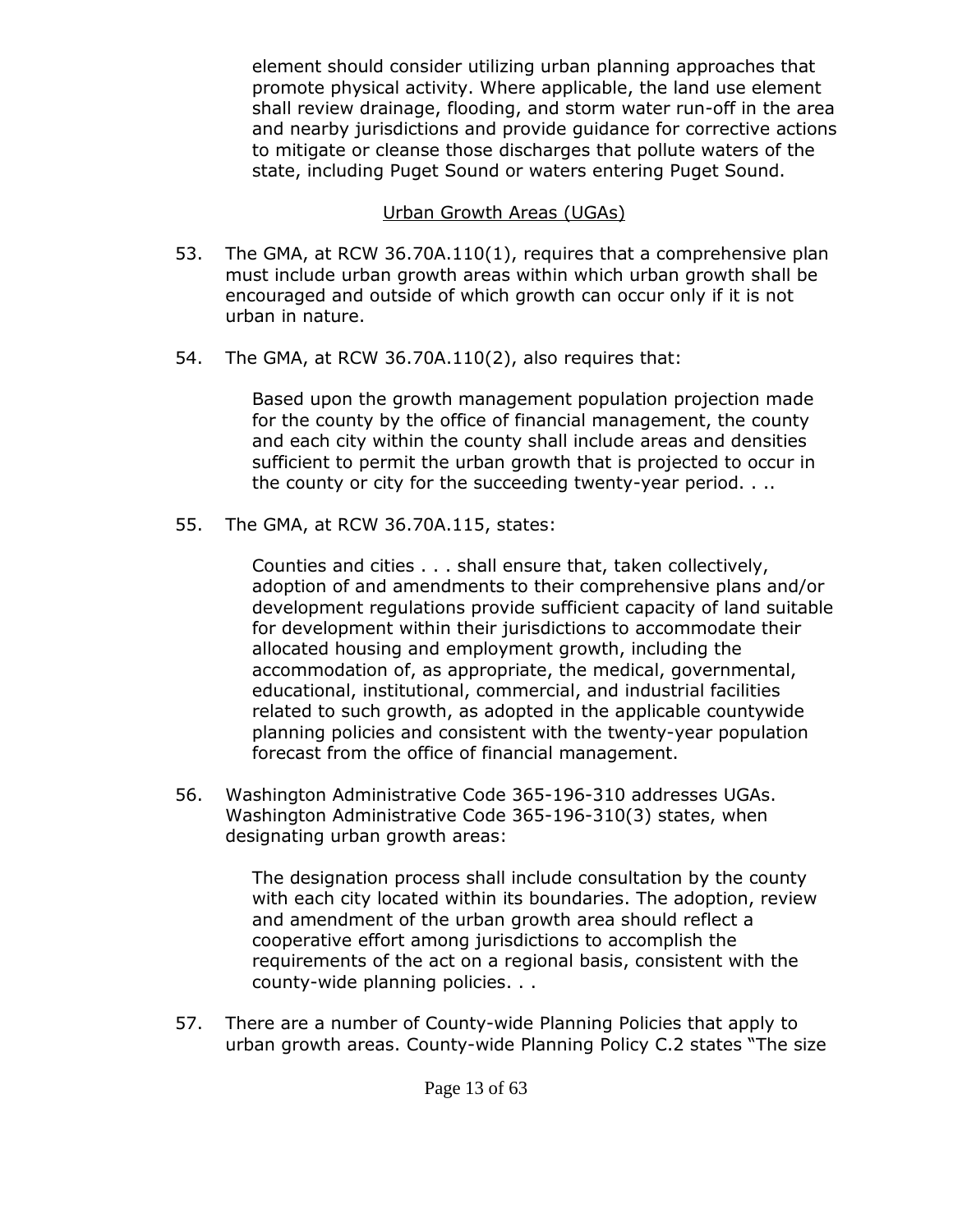element should consider utilizing urban planning approaches that promote physical activity. Where applicable, the land use element shall review drainage, flooding, and storm water run-off in the area and nearby jurisdictions and provide guidance for corrective actions to mitigate or cleanse those discharges that pollute waters of the state, including Puget Sound or waters entering Puget Sound.

<u>Urban Growth Areas (UGAs)</u>

53. The GMA, at RCW 36.70A.110(1), requires that a comprehensive plan must include urban growth areas within which urban growth shall be encouraged and outside of which growth can occur only if it is not urban in nature.

54. The GMA, at RCW 36.70A.110(2), also requires that:

> Based upon the growth management population projection made for the county by the office of financial management, the county and each city within the county shall include areas and densities sufficient to permit the urban growth that is projected to occur in the county or city for the succeeding twenty-year period. . ..

55. The GMA, at RCW 36.70A.115, states:

> Counties and cities . . . shall ensure that, taken collectively, adoption of and amendments to their comprehensive plans and/or development regulations provide sufficient capacity of land suitable for development within their jurisdictions to accommodate their allocated housing and employment growth, including the accommodation of, as appropriate, the medical, governmental, educational, institutional, commercial, and industrial facilities related to such growth, as adopted in the applicable countywide planning policies and consistent with the twenty-year population forecast from the office of financial management.

56. Washington Administrative Code 365-196-310 addresses UGAs. Washington Administrative Code 365-196-310(3) states, when designating urban growth areas:

> The designation process shall include consultation by the county with each city located within its boundaries. The adoption, review and amendment of the urban growth area should reflect a cooperative effort among jurisdictions to accomplish the requirements of the act on a regional basis, consistent with the county-wide planning policies. . .

57. There are a number of County-wide Planning Policies that apply to urban growth areas. County-wide Planning Policy C.2 states "The size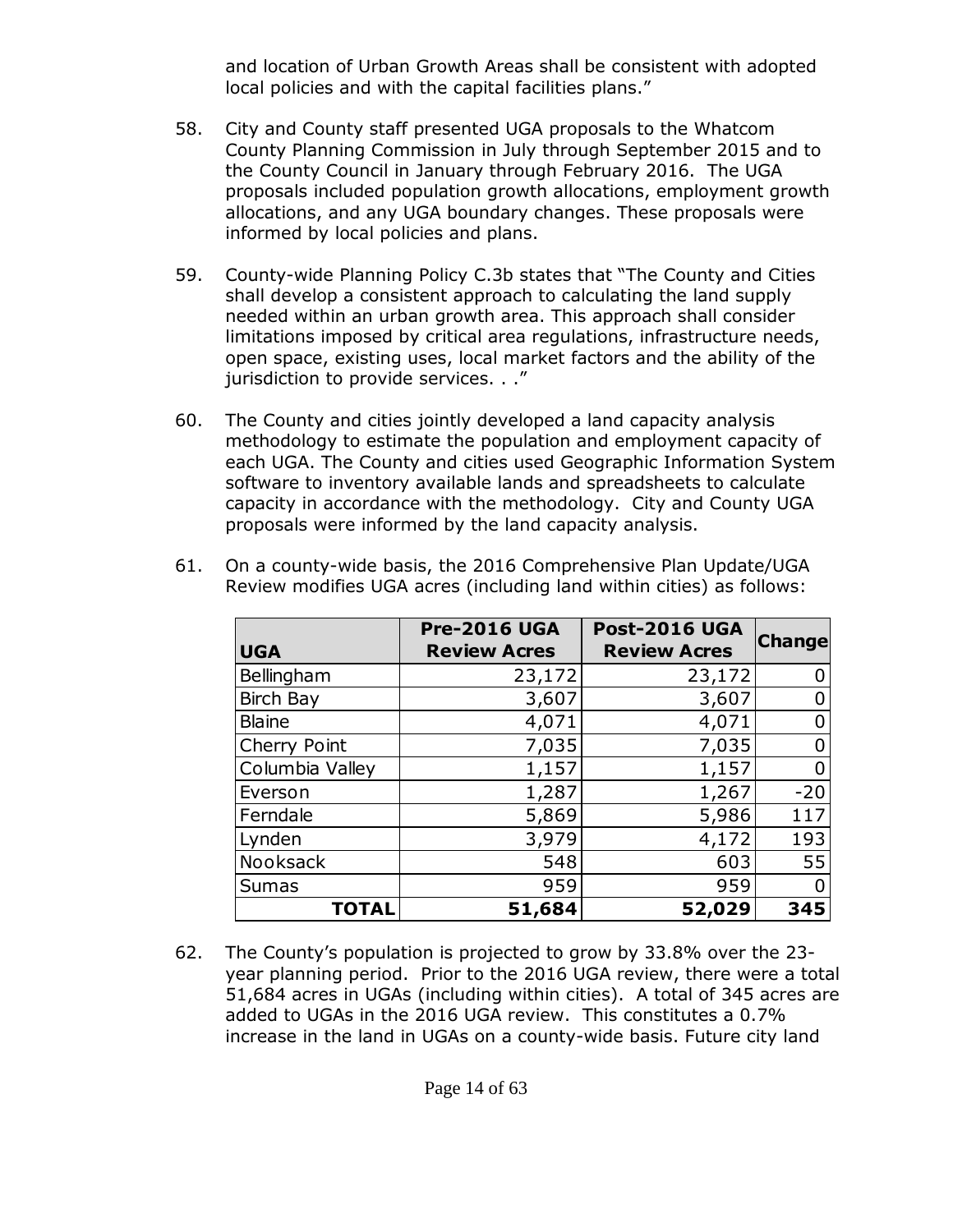and location of Urban Growth Areas shall be consistent with adopted local policies and with the capital facilities plans."

58. City and County staff presented UGA proposals to the Whatcom County Planning Commission in July through September 2015 and to the County Council in January through February 2016. The UGA proposals included population growth allocations, employment growth allocations, and any UGA boundary changes. These proposals were informed by local policies and plans.

59. County-wide Planning Policy C.3b states that "The County and Cities shall develop a consistent approach to calculating the land supply needed within an urban growth area. This approach shall consider limitations imposed by critical area regulations, infrastructure needs, open space, existing uses, local market factors and the ability of the jurisdiction to provide services. . ."

60. The County and cities jointly developed a land capacity analysis methodology to estimate the population and employment capacity of each UGA. The County and cities used Geographic Information System software to inventory available lands and spreadsheets to calculate capacity in accordance with the methodology. City and County UGA proposals were informed by the land capacity analysis.

61. On a county-wide basis, the 2016 Comprehensive Plan Update/UGA Review modifies UGA acres (including land within cities) as follows:

| UGA | Pre-2016 UGA Review Acres | Post-2016 UGA Review Acres | Change |
|---|---|---|---|
| Bellingham | 23,172 | 23,172 | 0 |
| Birch Bay | 3,607 | 3,607 | 0 |
| Blaine | 4,071 | 4,071 | 0 |
| Cherry Point | 7,035 | 7,035 | 0 |
| Columbia Valley | 1,157 | 1,157 | 0 |
| Everson | 1,287 | 1,267 | -20 |
| Ferndale | 5,869 | 5,986 | 117 |
| Lynden | 3,979 | 4,172 | 193 |
| Nooksack | 548 | 603 | 55 |
| Sumas | 959 | 959 | 0 |
| **TOTAL** | **51,684** | **52,029** | **345** |

62. The County's population is projected to grow by 33.8% over the 23-year planning period. Prior to the 2016 UGA review, there were a total 51,684 acres in UGAs (including within cities). A total of 345 acres are added to UGAs in the 2016 UGA review. This constitutes a 0.7% increase in the land in UGAs on a county-wide basis. Future city land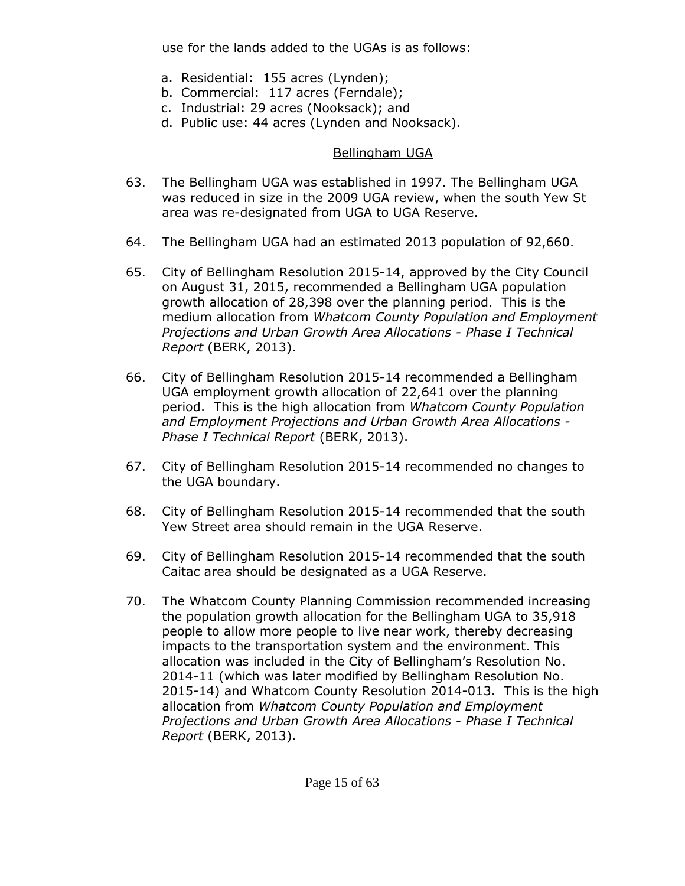use for the lands added to the UGAs is as follows:

a. Residential: 155 acres (Lynden);
b. Commercial: 117 acres (Ferndale);
c. Industrial: 29 acres (Nooksack); and
d. Public use: 44 acres (Lynden and Nooksack).

<u>Bellingham UGA</u>

63. The Bellingham UGA was established in 1997. The Bellingham UGA was reduced in size in the 2009 UGA review, when the south Yew St area was re-designated from UGA to UGA Reserve.

64. The Bellingham UGA had an estimated 2013 population of 92,660.

65. City of Bellingham Resolution 2015-14, approved by the City Council on August 31, 2015, recommended a Bellingham UGA population growth allocation of 28,398 over the planning period. This is the medium allocation from *Whatcom County Population and Employment Projections and Urban Growth Area Allocations - Phase I Technical Report* (BERK, 2013).

66. City of Bellingham Resolution 2015-14 recommended a Bellingham UGA employment growth allocation of 22,641 over the planning period. This is the high allocation from *Whatcom County Population and Employment Projections and Urban Growth Area Allocations - Phase I Technical Report* (BERK, 2013).

67. City of Bellingham Resolution 2015-14 recommended no changes to the UGA boundary.

68. City of Bellingham Resolution 2015-14 recommended that the south Yew Street area should remain in the UGA Reserve.

69. City of Bellingham Resolution 2015-14 recommended that the south Caitac area should be designated as a UGA Reserve.

70. The Whatcom County Planning Commission recommended increasing the population growth allocation for the Bellingham UGA to 35,918 people to allow more people to live near work, thereby decreasing impacts to the transportation system and the environment. This allocation was included in the City of Bellingham's Resolution No. 2014-11 (which was later modified by Bellingham Resolution No. 2015-14) and Whatcom County Resolution 2014-013. This is the high allocation from *Whatcom County Population and Employment Projections and Urban Growth Area Allocations - Phase I Technical Report* (BERK, 2013).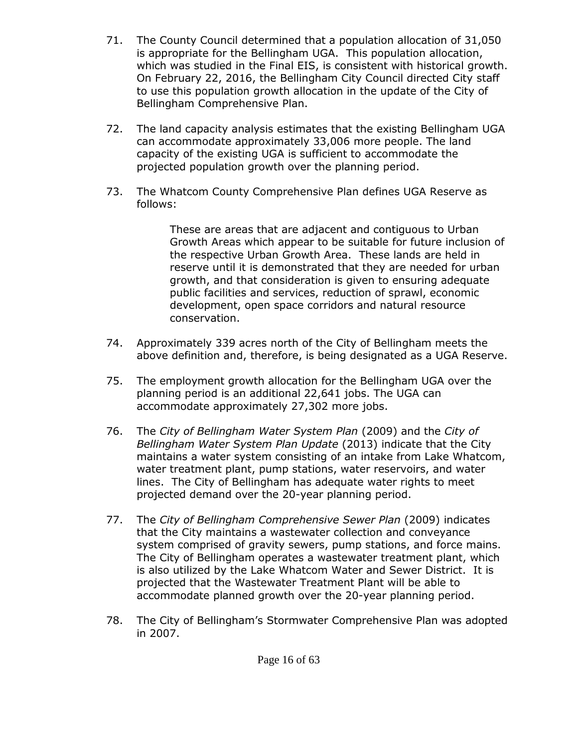71. The County Council determined that a population allocation of 31,050 is appropriate for the Bellingham UGA. This population allocation, which was studied in the Final EIS, is consistent with historical growth. On February 22, 2016, the Bellingham City Council directed City staff to use this population growth allocation in the update of the City of Bellingham Comprehensive Plan.

72. The land capacity analysis estimates that the existing Bellingham UGA can accommodate approximately 33,006 more people. The land capacity of the existing UGA is sufficient to accommodate the projected population growth over the planning period.

73. The Whatcom County Comprehensive Plan defines UGA Reserve as follows:

    > These are areas that are adjacent and contiguous to Urban Growth Areas which appear to be suitable for future inclusion of the respective Urban Growth Area. These lands are held in reserve until it is demonstrated that they are needed for urban growth, and that consideration is given to ensuring adequate public facilities and services, reduction of sprawl, economic development, open space corridors and natural resource conservation.

74. Approximately 339 acres north of the City of Bellingham meets the above definition and, therefore, is being designated as a UGA Reserve.

75. The employment growth allocation for the Bellingham UGA over the planning period is an additional 22,641 jobs. The UGA can accommodate approximately 27,302 more jobs.

76. The *City of Bellingham Water System Plan* (2009) and the *City of Bellingham Water System Plan Update* (2013) indicate that the City maintains a water system consisting of an intake from Lake Whatcom, water treatment plant, pump stations, water reservoirs, and water lines. The City of Bellingham has adequate water rights to meet projected demand over the 20-year planning period.

77. The *City of Bellingham Comprehensive Sewer Plan* (2009) indicates that the City maintains a wastewater collection and conveyance system comprised of gravity sewers, pump stations, and force mains. The City of Bellingham operates a wastewater treatment plant, which is also utilized by the Lake Whatcom Water and Sewer District. It is projected that the Wastewater Treatment Plant will be able to accommodate planned growth over the 20-year planning period.

78. The City of Bellingham's Stormwater Comprehensive Plan was adopted in 2007.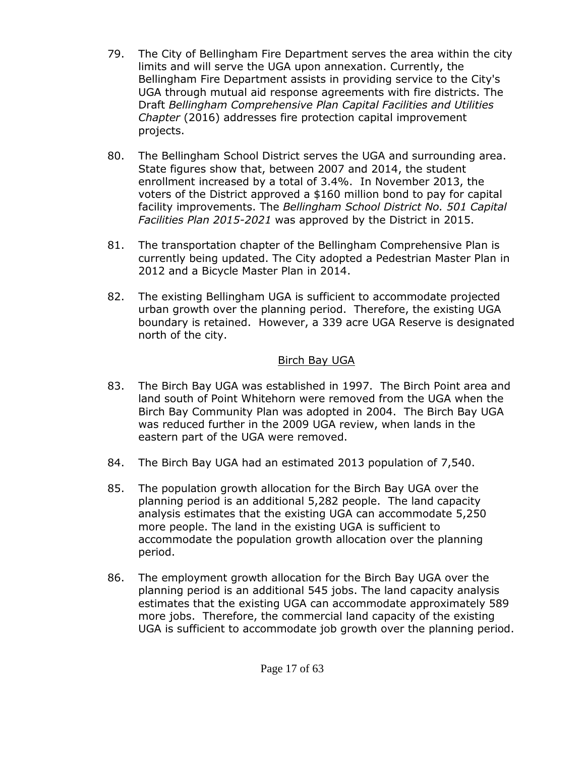79. The City of Bellingham Fire Department serves the area within the city limits and will serve the UGA upon annexation. Currently, the Bellingham Fire Department assists in providing service to the City's UGA through mutual aid response agreements with fire districts. The Draft *Bellingham Comprehensive Plan Capital Facilities and Utilities Chapter* (2016) addresses fire protection capital improvement projects.

80. The Bellingham School District serves the UGA and surrounding area. State figures show that, between 2007 and 2014, the student enrollment increased by a total of 3.4%. In November 2013, the voters of the District approved a $160 million bond to pay for capital facility improvements. The *Bellingham School District No. 501 Capital Facilities Plan 2015-2021* was approved by the District in 2015.

81. The transportation chapter of the Bellingham Comprehensive Plan is currently being updated. The City adopted a Pedestrian Master Plan in 2012 and a Bicycle Master Plan in 2014.

82. The existing Bellingham UGA is sufficient to accommodate projected urban growth over the planning period. Therefore, the existing UGA boundary is retained. However, a 339 acre UGA Reserve is designated north of the city.

## Birch Bay UGA

83. The Birch Bay UGA was established in 1997. The Birch Point area and land south of Point Whitehorn were removed from the UGA when the Birch Bay Community Plan was adopted in 2004. The Birch Bay UGA was reduced further in the 2009 UGA review, when lands in the eastern part of the UGA were removed.

84. The Birch Bay UGA had an estimated 2013 population of 7,540.

85. The population growth allocation for the Birch Bay UGA over the planning period is an additional 5,282 people. The land capacity analysis estimates that the existing UGA can accommodate 5,250 more people. The land in the existing UGA is sufficient to accommodate the population growth allocation over the planning period.

86. The employment growth allocation for the Birch Bay UGA over the planning period is an additional 545 jobs. The land capacity analysis estimates that the existing UGA can accommodate approximately 589 more jobs. Therefore, the commercial land capacity of the existing UGA is sufficient to accommodate job growth over the planning period.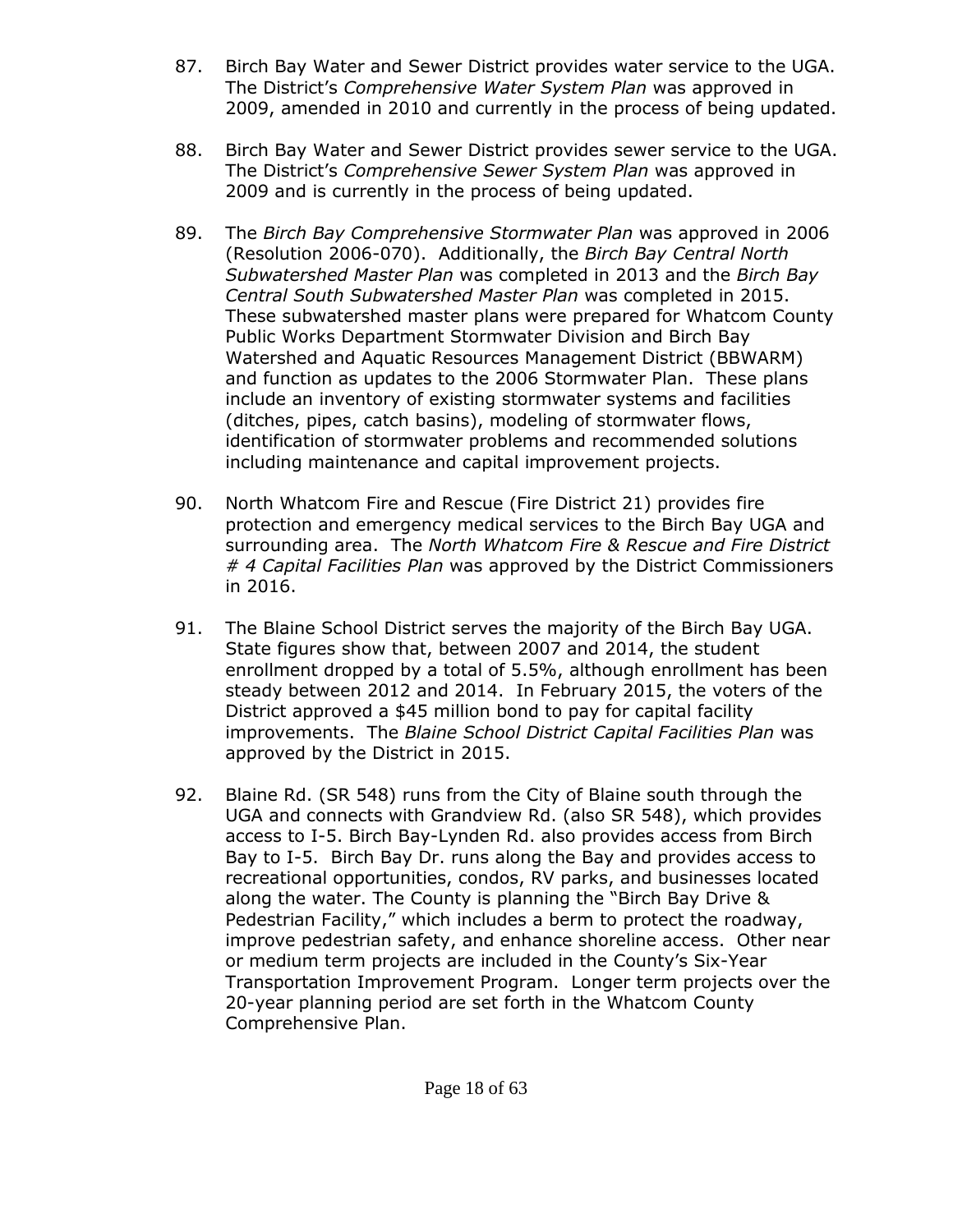87. Birch Bay Water and Sewer District provides water service to the UGA. The District's *Comprehensive Water System Plan* was approved in 2009, amended in 2010 and currently in the process of being updated.

88. Birch Bay Water and Sewer District provides sewer service to the UGA. The District's *Comprehensive Sewer System Plan* was approved in 2009 and is currently in the process of being updated.

89. The *Birch Bay Comprehensive Stormwater Plan* was approved in 2006 (Resolution 2006-070). Additionally, the *Birch Bay Central North Subwatershed Master Plan* was completed in 2013 and the *Birch Bay Central South Subwatershed Master Plan* was completed in 2015. These subwatershed master plans were prepared for Whatcom County Public Works Department Stormwater Division and Birch Bay Watershed and Aquatic Resources Management District (BBWARM) and function as updates to the 2006 Stormwater Plan. These plans include an inventory of existing stormwater systems and facilities (ditches, pipes, catch basins), modeling of stormwater flows, identification of stormwater problems and recommended solutions including maintenance and capital improvement projects.

90. North Whatcom Fire and Rescue (Fire District 21) provides fire protection and emergency medical services to the Birch Bay UGA and surrounding area. The *North Whatcom Fire & Rescue and Fire District # 4 Capital Facilities Plan* was approved by the District Commissioners in 2016.

91. The Blaine School District serves the majority of the Birch Bay UGA. State figures show that, between 2007 and 2014, the student enrollment dropped by a total of 5.5%, although enrollment has been steady between 2012 and 2014. In February 2015, the voters of the District approved a $45 million bond to pay for capital facility improvements. The *Blaine School District Capital Facilities Plan* was approved by the District in 2015.

92. Blaine Rd. (SR 548) runs from the City of Blaine south through the UGA and connects with Grandview Rd. (also SR 548), which provides access to I-5. Birch Bay-Lynden Rd. also provides access from Birch Bay to I-5. Birch Bay Dr. runs along the Bay and provides access to recreational opportunities, condos, RV parks, and businesses located along the water. The County is planning the "Birch Bay Drive & Pedestrian Facility," which includes a berm to protect the roadway, improve pedestrian safety, and enhance shoreline access. Other near or medium term projects are included in the County's Six-Year Transportation Improvement Program. Longer term projects over the 20-year planning period are set forth in the Whatcom County Comprehensive Plan.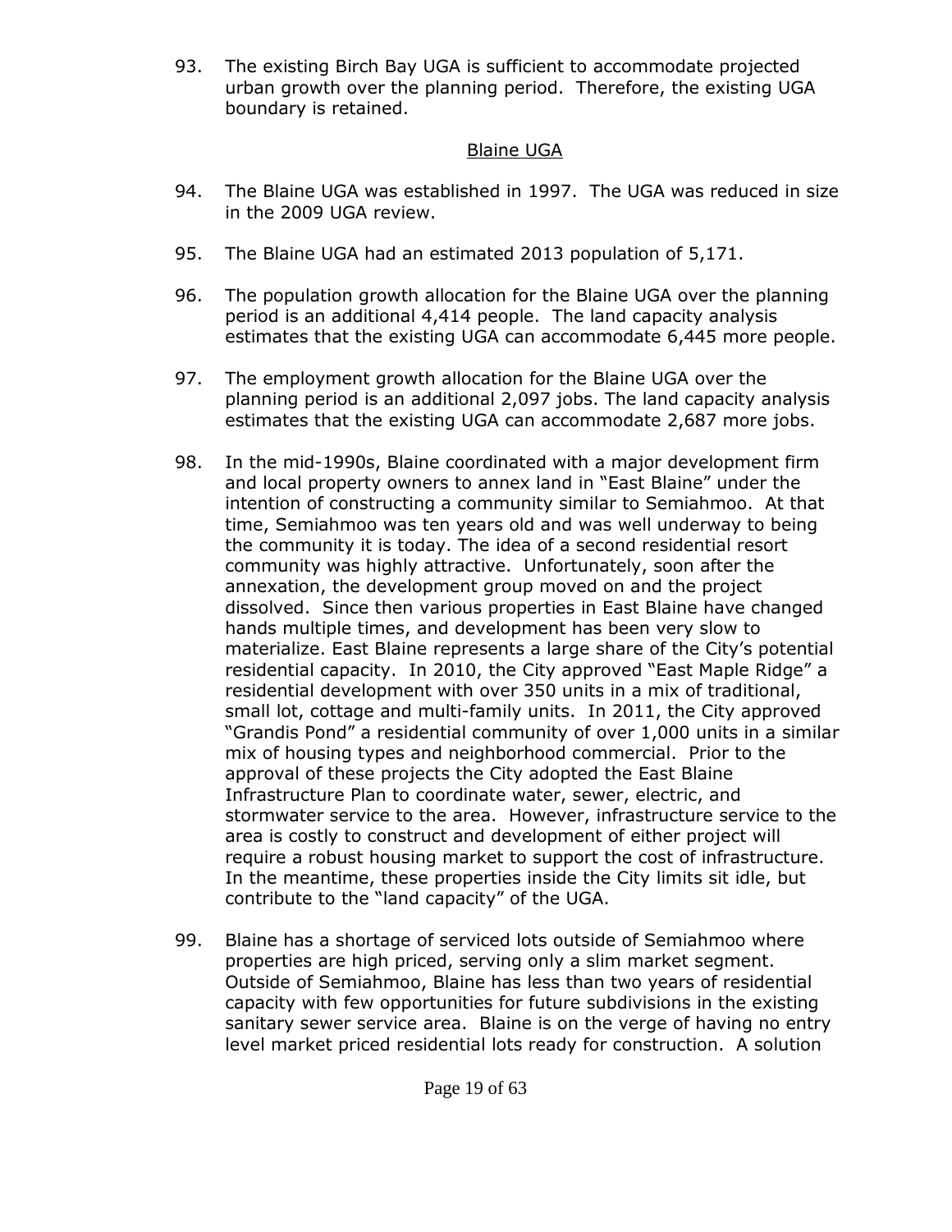93. The existing Birch Bay UGA is sufficient to accommodate projected urban growth over the planning period. Therefore, the existing UGA boundary is retained.

<u>Blaine UGA</u>

94. The Blaine UGA was established in 1997. The UGA was reduced in size in the 2009 UGA review.

95. The Blaine UGA had an estimated 2013 population of 5,171.

96. The population growth allocation for the Blaine UGA over the planning period is an additional 4,414 people. The land capacity analysis estimates that the existing UGA can accommodate 6,445 more people.

97. The employment growth allocation for the Blaine UGA over the planning period is an additional 2,097 jobs. The land capacity analysis estimates that the existing UGA can accommodate 2,687 more jobs.

98. In the mid-1990s, Blaine coordinated with a major development firm and local property owners to annex land in "East Blaine" under the intention of constructing a community similar to Semiahmoo. At that time, Semiahmoo was ten years old and was well underway to being the community it is today. The idea of a second residential resort community was highly attractive. Unfortunately, soon after the annexation, the development group moved on and the project dissolved. Since then various properties in East Blaine have changed hands multiple times, and development has been very slow to materialize. East Blaine represents a large share of the City's potential residential capacity. In 2010, the City approved "East Maple Ridge" a residential development with over 350 units in a mix of traditional, small lot, cottage and multi-family units. In 2011, the City approved "Grandis Pond" a residential community of over 1,000 units in a similar mix of housing types and neighborhood commercial. Prior to the approval of these projects the City adopted the East Blaine Infrastructure Plan to coordinate water, sewer, electric, and stormwater service to the area. However, infrastructure service to the area is costly to construct and development of either project will require a robust housing market to support the cost of infrastructure. In the meantime, these properties inside the City limits sit idle, but contribute to the "land capacity" of the UGA.

99. Blaine has a shortage of serviced lots outside of Semiahmoo where properties are high priced, serving only a slim market segment. Outside of Semiahmoo, Blaine has less than two years of residential capacity with few opportunities for future subdivisions in the existing sanitary sewer service area. Blaine is on the verge of having no entry level market priced residential lots ready for construction. A solution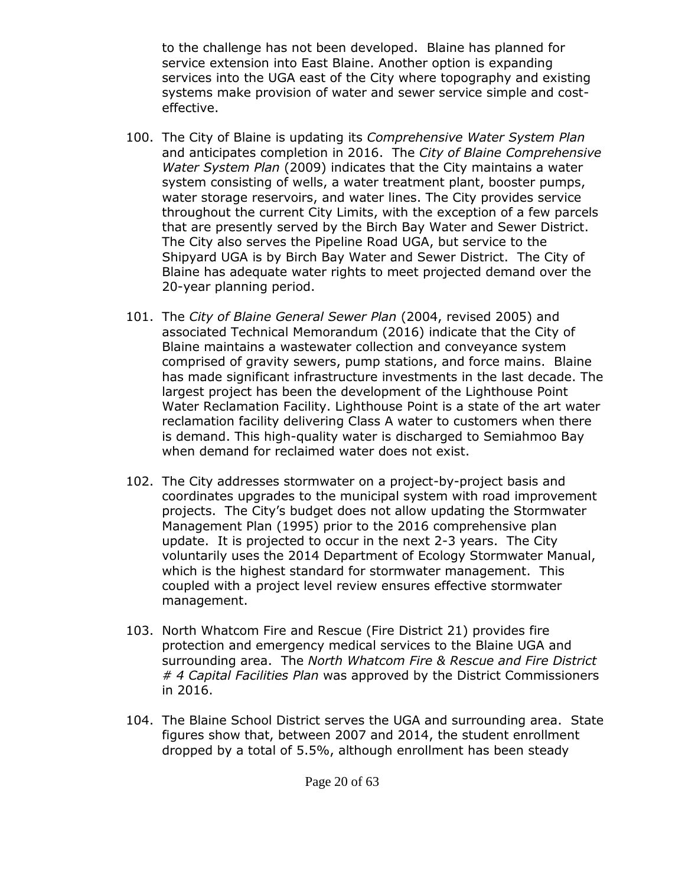to the challenge has not been developed. Blaine has planned for service extension into East Blaine. Another option is expanding services into the UGA east of the City where topography and existing systems make provision of water and sewer service simple and cost-effective.

100. The City of Blaine is updating its *Comprehensive Water System Plan* and anticipates completion in 2016. The *City of Blaine Comprehensive Water System Plan* (2009) indicates that the City maintains a water system consisting of wells, a water treatment plant, booster pumps, water storage reservoirs, and water lines. The City provides service throughout the current City Limits, with the exception of a few parcels that are presently served by the Birch Bay Water and Sewer District. The City also serves the Pipeline Road UGA, but service to the Shipyard UGA is by Birch Bay Water and Sewer District. The City of Blaine has adequate water rights to meet projected demand over the 20-year planning period.

101. The *City of Blaine General Sewer Plan* (2004, revised 2005) and associated Technical Memorandum (2016) indicate that the City of Blaine maintains a wastewater collection and conveyance system comprised of gravity sewers, pump stations, and force mains. Blaine has made significant infrastructure investments in the last decade. The largest project has been the development of the Lighthouse Point Water Reclamation Facility. Lighthouse Point is a state of the art water reclamation facility delivering Class A water to customers when there is demand. This high-quality water is discharged to Semiahmoo Bay when demand for reclaimed water does not exist.

102. The City addresses stormwater on a project-by-project basis and coordinates upgrades to the municipal system with road improvement projects. The City's budget does not allow updating the Stormwater Management Plan (1995) prior to the 2016 comprehensive plan update. It is projected to occur in the next 2-3 years. The City voluntarily uses the 2014 Department of Ecology Stormwater Manual, which is the highest standard for stormwater management. This coupled with a project level review ensures effective stormwater management.

103. North Whatcom Fire and Rescue (Fire District 21) provides fire protection and emergency medical services to the Blaine UGA and surrounding area. The *North Whatcom Fire & Rescue and Fire District # 4 Capital Facilities Plan* was approved by the District Commissioners in 2016.

104. The Blaine School District serves the UGA and surrounding area. State figures show that, between 2007 and 2014, the student enrollment dropped by a total of 5.5%, although enrollment has been steady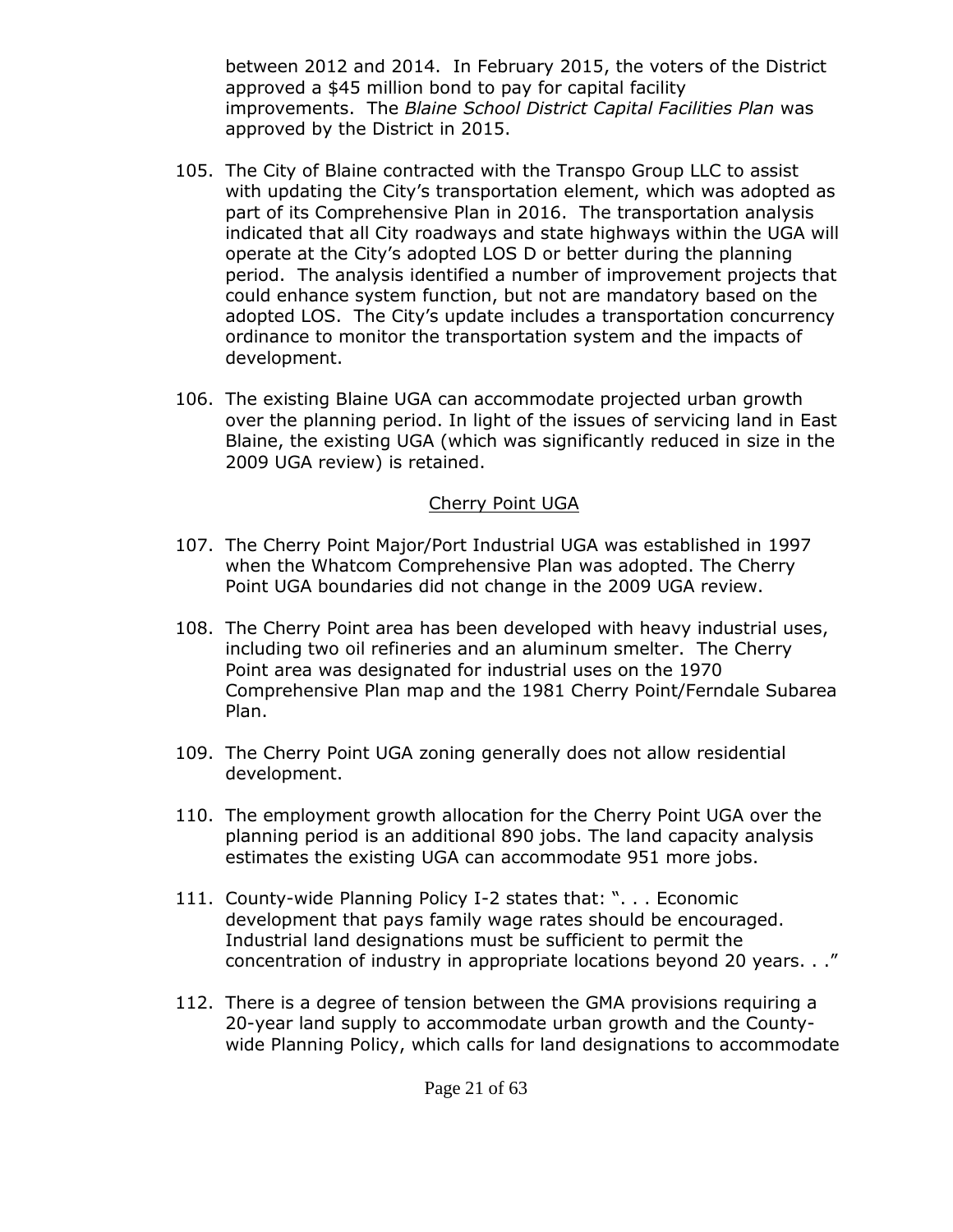between 2012 and 2014. In February 2015, the voters of the District approved a $45 million bond to pay for capital facility improvements. The *Blaine School District Capital Facilities Plan* was approved by the District in 2015.

105. The City of Blaine contracted with the Transpo Group LLC to assist with updating the City's transportation element, which was adopted as part of its Comprehensive Plan in 2016. The transportation analysis indicated that all City roadways and state highways within the UGA will operate at the City's adopted LOS D or better during the planning period. The analysis identified a number of improvement projects that could enhance system function, but not are mandatory based on the adopted LOS. The City's update includes a transportation concurrency ordinance to monitor the transportation system and the impacts of development.

106. The existing Blaine UGA can accommodate projected urban growth over the planning period. In light of the issues of servicing land in East Blaine, the existing UGA (which was significantly reduced in size in the 2009 UGA review) is retained.

<u>Cherry Point UGA</u>

107. The Cherry Point Major/Port Industrial UGA was established in 1997 when the Whatcom Comprehensive Plan was adopted. The Cherry Point UGA boundaries did not change in the 2009 UGA review.

108. The Cherry Point area has been developed with heavy industrial uses, including two oil refineries and an aluminum smelter. The Cherry Point area was designated for industrial uses on the 1970 Comprehensive Plan map and the 1981 Cherry Point/Ferndale Subarea Plan.

109. The Cherry Point UGA zoning generally does not allow residential development.

110. The employment growth allocation for the Cherry Point UGA over the planning period is an additional 890 jobs. The land capacity analysis estimates the existing UGA can accommodate 951 more jobs.

111. County-wide Planning Policy I-2 states that: ". . . Economic development that pays family wage rates should be encouraged. Industrial land designations must be sufficient to permit the concentration of industry in appropriate locations beyond 20 years. . ."

112. There is a degree of tension between the GMA provisions requiring a 20-year land supply to accommodate urban growth and the County-wide Planning Policy, which calls for land designations to accommodate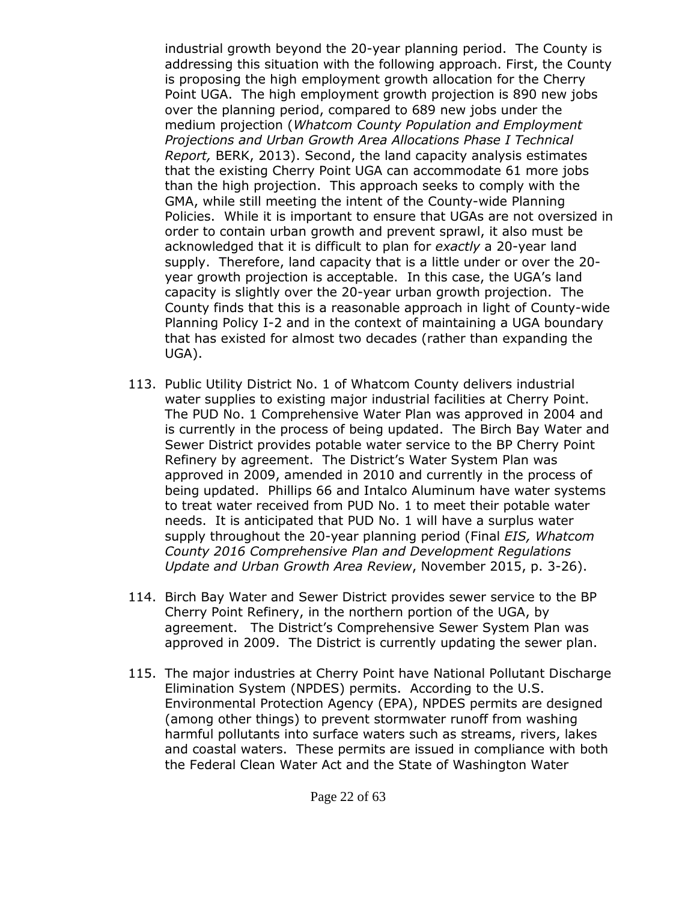industrial growth beyond the 20-year planning period. The County is addressing this situation with the following approach. First, the County is proposing the high employment growth allocation for the Cherry Point UGA. The high employment growth projection is 890 new jobs over the planning period, compared to 689 new jobs under the medium projection (*Whatcom County Population and Employment Projections and Urban Growth Area Allocations Phase I Technical Report,* BERK, 2013). Second, the land capacity analysis estimates that the existing Cherry Point UGA can accommodate 61 more jobs than the high projection. This approach seeks to comply with the GMA, while still meeting the intent of the County-wide Planning Policies. While it is important to ensure that UGAs are not oversized in order to contain urban growth and prevent sprawl, it also must be acknowledged that it is difficult to plan for *exactly* a 20-year land supply. Therefore, land capacity that is a little under or over the 20-year growth projection is acceptable. In this case, the UGA's land capacity is slightly over the 20-year urban growth projection. The County finds that this is a reasonable approach in light of County-wide Planning Policy I-2 and in the context of maintaining a UGA boundary that has existed for almost two decades (rather than expanding the UGA).

113. Public Utility District No. 1 of Whatcom County delivers industrial water supplies to existing major industrial facilities at Cherry Point. The PUD No. 1 Comprehensive Water Plan was approved in 2004 and is currently in the process of being updated. The Birch Bay Water and Sewer District provides potable water service to the BP Cherry Point Refinery by agreement. The District's Water System Plan was approved in 2009, amended in 2010 and currently in the process of being updated. Phillips 66 and Intalco Aluminum have water systems to treat water received from PUD No. 1 to meet their potable water needs. It is anticipated that PUD No. 1 will have a surplus water supply throughout the 20-year planning period (Final *EIS, Whatcom County 2016 Comprehensive Plan and Development Regulations Update and Urban Growth Area Review*, November 2015, p. 3-26).

114. Birch Bay Water and Sewer District provides sewer service to the BP Cherry Point Refinery, in the northern portion of the UGA, by agreement. The District's Comprehensive Sewer System Plan was approved in 2009. The District is currently updating the sewer plan.

115. The major industries at Cherry Point have National Pollutant Discharge Elimination System (NPDES) permits. According to the U.S. Environmental Protection Agency (EPA), NPDES permits are designed (among other things) to prevent stormwater runoff from washing harmful pollutants into surface waters such as streams, rivers, lakes and coastal waters. These permits are issued in compliance with both the Federal Clean Water Act and the State of Washington Water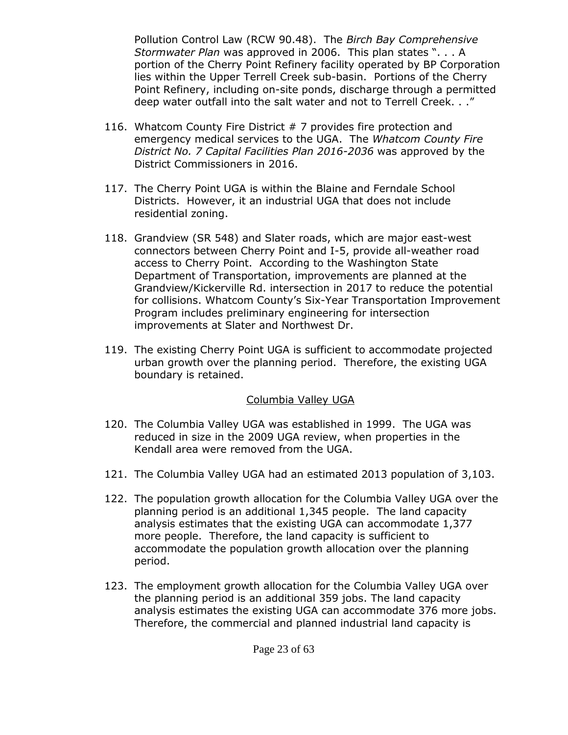Pollution Control Law (RCW 90.48). The *Birch Bay Comprehensive Stormwater Plan* was approved in 2006. This plan states ". . . A portion of the Cherry Point Refinery facility operated by BP Corporation lies within the Upper Terrell Creek sub-basin. Portions of the Cherry Point Refinery, including on-site ponds, discharge through a permitted deep water outfall into the salt water and not to Terrell Creek. . ."

116. Whatcom County Fire District # 7 provides fire protection and emergency medical services to the UGA. The *Whatcom County Fire District No. 7 Capital Facilities Plan 2016-2036* was approved by the District Commissioners in 2016.

117. The Cherry Point UGA is within the Blaine and Ferndale School Districts. However, it an industrial UGA that does not include residential zoning.

118. Grandview (SR 548) and Slater roads, which are major east-west connectors between Cherry Point and I-5, provide all-weather road access to Cherry Point. According to the Washington State Department of Transportation, improvements are planned at the Grandview/Kickerville Rd. intersection in 2017 to reduce the potential for collisions. Whatcom County's Six-Year Transportation Improvement Program includes preliminary engineering for intersection improvements at Slater and Northwest Dr.

119. The existing Cherry Point UGA is sufficient to accommodate projected urban growth over the planning period. Therefore, the existing UGA boundary is retained.

<u>Columbia Valley UGA</u>

120. The Columbia Valley UGA was established in 1999. The UGA was reduced in size in the 2009 UGA review, when properties in the Kendall area were removed from the UGA.

121. The Columbia Valley UGA had an estimated 2013 population of 3,103.

122. The population growth allocation for the Columbia Valley UGA over the planning period is an additional 1,345 people. The land capacity analysis estimates that the existing UGA can accommodate 1,377 more people. Therefore, the land capacity is sufficient to accommodate the population growth allocation over the planning period.

123. The employment growth allocation for the Columbia Valley UGA over the planning period is an additional 359 jobs. The land capacity analysis estimates the existing UGA can accommodate 376 more jobs. Therefore, the commercial and planned industrial land capacity is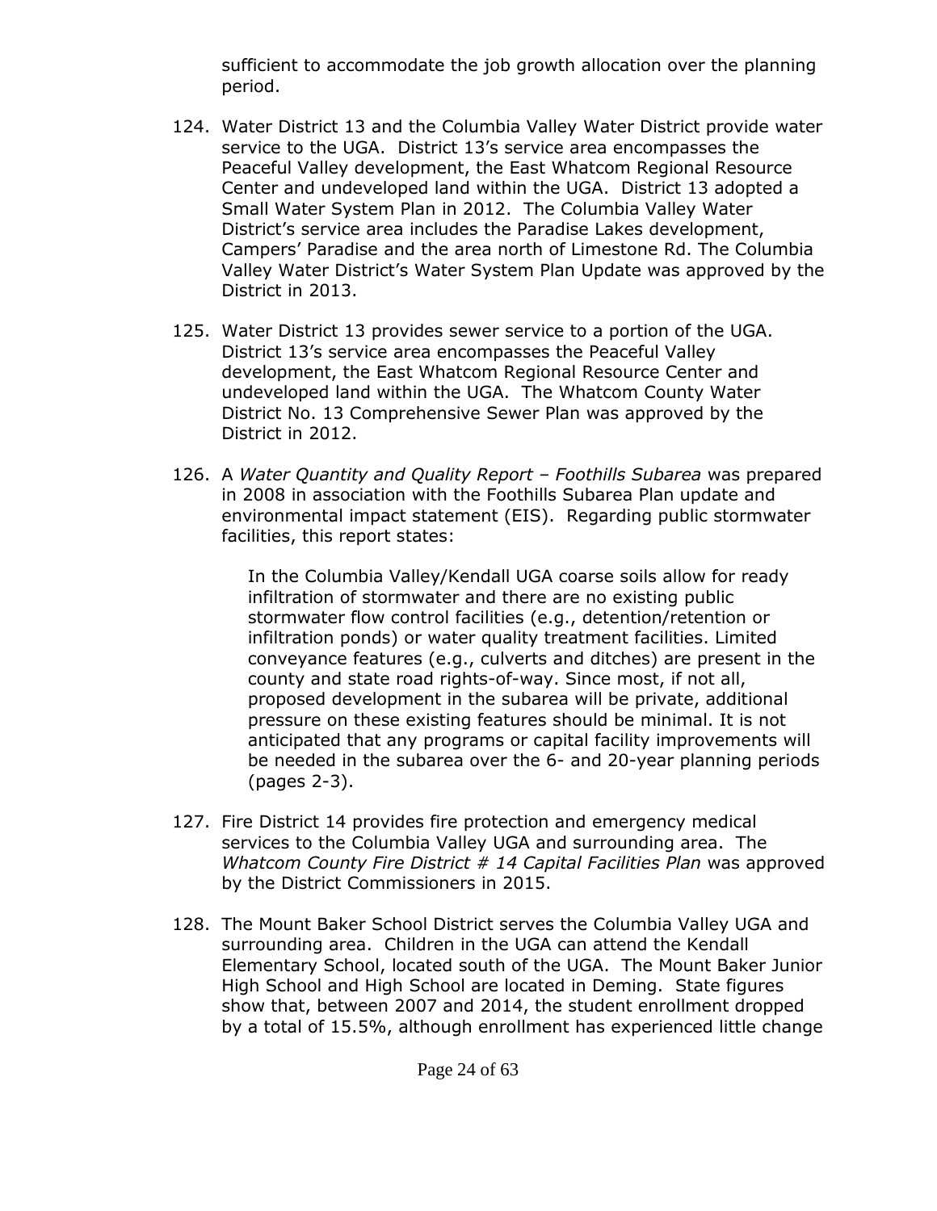sufficient to accommodate the job growth allocation over the planning period.

124. Water District 13 and the Columbia Valley Water District provide water service to the UGA. District 13's service area encompasses the Peaceful Valley development, the East Whatcom Regional Resource Center and undeveloped land within the UGA. District 13 adopted a Small Water System Plan in 2012. The Columbia Valley Water District's service area includes the Paradise Lakes development, Campers' Paradise and the area north of Limestone Rd. The Columbia Valley Water District's Water System Plan Update was approved by the District in 2013.

125. Water District 13 provides sewer service to a portion of the UGA. District 13's service area encompasses the Peaceful Valley development, the East Whatcom Regional Resource Center and undeveloped land within the UGA. The Whatcom County Water District No. 13 Comprehensive Sewer Plan was approved by the District in 2012.

126. A *Water Quantity and Quality Report – Foothills Subarea* was prepared in 2008 in association with the Foothills Subarea Plan update and environmental impact statement (EIS). Regarding public stormwater facilities, this report states:

    > In the Columbia Valley/Kendall UGA coarse soils allow for ready infiltration of stormwater and there are no existing public stormwater flow control facilities (e.g., detention/retention or infiltration ponds) or water quality treatment facilities. Limited conveyance features (e.g., culverts and ditches) are present in the county and state road rights-of-way. Since most, if not all, proposed development in the subarea will be private, additional pressure on these existing features should be minimal. It is not anticipated that any programs or capital facility improvements will be needed in the subarea over the 6- and 20-year planning periods (pages 2-3).

127. Fire District 14 provides fire protection and emergency medical services to the Columbia Valley UGA and surrounding area. The *Whatcom County Fire District # 14 Capital Facilities Plan* was approved by the District Commissioners in 2015.

128. The Mount Baker School District serves the Columbia Valley UGA and surrounding area. Children in the UGA can attend the Kendall Elementary School, located south of the UGA. The Mount Baker Junior High School and High School are located in Deming. State figures show that, between 2007 and 2014, the student enrollment dropped by a total of 15.5%, although enrollment has experienced little change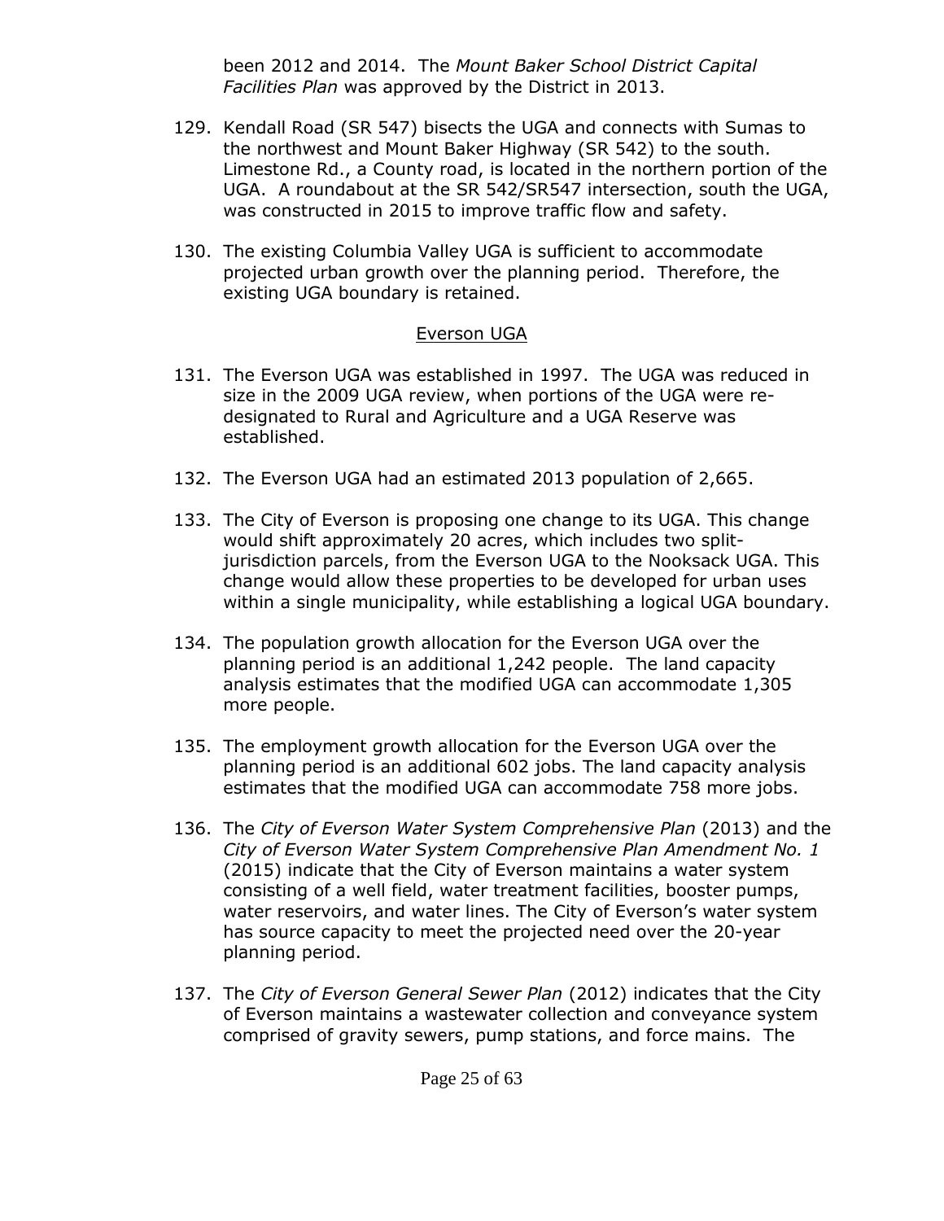been 2012 and 2014. The *Mount Baker School District Capital Facilities Plan* was approved by the District in 2013.

129. Kendall Road (SR 547) bisects the UGA and connects with Sumas to the northwest and Mount Baker Highway (SR 542) to the south. Limestone Rd., a County road, is located in the northern portion of the UGA. A roundabout at the SR 542/SR547 intersection, south the UGA, was constructed in 2015 to improve traffic flow and safety.

130. The existing Columbia Valley UGA is sufficient to accommodate projected urban growth over the planning period. Therefore, the existing UGA boundary is retained.

<u>Everson UGA</u>

131. The Everson UGA was established in 1997. The UGA was reduced in size in the 2009 UGA review, when portions of the UGA were re-designated to Rural and Agriculture and a UGA Reserve was established.

132. The Everson UGA had an estimated 2013 population of 2,665.

133. The City of Everson is proposing one change to its UGA. This change would shift approximately 20 acres, which includes two split-jurisdiction parcels, from the Everson UGA to the Nooksack UGA. This change would allow these properties to be developed for urban uses within a single municipality, while establishing a logical UGA boundary.

134. The population growth allocation for the Everson UGA over the planning period is an additional 1,242 people. The land capacity analysis estimates that the modified UGA can accommodate 1,305 more people.

135. The employment growth allocation for the Everson UGA over the planning period is an additional 602 jobs. The land capacity analysis estimates that the modified UGA can accommodate 758 more jobs.

136. The *City of Everson Water System Comprehensive Plan* (2013) and the *City of Everson Water System Comprehensive Plan Amendment No. 1* (2015) indicate that the City of Everson maintains a water system consisting of a well field, water treatment facilities, booster pumps, water reservoirs, and water lines. The City of Everson's water system has source capacity to meet the projected need over the 20-year planning period.

137. The *City of Everson General Sewer Plan* (2012) indicates that the City of Everson maintains a wastewater collection and conveyance system comprised of gravity sewers, pump stations, and force mains. The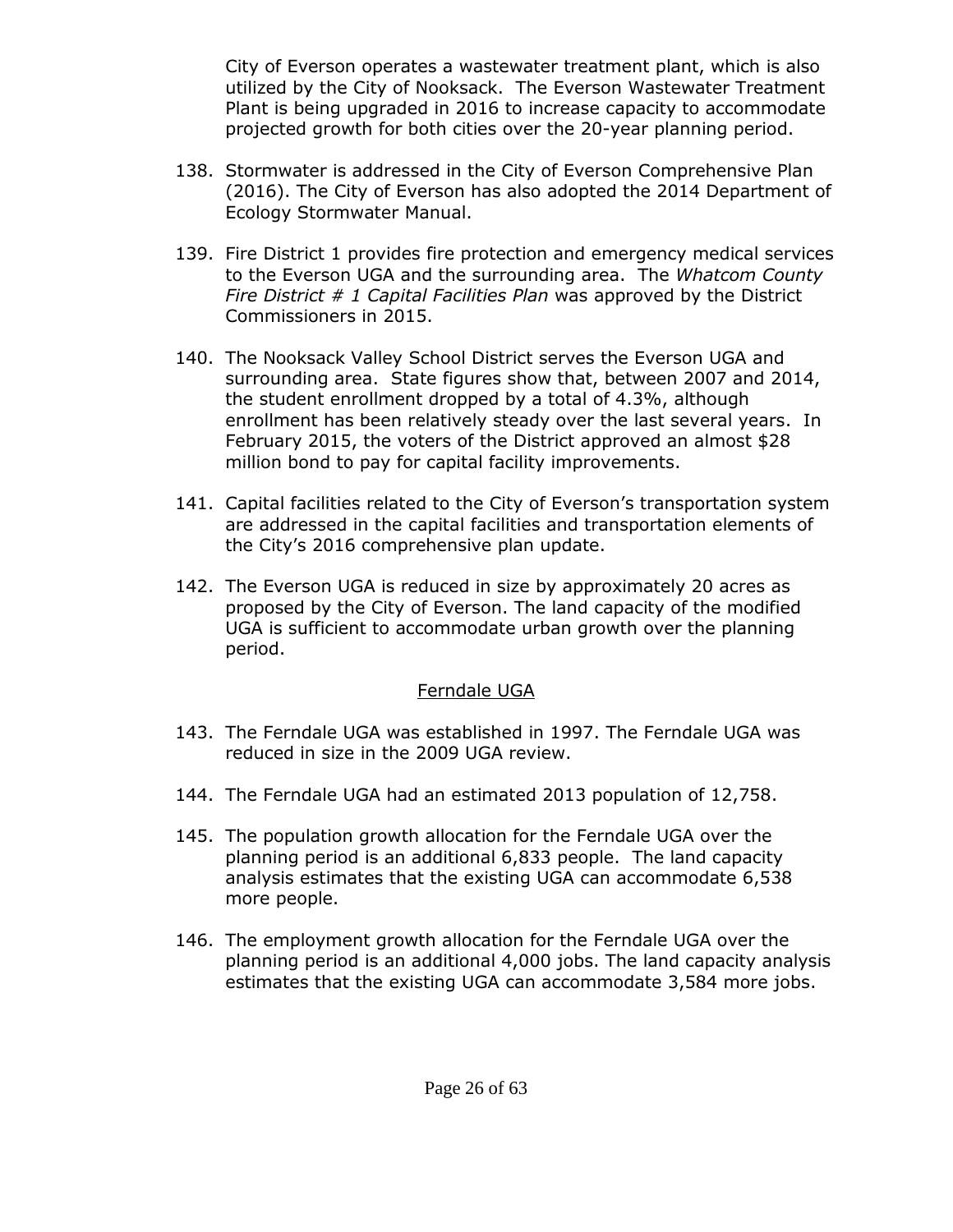City of Everson operates a wastewater treatment plant, which is also utilized by the City of Nooksack. The Everson Wastewater Treatment Plant is being upgraded in 2016 to increase capacity to accommodate projected growth for both cities over the 20-year planning period.

138. Stormwater is addressed in the City of Everson Comprehensive Plan (2016). The City of Everson has also adopted the 2014 Department of Ecology Stormwater Manual.

139. Fire District 1 provides fire protection and emergency medical services to the Everson UGA and the surrounding area. The *Whatcom County Fire District # 1 Capital Facilities Plan* was approved by the District Commissioners in 2015.

140. The Nooksack Valley School District serves the Everson UGA and surrounding area. State figures show that, between 2007 and 2014, the student enrollment dropped by a total of 4.3%, although enrollment has been relatively steady over the last several years. In February 2015, the voters of the District approved an almost $28 million bond to pay for capital facility improvements.

141. Capital facilities related to the City of Everson's transportation system are addressed in the capital facilities and transportation elements of the City's 2016 comprehensive plan update.

142. The Everson UGA is reduced in size by approximately 20 acres as proposed by the City of Everson. The land capacity of the modified UGA is sufficient to accommodate urban growth over the planning period.

<u>Ferndale UGA</u>

143. The Ferndale UGA was established in 1997. The Ferndale UGA was reduced in size in the 2009 UGA review.

144. The Ferndale UGA had an estimated 2013 population of 12,758.

145. The population growth allocation for the Ferndale UGA over the planning period is an additional 6,833 people. The land capacity analysis estimates that the existing UGA can accommodate 6,538 more people.

146. The employment growth allocation for the Ferndale UGA over the planning period is an additional 4,000 jobs. The land capacity analysis estimates that the existing UGA can accommodate 3,584 more jobs.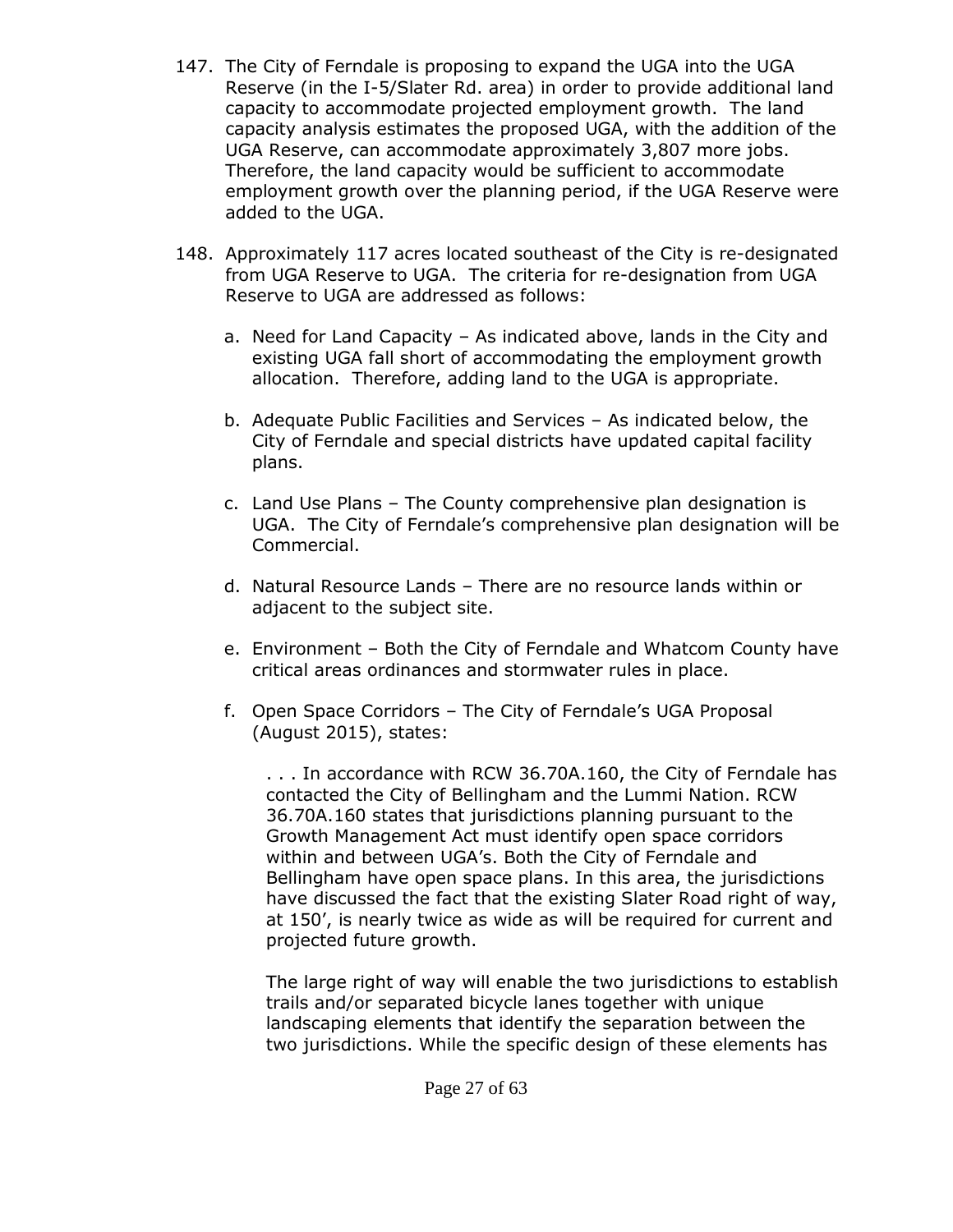147. The City of Ferndale is proposing to expand the UGA into the UGA Reserve (in the I-5/Slater Rd. area) in order to provide additional land capacity to accommodate projected employment growth. The land capacity analysis estimates the proposed UGA, with the addition of the UGA Reserve, can accommodate approximately 3,807 more jobs. Therefore, the land capacity would be sufficient to accommodate employment growth over the planning period, if the UGA Reserve were added to the UGA.

148. Approximately 117 acres located southeast of the City is re-designated from UGA Reserve to UGA. The criteria for re-designation from UGA Reserve to UGA are addressed as follows:

    a. Need for Land Capacity – As indicated above, lands in the City and existing UGA fall short of accommodating the employment growth allocation. Therefore, adding land to the UGA is appropriate.

    b. Adequate Public Facilities and Services – As indicated below, the City of Ferndale and special districts have updated capital facility plans.

    c. Land Use Plans – The County comprehensive plan designation is UGA. The City of Ferndale's comprehensive plan designation will be Commercial.

    d. Natural Resource Lands – There are no resource lands within or adjacent to the subject site.

    e. Environment – Both the City of Ferndale and Whatcom County have critical areas ordinances and stormwater rules in place.

    f. Open Space Corridors – The City of Ferndale's UGA Proposal (August 2015), states:

        > . . . In accordance with RCW 36.70A.160, the City of Ferndale has contacted the City of Bellingham and the Lummi Nation. RCW 36.70A.160 states that jurisdictions planning pursuant to the Growth Management Act must identify open space corridors within and between UGA's. Both the City of Ferndale and Bellingham have open space plans. In this area, the jurisdictions have discussed the fact that the existing Slater Road right of way, at 150', is nearly twice as wide as will be required for current and projected future growth.
        >
        > The large right of way will enable the two jurisdictions to establish trails and/or separated bicycle lanes together with unique landscaping elements that identify the separation between the two jurisdictions. While the specific design of these elements has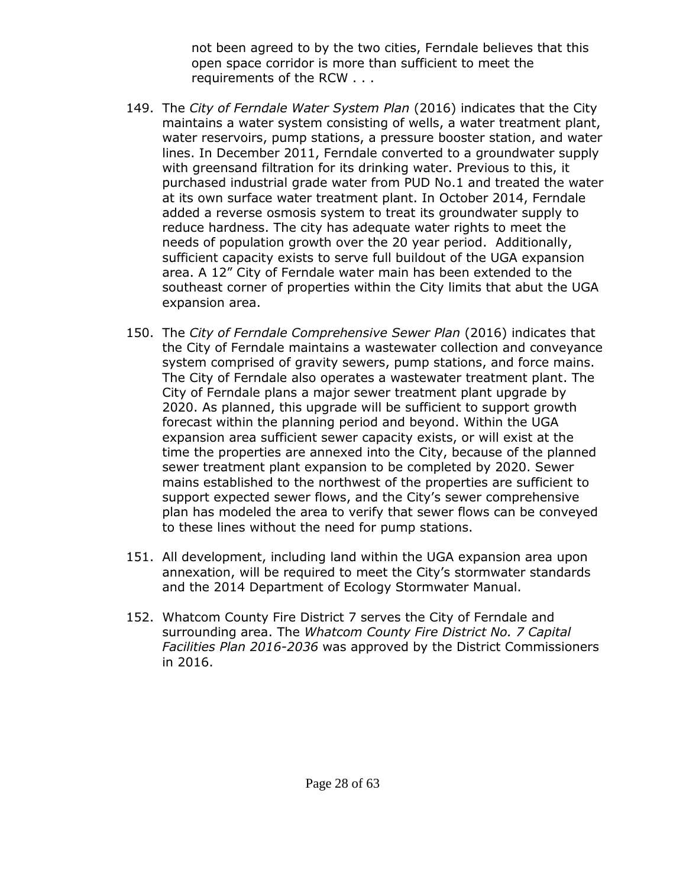> not been agreed to by the two cities, Ferndale believes that this open space corridor is more than sufficient to meet the requirements of the RCW . . .

149. The *City of Ferndale Water System Plan* (2016) indicates that the City maintains a water system consisting of wells, a water treatment plant, water reservoirs, pump stations, a pressure booster station, and water lines. In December 2011, Ferndale converted to a groundwater supply with greensand filtration for its drinking water. Previous to this, it purchased industrial grade water from PUD No.1 and treated the water at its own surface water treatment plant. In October 2014, Ferndale added a reverse osmosis system to treat its groundwater supply to reduce hardness. The city has adequate water rights to meet the needs of population growth over the 20 year period. Additionally, sufficient capacity exists to serve full buildout of the UGA expansion area. A 12" City of Ferndale water main has been extended to the southeast corner of properties within the City limits that abut the UGA expansion area.

150. The *City of Ferndale Comprehensive Sewer Plan* (2016) indicates that the City of Ferndale maintains a wastewater collection and conveyance system comprised of gravity sewers, pump stations, and force mains. The City of Ferndale also operates a wastewater treatment plant. The City of Ferndale plans a major sewer treatment plant upgrade by 2020. As planned, this upgrade will be sufficient to support growth forecast within the planning period and beyond. Within the UGA expansion area sufficient sewer capacity exists, or will exist at the time the properties are annexed into the City, because of the planned sewer treatment plant expansion to be completed by 2020. Sewer mains established to the northwest of the properties are sufficient to support expected sewer flows, and the City's sewer comprehensive plan has modeled the area to verify that sewer flows can be conveyed to these lines without the need for pump stations.

151. All development, including land within the UGA expansion area upon annexation, will be required to meet the City's stormwater standards and the 2014 Department of Ecology Stormwater Manual.

152. Whatcom County Fire District 7 serves the City of Ferndale and surrounding area. The *Whatcom County Fire District No. 7 Capital Facilities Plan 2016-2036* was approved by the District Commissioners in 2016.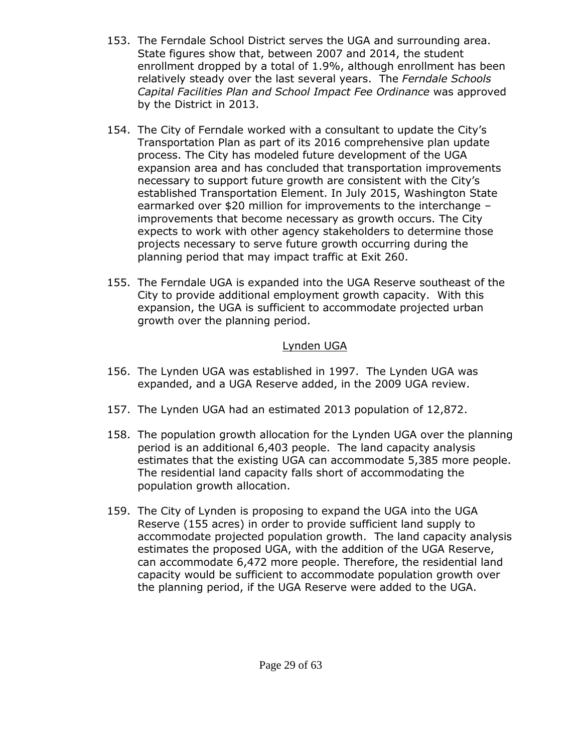153. The Ferndale School District serves the UGA and surrounding area. State figures show that, between 2007 and 2014, the student enrollment dropped by a total of 1.9%, although enrollment has been relatively steady over the last several years. The *Ferndale Schools Capital Facilities Plan and School Impact Fee Ordinance* was approved by the District in 2013.

154. The City of Ferndale worked with a consultant to update the City's Transportation Plan as part of its 2016 comprehensive plan update process. The City has modeled future development of the UGA expansion area and has concluded that transportation improvements necessary to support future growth are consistent with the City's established Transportation Element. In July 2015, Washington State earmarked over $20 million for improvements to the interchange – improvements that become necessary as growth occurs. The City expects to work with other agency stakeholders to determine those projects necessary to serve future growth occurring during the planning period that may impact traffic at Exit 260.

155. The Ferndale UGA is expanded into the UGA Reserve southeast of the City to provide additional employment growth capacity. With this expansion, the UGA is sufficient to accommodate projected urban growth over the planning period.

<u>Lynden UGA</u>

156. The Lynden UGA was established in 1997. The Lynden UGA was expanded, and a UGA Reserve added, in the 2009 UGA review.

157. The Lynden UGA had an estimated 2013 population of 12,872.

158. The population growth allocation for the Lynden UGA over the planning period is an additional 6,403 people. The land capacity analysis estimates that the existing UGA can accommodate 5,385 more people. The residential land capacity falls short of accommodating the population growth allocation.

159. The City of Lynden is proposing to expand the UGA into the UGA Reserve (155 acres) in order to provide sufficient land supply to accommodate projected population growth. The land capacity analysis estimates the proposed UGA, with the addition of the UGA Reserve, can accommodate 6,472 more people. Therefore, the residential land capacity would be sufficient to accommodate population growth over the planning period, if the UGA Reserve were added to the UGA.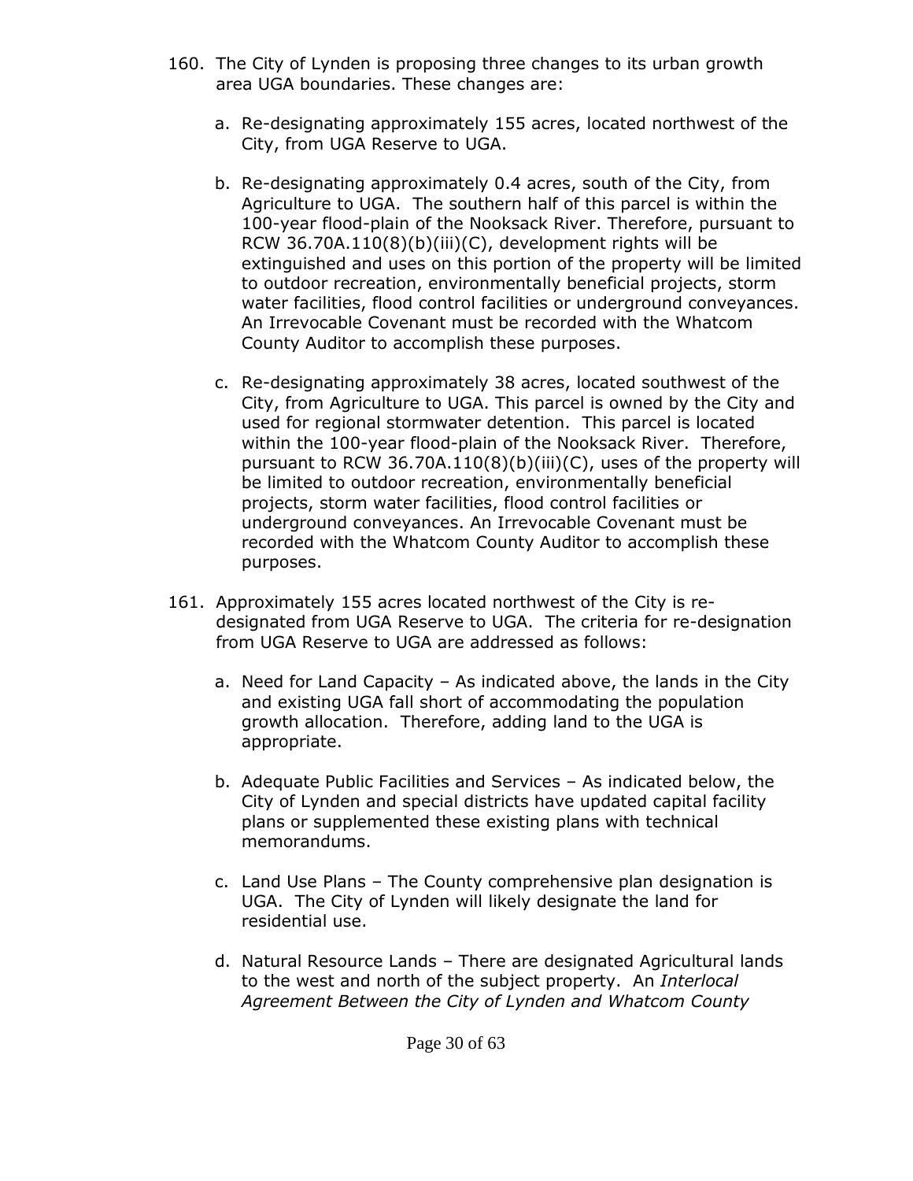160. The City of Lynden is proposing three changes to its urban growth area UGA boundaries. These changes are:

    a. Re-designating approximately 155 acres, located northwest of the City, from UGA Reserve to UGA.

    b. Re-designating approximately 0.4 acres, south of the City, from Agriculture to UGA. The southern half of this parcel is within the 100-year flood-plain of the Nooksack River. Therefore, pursuant to RCW 36.70A.110(8)(b)(iii)(C), development rights will be extinguished and uses on this portion of the property will be limited to outdoor recreation, environmentally beneficial projects, storm water facilities, flood control facilities or underground conveyances. An Irrevocable Covenant must be recorded with the Whatcom County Auditor to accomplish these purposes.

    c. Re-designating approximately 38 acres, located southwest of the City, from Agriculture to UGA. This parcel is owned by the City and used for regional stormwater detention. This parcel is located within the 100-year flood-plain of the Nooksack River. Therefore, pursuant to RCW 36.70A.110(8)(b)(iii)(C), uses of the property will be limited to outdoor recreation, environmentally beneficial projects, storm water facilities, flood control facilities or underground conveyances. An Irrevocable Covenant must be recorded with the Whatcom County Auditor to accomplish these purposes.

161. Approximately 155 acres located northwest of the City is re-designated from UGA Reserve to UGA. The criteria for re-designation from UGA Reserve to UGA are addressed as follows:

    a. Need for Land Capacity – As indicated above, the lands in the City and existing UGA fall short of accommodating the population growth allocation. Therefore, adding land to the UGA is appropriate.

    b. Adequate Public Facilities and Services – As indicated below, the City of Lynden and special districts have updated capital facility plans or supplemented these existing plans with technical memorandums.

    c. Land Use Plans – The County comprehensive plan designation is UGA. The City of Lynden will likely designate the land for residential use.

    d. Natural Resource Lands – There are designated Agricultural lands to the west and north of the subject property. An *Interlocal Agreement Between the City of Lynden and Whatcom County*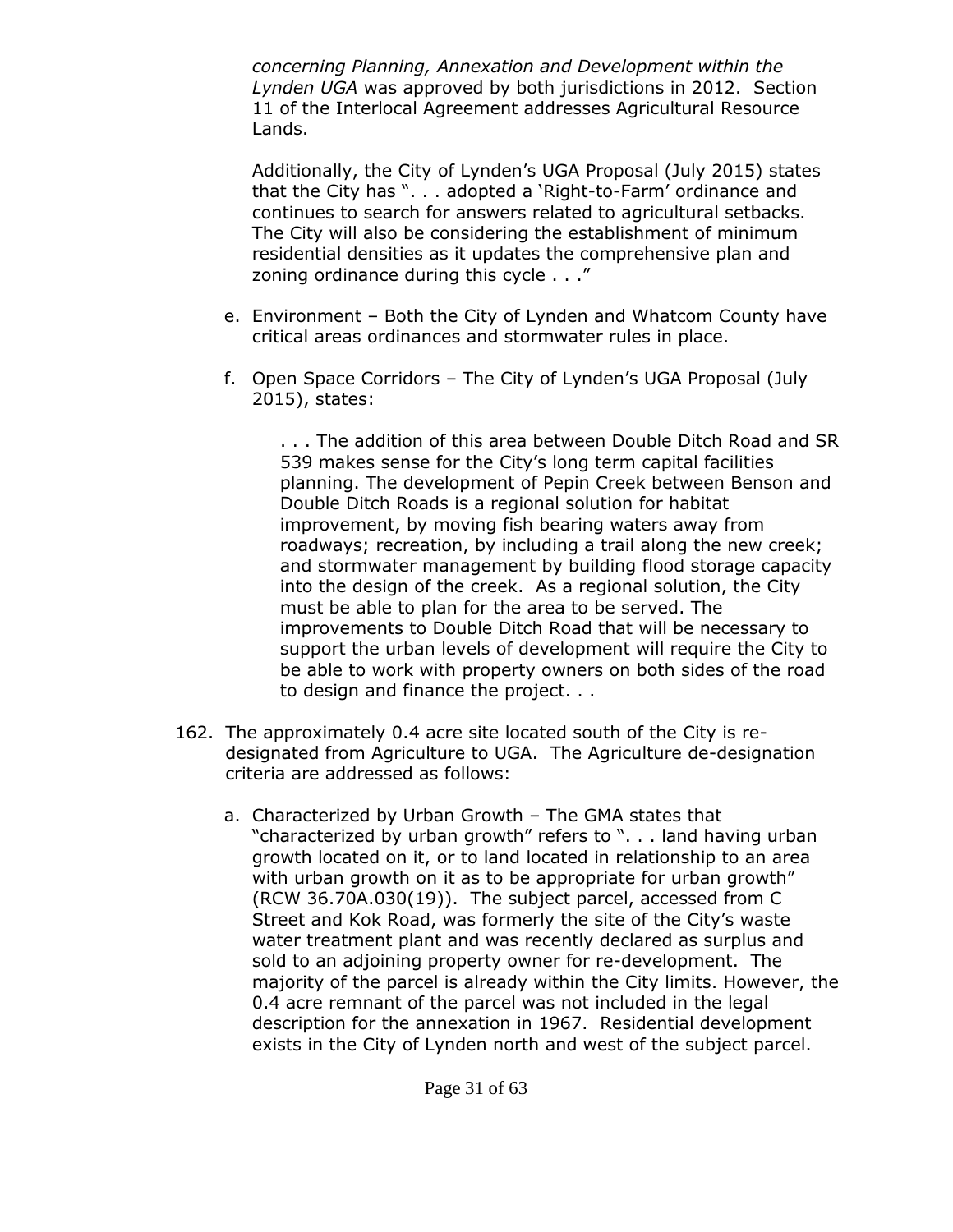*concerning Planning, Annexation and Development within the Lynden UGA* was approved by both jurisdictions in 2012. Section 11 of the Interlocal Agreement addresses Agricultural Resource Lands.

Additionally, the City of Lynden's UGA Proposal (July 2015) states that the City has ". . . adopted a 'Right-to-Farm' ordinance and continues to search for answers related to agricultural setbacks. The City will also be considering the establishment of minimum residential densities as it updates the comprehensive plan and zoning ordinance during this cycle . . ."

e. Environment – Both the City of Lynden and Whatcom County have critical areas ordinances and stormwater rules in place.

f. Open Space Corridors – The City of Lynden's UGA Proposal (July 2015), states:

> . . . The addition of this area between Double Ditch Road and SR 539 makes sense for the City's long term capital facilities planning. The development of Pepin Creek between Benson and Double Ditch Roads is a regional solution for habitat improvement, by moving fish bearing waters away from roadways; recreation, by including a trail along the new creek; and stormwater management by building flood storage capacity into the design of the creek. As a regional solution, the City must be able to plan for the area to be served. The improvements to Double Ditch Road that will be necessary to support the urban levels of development will require the City to be able to work with property owners on both sides of the road to design and finance the project. . .

162. The approximately 0.4 acre site located south of the City is re-designated from Agriculture to UGA. The Agriculture de-designation criteria are addressed as follows:

    a. Characterized by Urban Growth – The GMA states that "characterized by urban growth" refers to ". . . land having urban growth located on it, or to land located in relationship to an area with urban growth on it as to be appropriate for urban growth" (RCW 36.70A.030(19)). The subject parcel, accessed from C Street and Kok Road, was formerly the site of the City's waste water treatment plant and was recently declared as surplus and sold to an adjoining property owner for re-development. The majority of the parcel is already within the City limits. However, the 0.4 acre remnant of the parcel was not included in the legal description for the annexation in 1967. Residential development exists in the City of Lynden north and west of the subject parcel.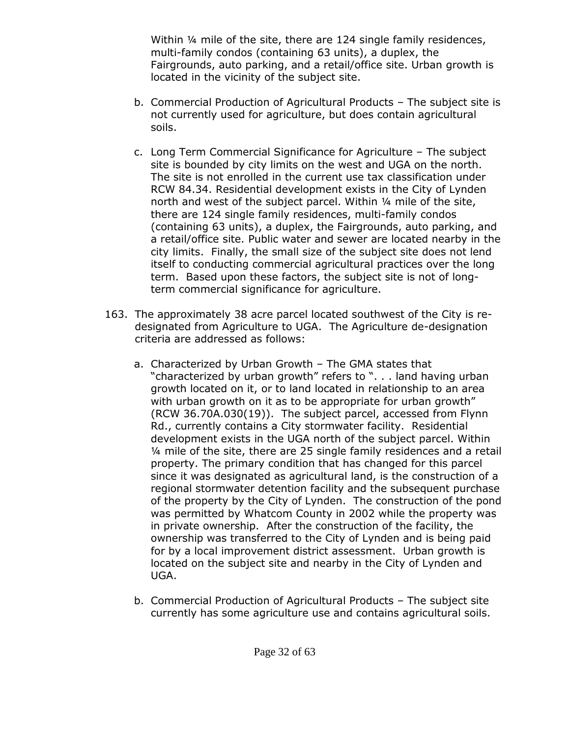Within ¼ mile of the site, there are 124 single family residences, multi-family condos (containing 63 units), a duplex, the Fairgrounds, auto parking, and a retail/office site. Urban growth is located in the vicinity of the subject site.

b. Commercial Production of Agricultural Products – The subject site is not currently used for agriculture, but does contain agricultural soils.

c. Long Term Commercial Significance for Agriculture – The subject site is bounded by city limits on the west and UGA on the north. The site is not enrolled in the current use tax classification under RCW 84.34. Residential development exists in the City of Lynden north and west of the subject parcel. Within ¼ mile of the site, there are 124 single family residences, multi-family condos (containing 63 units), a duplex, the Fairgrounds, auto parking, and a retail/office site. Public water and sewer are located nearby in the city limits. Finally, the small size of the subject site does not lend itself to conducting commercial agricultural practices over the long term. Based upon these factors, the subject site is not of long-term commercial significance for agriculture.

163. The approximately 38 acre parcel located southwest of the City is re-designated from Agriculture to UGA. The Agriculture de-designation criteria are addressed as follows:

   a. Characterized by Urban Growth – The GMA states that "characterized by urban growth" refers to ". . . land having urban growth located on it, or to land located in relationship to an area with urban growth on it as to be appropriate for urban growth" (RCW 36.70A.030(19)). The subject parcel, accessed from Flynn Rd., currently contains a City stormwater facility. Residential development exists in the UGA north of the subject parcel. Within ¼ mile of the site, there are 25 single family residences and a retail property. The primary condition that has changed for this parcel since it was designated as agricultural land, is the construction of a regional stormwater detention facility and the subsequent purchase of the property by the City of Lynden. The construction of the pond was permitted by Whatcom County in 2002 while the property was in private ownership. After the construction of the facility, the ownership was transferred to the City of Lynden and is being paid for by a local improvement district assessment. Urban growth is located on the subject site and nearby in the City of Lynden and UGA.

   b. Commercial Production of Agricultural Products – The subject site currently has some agriculture use and contains agricultural soils.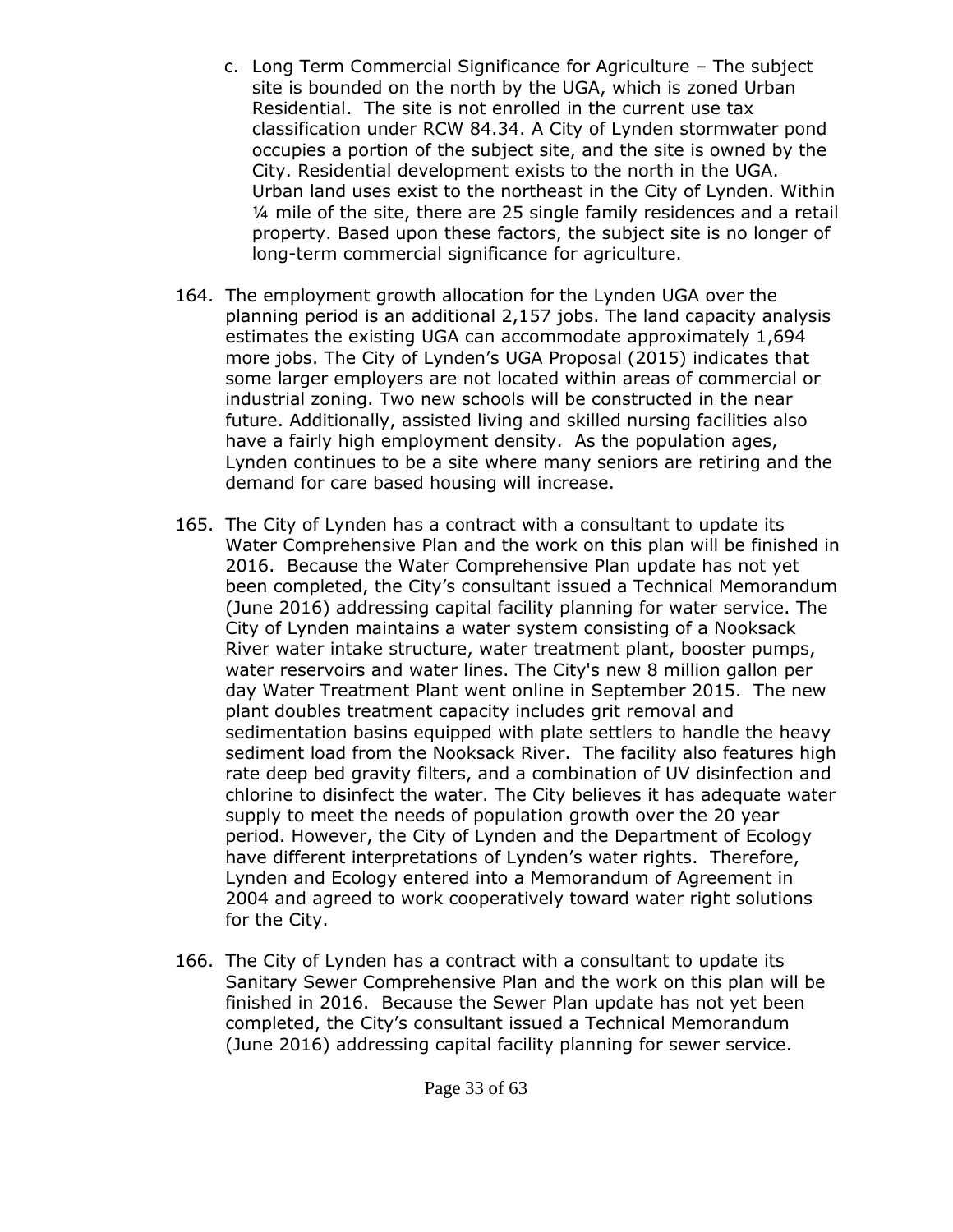c. Long Term Commercial Significance for Agriculture – The subject site is bounded on the north by the UGA, which is zoned Urban Residential. The site is not enrolled in the current use tax classification under RCW 84.34. A City of Lynden stormwater pond occupies a portion of the subject site, and the site is owned by the City. Residential development exists to the north in the UGA. Urban land uses exist to the northeast in the City of Lynden. Within ¼ mile of the site, there are 25 single family residences and a retail property. Based upon these factors, the subject site is no longer of long-term commercial significance for agriculture.

164. The employment growth allocation for the Lynden UGA over the planning period is an additional 2,157 jobs. The land capacity analysis estimates the existing UGA can accommodate approximately 1,694 more jobs. The City of Lynden's UGA Proposal (2015) indicates that some larger employers are not located within areas of commercial or industrial zoning. Two new schools will be constructed in the near future. Additionally, assisted living and skilled nursing facilities also have a fairly high employment density. As the population ages, Lynden continues to be a site where many seniors are retiring and the demand for care based housing will increase.

165. The City of Lynden has a contract with a consultant to update its Water Comprehensive Plan and the work on this plan will be finished in 2016. Because the Water Comprehensive Plan update has not yet been completed, the City's consultant issued a Technical Memorandum (June 2016) addressing capital facility planning for water service. The City of Lynden maintains a water system consisting of a Nooksack River water intake structure, water treatment plant, booster pumps, water reservoirs and water lines. The City's new 8 million gallon per day Water Treatment Plant went online in September 2015. The new plant doubles treatment capacity includes grit removal and sedimentation basins equipped with plate settlers to handle the heavy sediment load from the Nooksack River. The facility also features high rate deep bed gravity filters, and a combination of UV disinfection and chlorine to disinfect the water. The City believes it has adequate water supply to meet the needs of population growth over the 20 year period. However, the City of Lynden and the Department of Ecology have different interpretations of Lynden's water rights. Therefore, Lynden and Ecology entered into a Memorandum of Agreement in 2004 and agreed to work cooperatively toward water right solutions for the City.

166. The City of Lynden has a contract with a consultant to update its Sanitary Sewer Comprehensive Plan and the work on this plan will be finished in 2016. Because the Sewer Plan update has not yet been completed, the City's consultant issued a Technical Memorandum (June 2016) addressing capital facility planning for sewer service.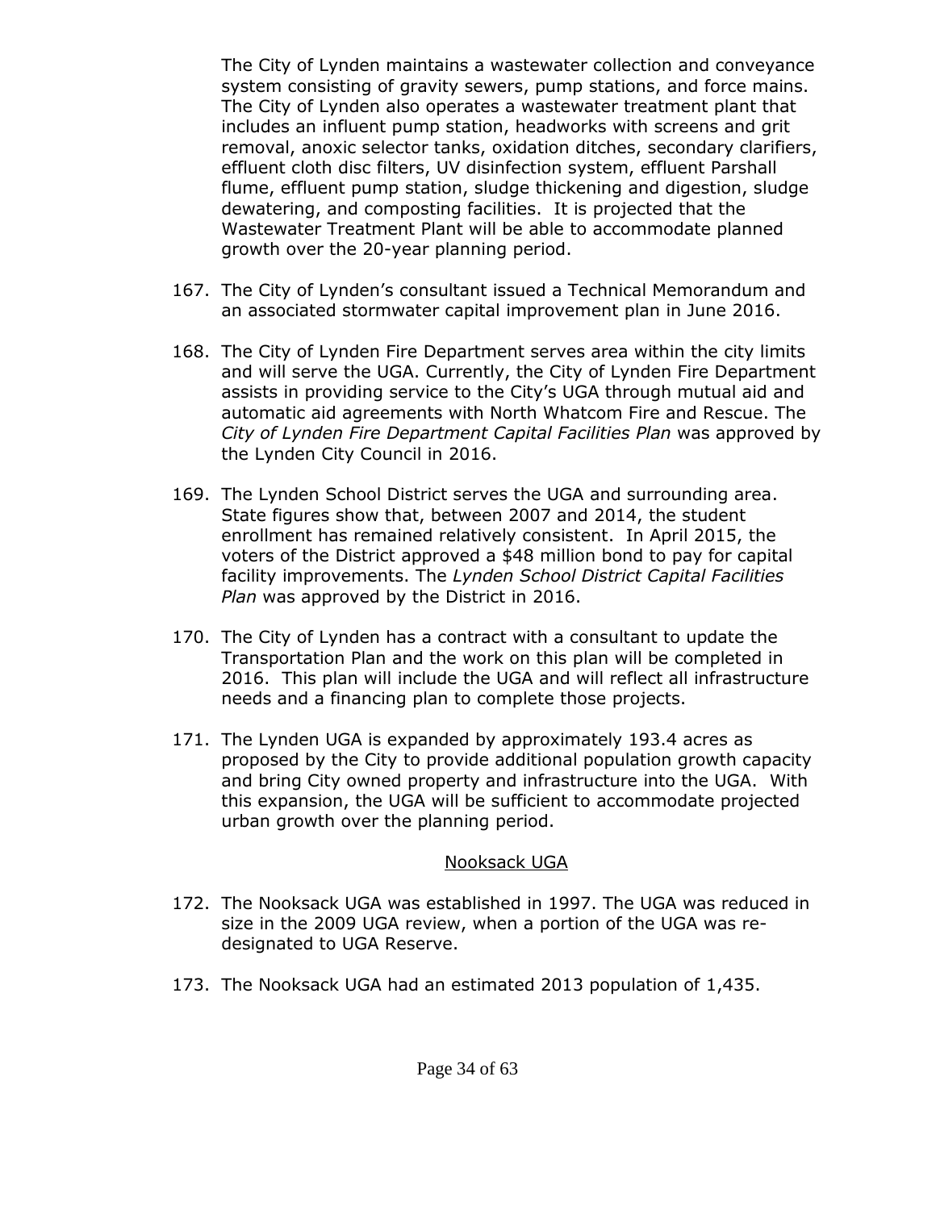The City of Lynden maintains a wastewater collection and conveyance system consisting of gravity sewers, pump stations, and force mains. The City of Lynden also operates a wastewater treatment plant that includes an influent pump station, headworks with screens and grit removal, anoxic selector tanks, oxidation ditches, secondary clarifiers, effluent cloth disc filters, UV disinfection system, effluent Parshall flume, effluent pump station, sludge thickening and digestion, sludge dewatering, and composting facilities. It is projected that the Wastewater Treatment Plant will be able to accommodate planned growth over the 20-year planning period.

167. The City of Lynden's consultant issued a Technical Memorandum and an associated stormwater capital improvement plan in June 2016.

168. The City of Lynden Fire Department serves area within the city limits and will serve the UGA. Currently, the City of Lynden Fire Department assists in providing service to the City's UGA through mutual aid and automatic aid agreements with North Whatcom Fire and Rescue. The *City of Lynden Fire Department Capital Facilities Plan* was approved by the Lynden City Council in 2016.

169. The Lynden School District serves the UGA and surrounding area. State figures show that, between 2007 and 2014, the student enrollment has remained relatively consistent. In April 2015, the voters of the District approved a $48 million bond to pay for capital facility improvements. The *Lynden School District Capital Facilities Plan* was approved by the District in 2016.

170. The City of Lynden has a contract with a consultant to update the Transportation Plan and the work on this plan will be completed in 2016. This plan will include the UGA and will reflect all infrastructure needs and a financing plan to complete those projects.

171. The Lynden UGA is expanded by approximately 193.4 acres as proposed by the City to provide additional population growth capacity and bring City owned property and infrastructure into the UGA. With this expansion, the UGA will be sufficient to accommodate projected urban growth over the planning period.

<u>Nooksack UGA</u>

172. The Nooksack UGA was established in 1997. The UGA was reduced in size in the 2009 UGA review, when a portion of the UGA was re-designated to UGA Reserve.

173. The Nooksack UGA had an estimated 2013 population of 1,435.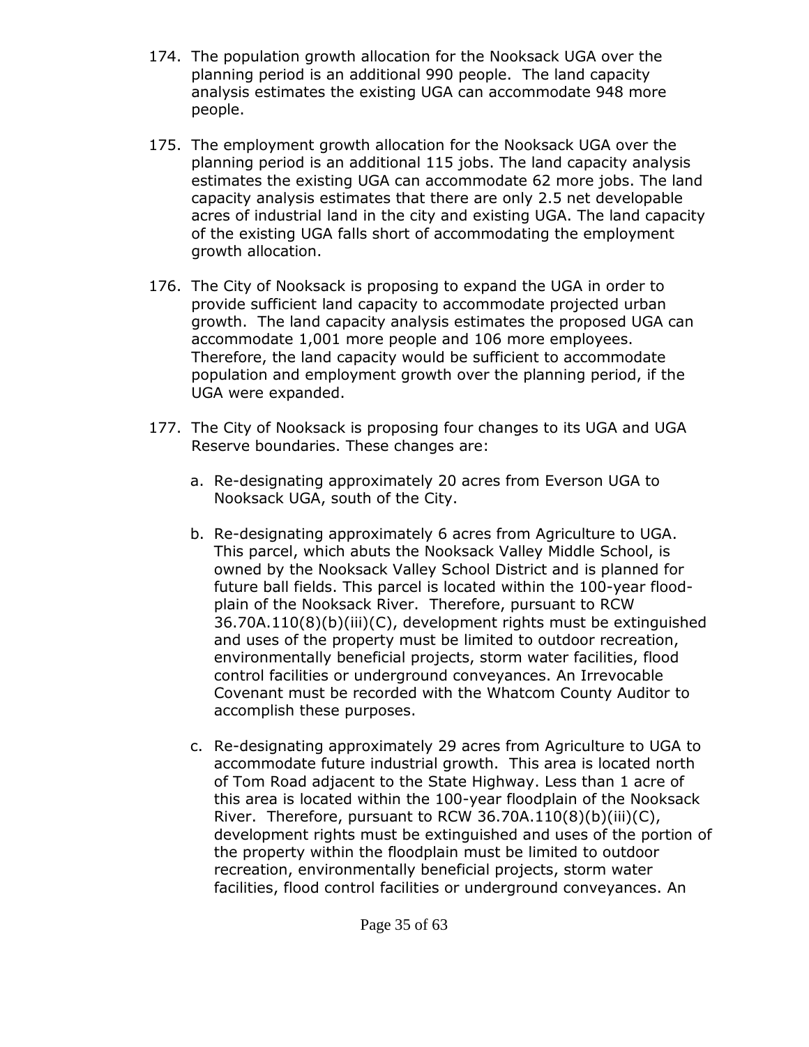174. The population growth allocation for the Nooksack UGA over the planning period is an additional 990 people. The land capacity analysis estimates the existing UGA can accommodate 948 more people.

175. The employment growth allocation for the Nooksack UGA over the planning period is an additional 115 jobs. The land capacity analysis estimates the existing UGA can accommodate 62 more jobs. The land capacity analysis estimates that there are only 2.5 net developable acres of industrial land in the city and existing UGA. The land capacity of the existing UGA falls short of accommodating the employment growth allocation.

176. The City of Nooksack is proposing to expand the UGA in order to provide sufficient land capacity to accommodate projected urban growth. The land capacity analysis estimates the proposed UGA can accommodate 1,001 more people and 106 more employees. Therefore, the land capacity would be sufficient to accommodate population and employment growth over the planning period, if the UGA were expanded.

177. The City of Nooksack is proposing four changes to its UGA and UGA Reserve boundaries. These changes are:

    a. Re-designating approximately 20 acres from Everson UGA to Nooksack UGA, south of the City.

    b. Re-designating approximately 6 acres from Agriculture to UGA. This parcel, which abuts the Nooksack Valley Middle School, is owned by the Nooksack Valley School District and is planned for future ball fields. This parcel is located within the 100-year flood-plain of the Nooksack River. Therefore, pursuant to RCW 36.70A.110(8)(b)(iii)(C), development rights must be extinguished and uses of the property must be limited to outdoor recreation, environmentally beneficial projects, storm water facilities, flood control facilities or underground conveyances. An Irrevocable Covenant must be recorded with the Whatcom County Auditor to accomplish these purposes.

    c. Re-designating approximately 29 acres from Agriculture to UGA to accommodate future industrial growth. This area is located north of Tom Road adjacent to the State Highway. Less than 1 acre of this area is located within the 100-year floodplain of the Nooksack River. Therefore, pursuant to RCW 36.70A.110(8)(b)(iii)(C), development rights must be extinguished and uses of the portion of the property within the floodplain must be limited to outdoor recreation, environmentally beneficial projects, storm water facilities, flood control facilities or underground conveyances. An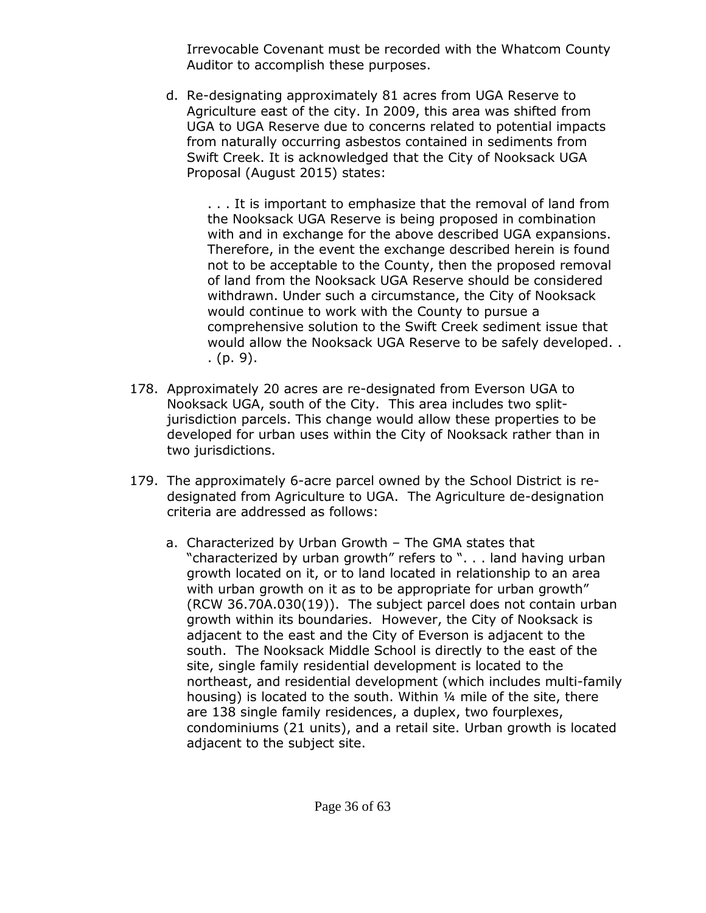Irrevocable Covenant must be recorded with the Whatcom County Auditor to accomplish these purposes.

d. Re-designating approximately 81 acres from UGA Reserve to Agriculture east of the city. In 2009, this area was shifted from UGA to UGA Reserve due to concerns related to potential impacts from naturally occurring asbestos contained in sediments from Swift Creek. It is acknowledged that the City of Nooksack UGA Proposal (August 2015) states:

> . . . It is important to emphasize that the removal of land from the Nooksack UGA Reserve is being proposed in combination with and in exchange for the above described UGA expansions. Therefore, in the event the exchange described herein is found not to be acceptable to the County, then the proposed removal of land from the Nooksack UGA Reserve should be considered withdrawn. Under such a circumstance, the City of Nooksack would continue to work with the County to pursue a comprehensive solution to the Swift Creek sediment issue that would allow the Nooksack UGA Reserve to be safely developed. . . (p. 9).

178. Approximately 20 acres are re-designated from Everson UGA to Nooksack UGA, south of the City. This area includes two split-jurisdiction parcels. This change would allow these properties to be developed for urban uses within the City of Nooksack rather than in two jurisdictions.

179. The approximately 6-acre parcel owned by the School District is re-designated from Agriculture to UGA. The Agriculture de-designation criteria are addressed as follows:

    a. Characterized by Urban Growth – The GMA states that "characterized by urban growth" refers to ". . . land having urban growth located on it, or to land located in relationship to an area with urban growth on it as to be appropriate for urban growth" (RCW 36.70A.030(19)). The subject parcel does not contain urban growth within its boundaries. However, the City of Nooksack is adjacent to the east and the City of Everson is adjacent to the south. The Nooksack Middle School is directly to the east of the site, single family residential development is located to the northeast, and residential development (which includes multi-family housing) is located to the south. Within ¼ mile of the site, there are 138 single family residences, a duplex, two fourplexes, condominiums (21 units), and a retail site. Urban growth is located adjacent to the subject site.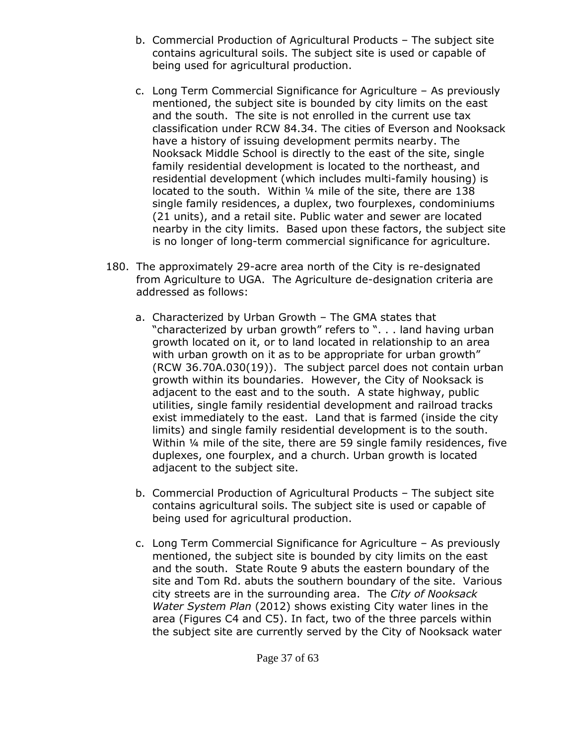b. Commercial Production of Agricultural Products – The subject site contains agricultural soils. The subject site is used or capable of being used for agricultural production.

c. Long Term Commercial Significance for Agriculture – As previously mentioned, the subject site is bounded by city limits on the east and the south. The site is not enrolled in the current use tax classification under RCW 84.34. The cities of Everson and Nooksack have a history of issuing development permits nearby. The Nooksack Middle School is directly to the east of the site, single family residential development is located to the northeast, and residential development (which includes multi-family housing) is located to the south. Within ¼ mile of the site, there are 138 single family residences, a duplex, two fourplexes, condominiums (21 units), and a retail site. Public water and sewer are located nearby in the city limits. Based upon these factors, the subject site is no longer of long-term commercial significance for agriculture.

180. The approximately 29-acre area north of the City is re-designated from Agriculture to UGA. The Agriculture de-designation criteria are addressed as follows:

a. Characterized by Urban Growth – The GMA states that "characterized by urban growth" refers to ". . . land having urban growth located on it, or to land located in relationship to an area with urban growth on it as to be appropriate for urban growth" (RCW 36.70A.030(19)). The subject parcel does not contain urban growth within its boundaries. However, the City of Nooksack is adjacent to the east and to the south. A state highway, public utilities, single family residential development and railroad tracks exist immediately to the east. Land that is farmed (inside the city limits) and single family residential development is to the south. Within ¼ mile of the site, there are 59 single family residences, five duplexes, one fourplex, and a church. Urban growth is located adjacent to the subject site.

b. Commercial Production of Agricultural Products – The subject site contains agricultural soils. The subject site is used or capable of being used for agricultural production.

c. Long Term Commercial Significance for Agriculture – As previously mentioned, the subject site is bounded by city limits on the east and the south. State Route 9 abuts the eastern boundary of the site and Tom Rd. abuts the southern boundary of the site. Various city streets are in the surrounding area. The *City of Nooksack Water System Plan* (2012) shows existing City water lines in the area (Figures C4 and C5). In fact, two of the three parcels within the subject site are currently served by the City of Nooksack water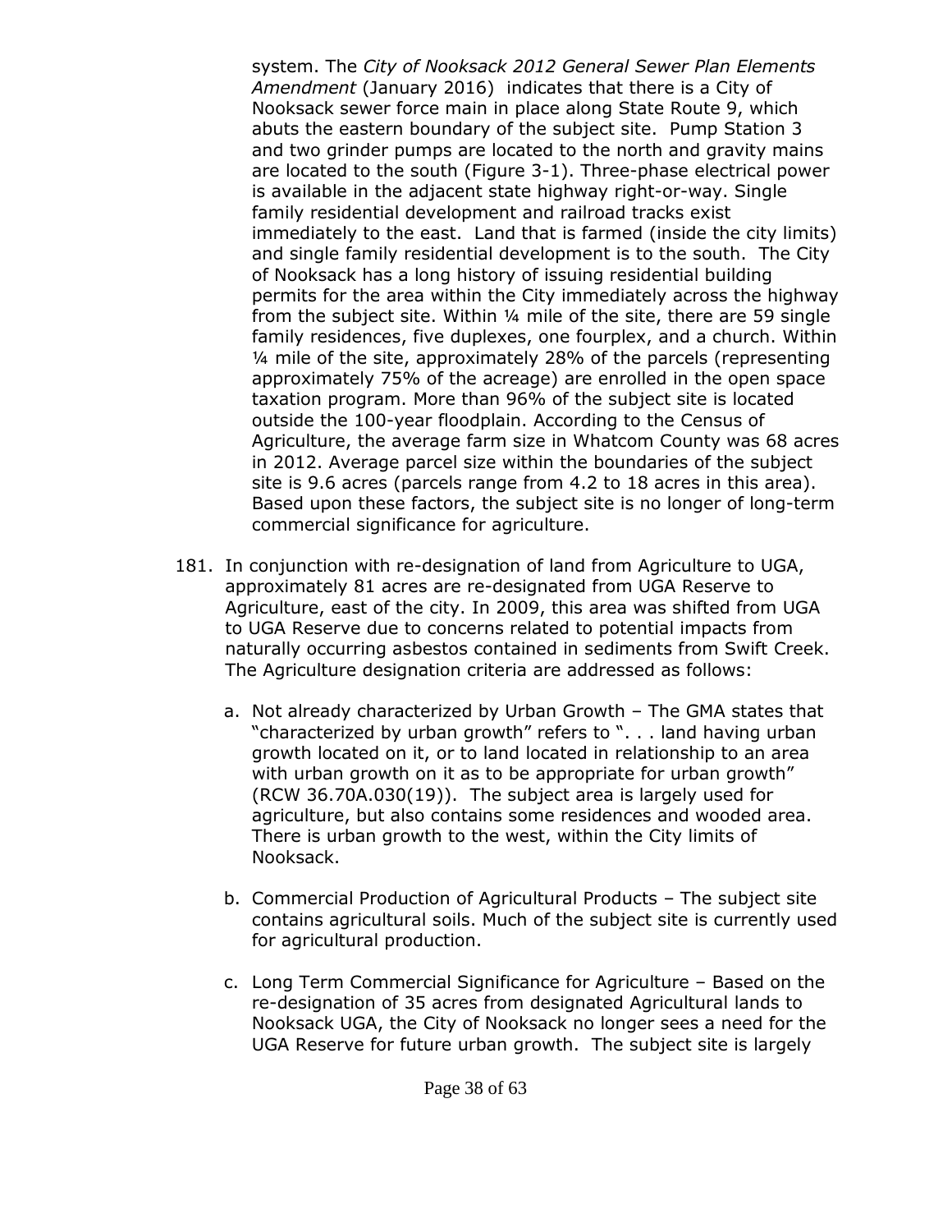system. The *City of Nooksack 2012 General Sewer Plan Elements Amendment* (January 2016) indicates that there is a City of Nooksack sewer force main in place along State Route 9, which abuts the eastern boundary of the subject site. Pump Station 3 and two grinder pumps are located to the north and gravity mains are located to the south (Figure 3-1). Three-phase electrical power is available in the adjacent state highway right-or-way. Single family residential development and railroad tracks exist immediately to the east. Land that is farmed (inside the city limits) and single family residential development is to the south. The City of Nooksack has a long history of issuing residential building permits for the area within the City immediately across the highway from the subject site. Within ¼ mile of the site, there are 59 single family residences, five duplexes, one fourplex, and a church. Within ¼ mile of the site, approximately 28% of the parcels (representing approximately 75% of the acreage) are enrolled in the open space taxation program. More than 96% of the subject site is located outside the 100-year floodplain. According to the Census of Agriculture, the average farm size in Whatcom County was 68 acres in 2012. Average parcel size within the boundaries of the subject site is 9.6 acres (parcels range from 4.2 to 18 acres in this area). Based upon these factors, the subject site is no longer of long-term commercial significance for agriculture.

181. In conjunction with re-designation of land from Agriculture to UGA, approximately 81 acres are re-designated from UGA Reserve to Agriculture, east of the city. In 2009, this area was shifted from UGA to UGA Reserve due to concerns related to potential impacts from naturally occurring asbestos contained in sediments from Swift Creek. The Agriculture designation criteria are addressed as follows:

    a. Not already characterized by Urban Growth – The GMA states that "characterized by urban growth" refers to ". . . land having urban growth located on it, or to land located in relationship to an area with urban growth on it as to be appropriate for urban growth" (RCW 36.70A.030(19)). The subject area is largely used for agriculture, but also contains some residences and wooded area. There is urban growth to the west, within the City limits of Nooksack.

    b. Commercial Production of Agricultural Products – The subject site contains agricultural soils. Much of the subject site is currently used for agricultural production.

    c. Long Term Commercial Significance for Agriculture – Based on the re-designation of 35 acres from designated Agricultural lands to Nooksack UGA, the City of Nooksack no longer sees a need for the UGA Reserve for future urban growth. The subject site is largely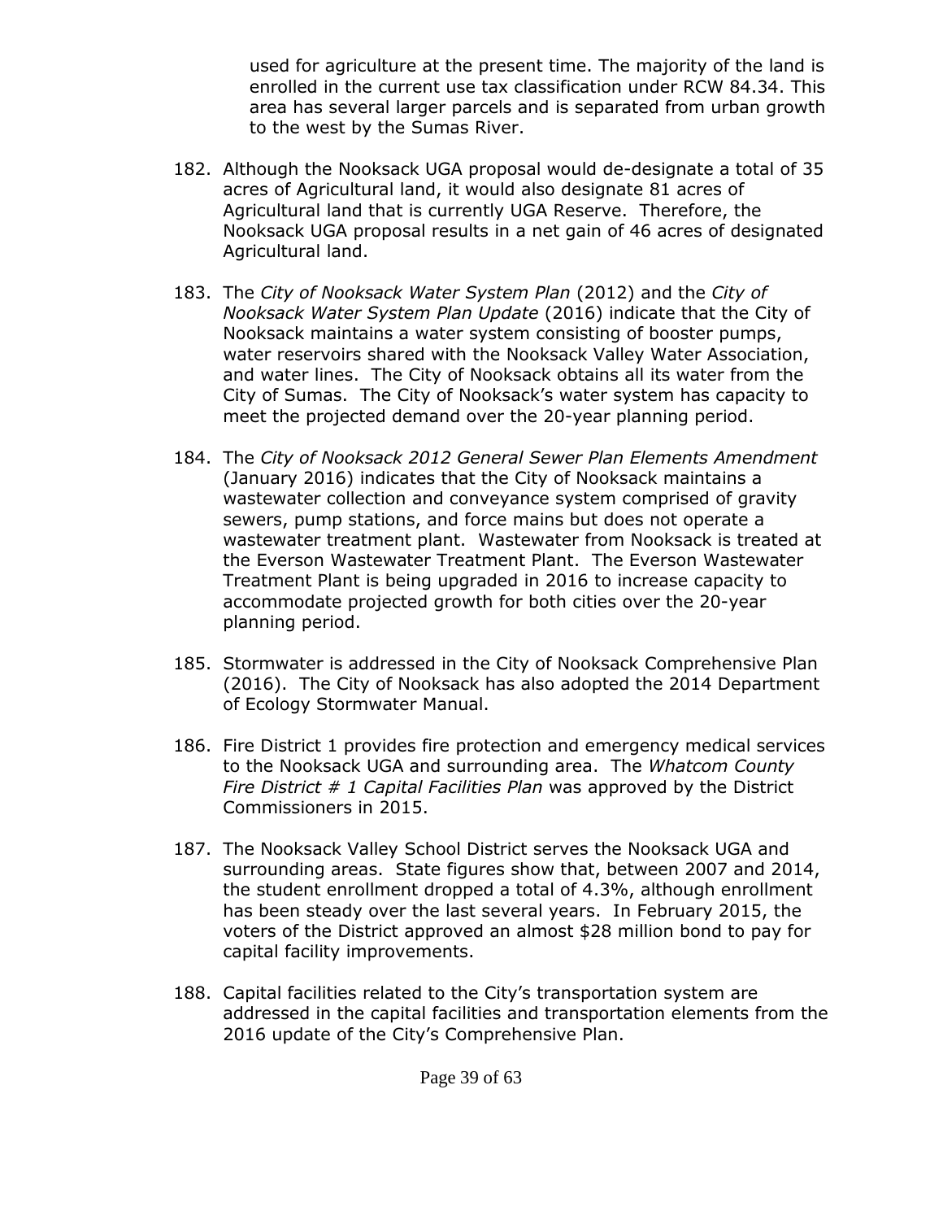used for agriculture at the present time. The majority of the land is enrolled in the current use tax classification under RCW 84.34. This area has several larger parcels and is separated from urban growth to the west by the Sumas River.

182. Although the Nooksack UGA proposal would de-designate a total of 35 acres of Agricultural land, it would also designate 81 acres of Agricultural land that is currently UGA Reserve. Therefore, the Nooksack UGA proposal results in a net gain of 46 acres of designated Agricultural land.

183. The *City of Nooksack Water System Plan* (2012) and the *City of Nooksack Water System Plan Update* (2016) indicate that the City of Nooksack maintains a water system consisting of booster pumps, water reservoirs shared with the Nooksack Valley Water Association, and water lines. The City of Nooksack obtains all its water from the City of Sumas. The City of Nooksack's water system has capacity to meet the projected demand over the 20-year planning period.

184. The *City of Nooksack 2012 General Sewer Plan Elements Amendment* (January 2016) indicates that the City of Nooksack maintains a wastewater collection and conveyance system comprised of gravity sewers, pump stations, and force mains but does not operate a wastewater treatment plant. Wastewater from Nooksack is treated at the Everson Wastewater Treatment Plant. The Everson Wastewater Treatment Plant is being upgraded in 2016 to increase capacity to accommodate projected growth for both cities over the 20-year planning period.

185. Stormwater is addressed in the City of Nooksack Comprehensive Plan (2016). The City of Nooksack has also adopted the 2014 Department of Ecology Stormwater Manual.

186. Fire District 1 provides fire protection and emergency medical services to the Nooksack UGA and surrounding area. The *Whatcom County Fire District # 1 Capital Facilities Plan* was approved by the District Commissioners in 2015.

187. The Nooksack Valley School District serves the Nooksack UGA and surrounding areas. State figures show that, between 2007 and 2014, the student enrollment dropped a total of 4.3%, although enrollment has been steady over the last several years. In February 2015, the voters of the District approved an almost $28 million bond to pay for capital facility improvements.

188. Capital facilities related to the City's transportation system are addressed in the capital facilities and transportation elements from the 2016 update of the City's Comprehensive Plan.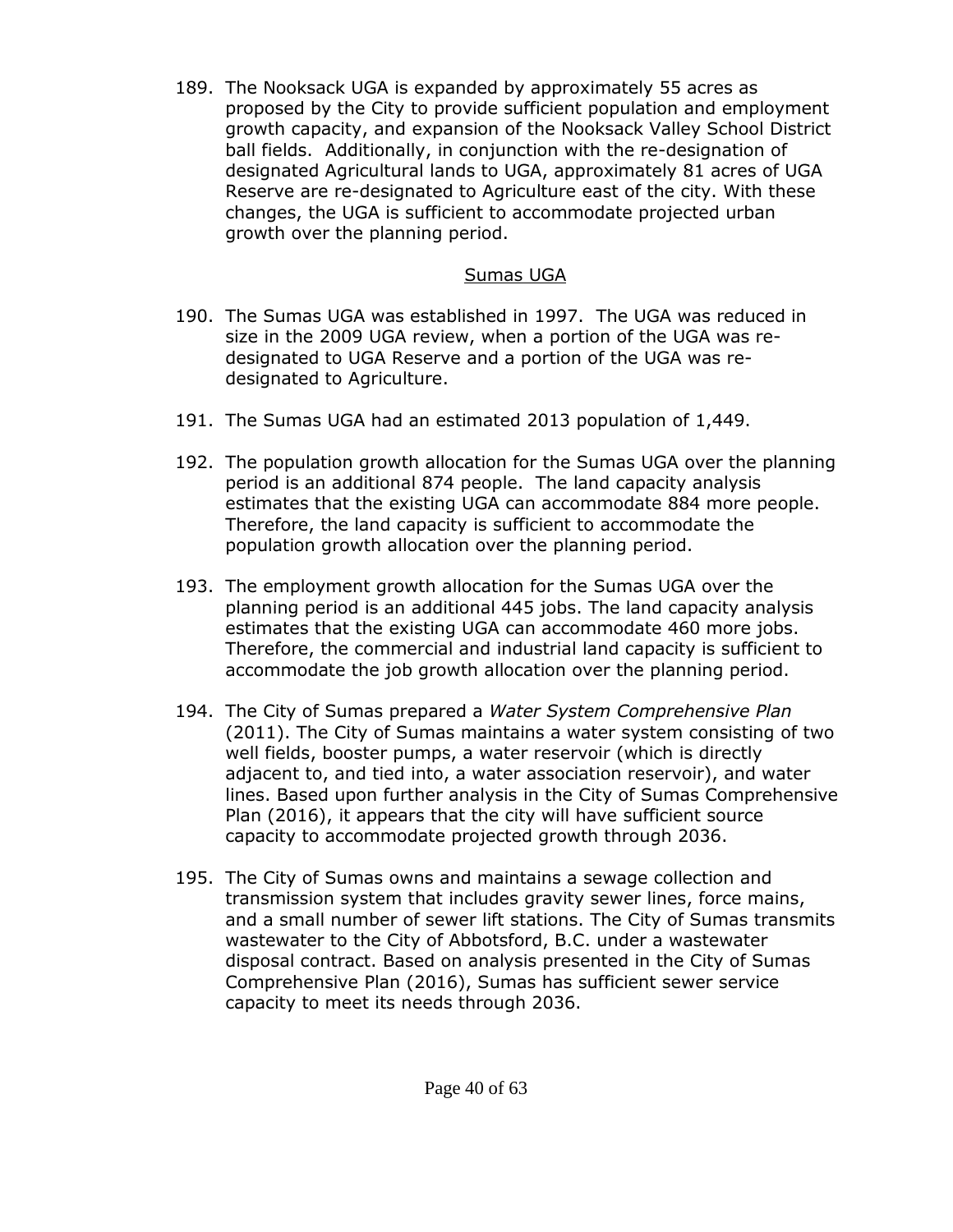189. The Nooksack UGA is expanded by approximately 55 acres as proposed by the City to provide sufficient population and employment growth capacity, and expansion of the Nooksack Valley School District ball fields. Additionally, in conjunction with the re-designation of designated Agricultural lands to UGA, approximately 81 acres of UGA Reserve are re-designated to Agriculture east of the city. With these changes, the UGA is sufficient to accommodate projected urban growth over the planning period.

## Sumas UGA

190. The Sumas UGA was established in 1997. The UGA was reduced in size in the 2009 UGA review, when a portion of the UGA was re-designated to UGA Reserve and a portion of the UGA was re-designated to Agriculture.

191. The Sumas UGA had an estimated 2013 population of 1,449.

192. The population growth allocation for the Sumas UGA over the planning period is an additional 874 people. The land capacity analysis estimates that the existing UGA can accommodate 884 more people. Therefore, the land capacity is sufficient to accommodate the population growth allocation over the planning period.

193. The employment growth allocation for the Sumas UGA over the planning period is an additional 445 jobs. The land capacity analysis estimates that the existing UGA can accommodate 460 more jobs. Therefore, the commercial and industrial land capacity is sufficient to accommodate the job growth allocation over the planning period.

194. The City of Sumas prepared a *Water System Comprehensive Plan* (2011). The City of Sumas maintains a water system consisting of two well fields, booster pumps, a water reservoir (which is directly adjacent to, and tied into, a water association reservoir), and water lines. Based upon further analysis in the City of Sumas Comprehensive Plan (2016), it appears that the city will have sufficient source capacity to accommodate projected growth through 2036.

195. The City of Sumas owns and maintains a sewage collection and transmission system that includes gravity sewer lines, force mains, and a small number of sewer lift stations. The City of Sumas transmits wastewater to the City of Abbotsford, B.C. under a wastewater disposal contract. Based on analysis presented in the City of Sumas Comprehensive Plan (2016), Sumas has sufficient sewer service capacity to meet its needs through 2036.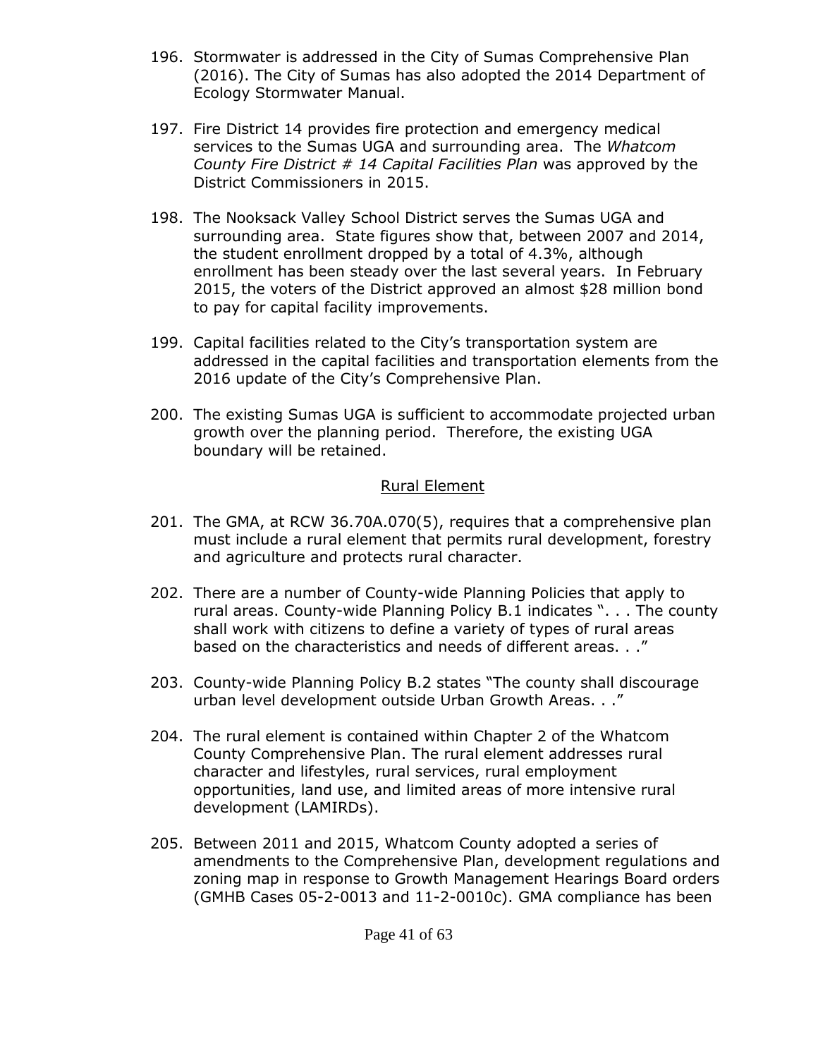196. Stormwater is addressed in the City of Sumas Comprehensive Plan (2016). The City of Sumas has also adopted the 2014 Department of Ecology Stormwater Manual.

197. Fire District 14 provides fire protection and emergency medical services to the Sumas UGA and surrounding area. The *Whatcom County Fire District # 14 Capital Facilities Plan* was approved by the District Commissioners in 2015.

198. The Nooksack Valley School District serves the Sumas UGA and surrounding area. State figures show that, between 2007 and 2014, the student enrollment dropped by a total of 4.3%, although enrollment has been steady over the last several years. In February 2015, the voters of the District approved an almost $28 million bond to pay for capital facility improvements.

199. Capital facilities related to the City's transportation system are addressed in the capital facilities and transportation elements from the 2016 update of the City's Comprehensive Plan.

200. The existing Sumas UGA is sufficient to accommodate projected urban growth over the planning period. Therefore, the existing UGA boundary will be retained.

<u>Rural Element</u>

201. The GMA, at RCW 36.70A.070(5), requires that a comprehensive plan must include a rural element that permits rural development, forestry and agriculture and protects rural character.

202. There are a number of County-wide Planning Policies that apply to rural areas. County-wide Planning Policy B.1 indicates ". . . The county shall work with citizens to define a variety of types of rural areas based on the characteristics and needs of different areas. . ."

203. County-wide Planning Policy B.2 states "The county shall discourage urban level development outside Urban Growth Areas. . ."

204. The rural element is contained within Chapter 2 of the Whatcom County Comprehensive Plan. The rural element addresses rural character and lifestyles, rural services, rural employment opportunities, land use, and limited areas of more intensive rural development (LAMIRDs).

205. Between 2011 and 2015, Whatcom County adopted a series of amendments to the Comprehensive Plan, development regulations and zoning map in response to Growth Management Hearings Board orders (GMHB Cases 05-2-0013 and 11-2-0010c). GMA compliance has been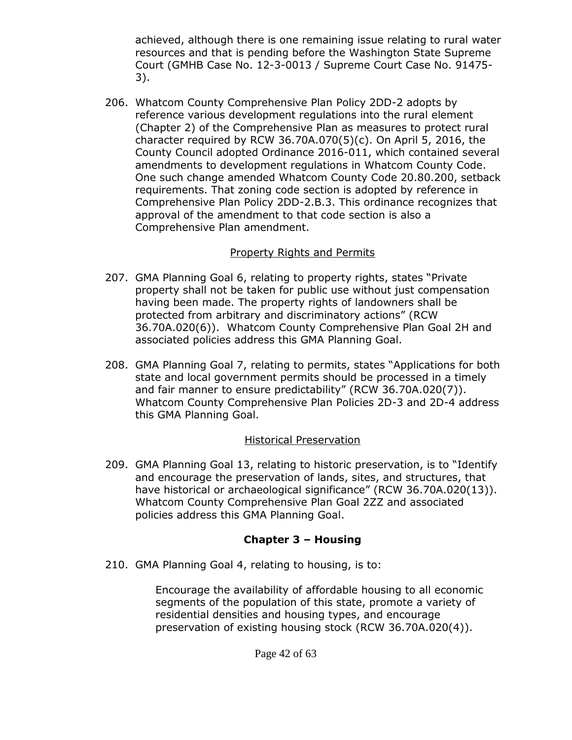achieved, although there is one remaining issue relating to rural water resources and that is pending before the Washington State Supreme Court (GMHB Case No. 12-3-0013 / Supreme Court Case No. 91475-3).

206. Whatcom County Comprehensive Plan Policy 2DD-2 adopts by reference various development regulations into the rural element (Chapter 2) of the Comprehensive Plan as measures to protect rural character required by RCW 36.70A.070(5)(c). On April 5, 2016, the County Council adopted Ordinance 2016-011, which contained several amendments to development regulations in Whatcom County Code. One such change amended Whatcom County Code 20.80.200, setback requirements. That zoning code section is adopted by reference in Comprehensive Plan Policy 2DD-2.B.3. This ordinance recognizes that approval of the amendment to that code section is also a Comprehensive Plan amendment.

### Property Rights and Permits

207. GMA Planning Goal 6, relating to property rights, states "Private property shall not be taken for public use without just compensation having been made. The property rights of landowners shall be protected from arbitrary and discriminatory actions" (RCW 36.70A.020(6)). Whatcom County Comprehensive Plan Goal 2H and associated policies address this GMA Planning Goal.

208. GMA Planning Goal 7, relating to permits, states "Applications for both state and local government permits should be processed in a timely and fair manner to ensure predictability" (RCW 36.70A.020(7)). Whatcom County Comprehensive Plan Policies 2D-3 and 2D-4 address this GMA Planning Goal.

### Historical Preservation

209. GMA Planning Goal 13, relating to historic preservation, is to "Identify and encourage the preservation of lands, sites, and structures, that have historical or archaeological significance" (RCW 36.70A.020(13)). Whatcom County Comprehensive Plan Goal 2ZZ and associated policies address this GMA Planning Goal.

## Chapter 3 – Housing

210. GMA Planning Goal 4, relating to housing, is to:

> Encourage the availability of affordable housing to all economic segments of the population of this state, promote a variety of residential densities and housing types, and encourage preservation of existing housing stock (RCW 36.70A.020(4)).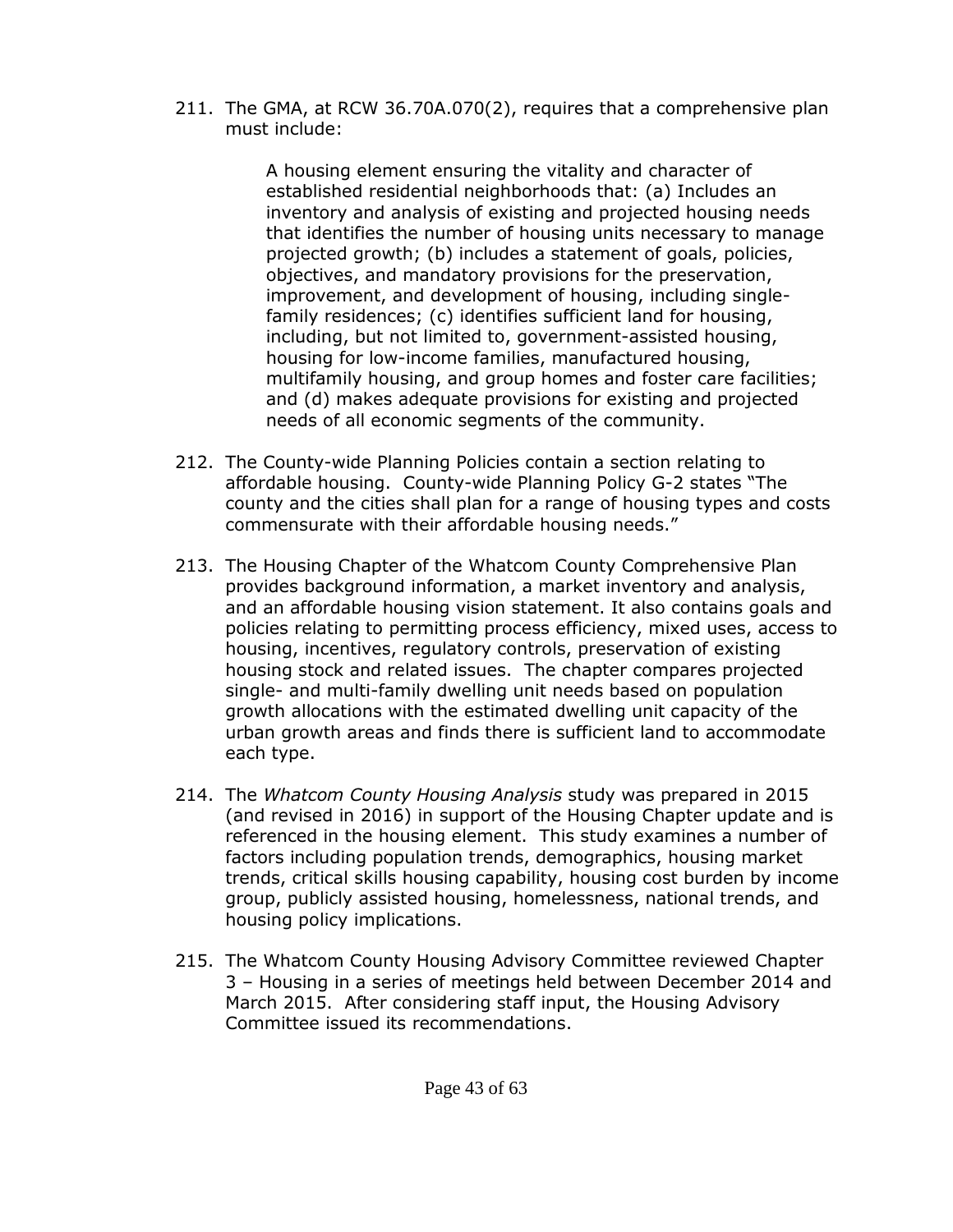211. The GMA, at RCW 36.70A.070(2), requires that a comprehensive plan must include:

> A housing element ensuring the vitality and character of established residential neighborhoods that: (a) Includes an inventory and analysis of existing and projected housing needs that identifies the number of housing units necessary to manage projected growth; (b) includes a statement of goals, policies, objectives, and mandatory provisions for the preservation, improvement, and development of housing, including single-family residences; (c) identifies sufficient land for housing, including, but not limited to, government-assisted housing, housing for low-income families, manufactured housing, multifamily housing, and group homes and foster care facilities; and (d) makes adequate provisions for existing and projected needs of all economic segments of the community.

212. The County-wide Planning Policies contain a section relating to affordable housing. County-wide Planning Policy G-2 states "The county and the cities shall plan for a range of housing types and costs commensurate with their affordable housing needs."

213. The Housing Chapter of the Whatcom County Comprehensive Plan provides background information, a market inventory and analysis, and an affordable housing vision statement. It also contains goals and policies relating to permitting process efficiency, mixed uses, access to housing, incentives, regulatory controls, preservation of existing housing stock and related issues. The chapter compares projected single- and multi-family dwelling unit needs based on population growth allocations with the estimated dwelling unit capacity of the urban growth areas and finds there is sufficient land to accommodate each type.

214. The *Whatcom County Housing Analysis* study was prepared in 2015 (and revised in 2016) in support of the Housing Chapter update and is referenced in the housing element. This study examines a number of factors including population trends, demographics, housing market trends, critical skills housing capability, housing cost burden by income group, publicly assisted housing, homelessness, national trends, and housing policy implications.

215. The Whatcom County Housing Advisory Committee reviewed Chapter 3 – Housing in a series of meetings held between December 2014 and March 2015. After considering staff input, the Housing Advisory Committee issued its recommendations.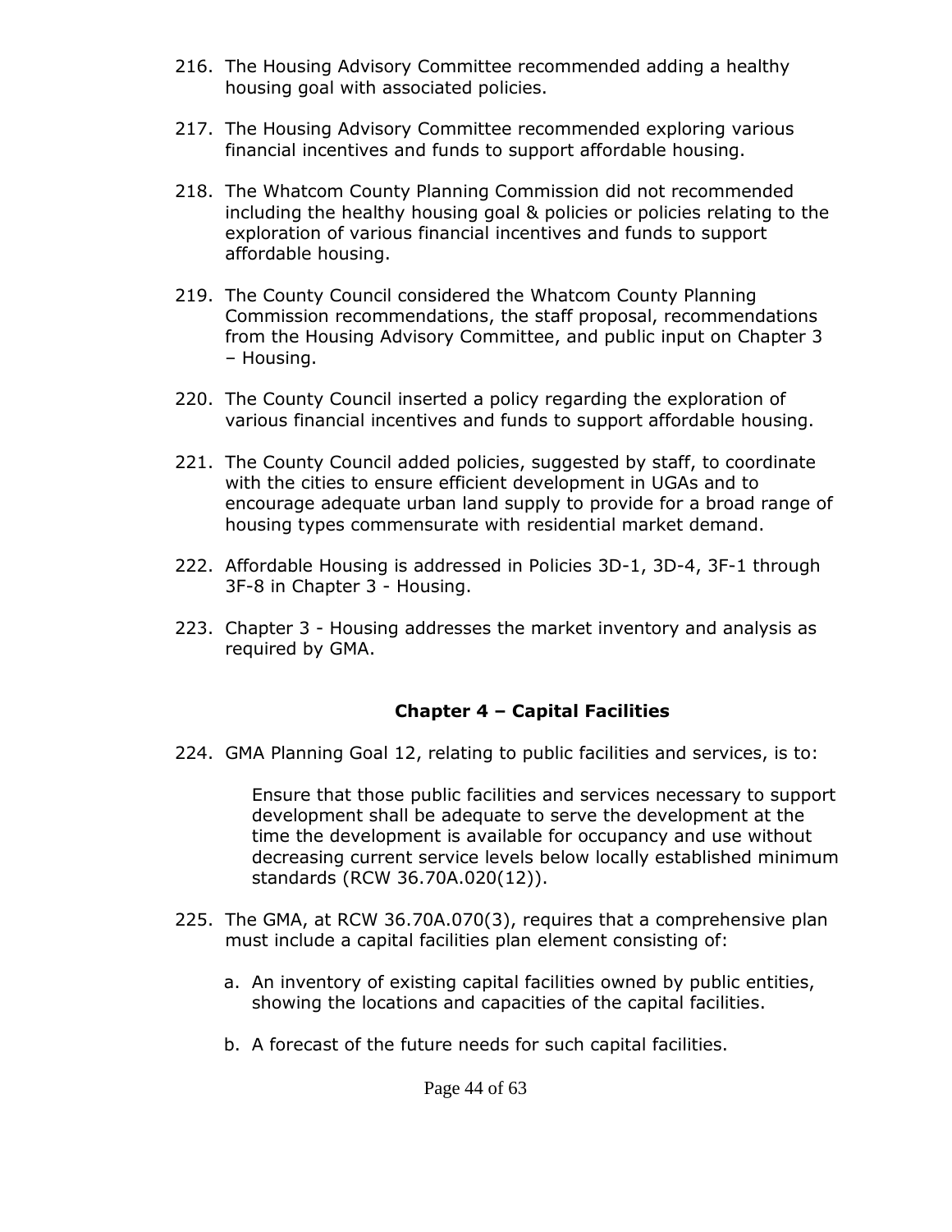216. The Housing Advisory Committee recommended adding a healthy housing goal with associated policies.

217. The Housing Advisory Committee recommended exploring various financial incentives and funds to support affordable housing.

218. The Whatcom County Planning Commission did not recommended including the healthy housing goal & policies or policies relating to the exploration of various financial incentives and funds to support affordable housing.

219. The County Council considered the Whatcom County Planning Commission recommendations, the staff proposal, recommendations from the Housing Advisory Committee, and public input on Chapter 3 – Housing.

220. The County Council inserted a policy regarding the exploration of various financial incentives and funds to support affordable housing.

221. The County Council added policies, suggested by staff, to coordinate with the cities to ensure efficient development in UGAs and to encourage adequate urban land supply to provide for a broad range of housing types commensurate with residential market demand.

222. Affordable Housing is addressed in Policies 3D-1, 3D-4, 3F-1 through 3F-8 in Chapter 3 - Housing.

223. Chapter 3 - Housing addresses the market inventory and analysis as required by GMA.

## Chapter 4 – Capital Facilities

224. GMA Planning Goal 12, relating to public facilities and services, is to:

> Ensure that those public facilities and services necessary to support development shall be adequate to serve the development at the time the development is available for occupancy and use without decreasing current service levels below locally established minimum standards (RCW 36.70A.020(12)).

225. The GMA, at RCW 36.70A.070(3), requires that a comprehensive plan must include a capital facilities plan element consisting of:

    a. An inventory of existing capital facilities owned by public entities, showing the locations and capacities of the capital facilities.

    b. A forecast of the future needs for such capital facilities.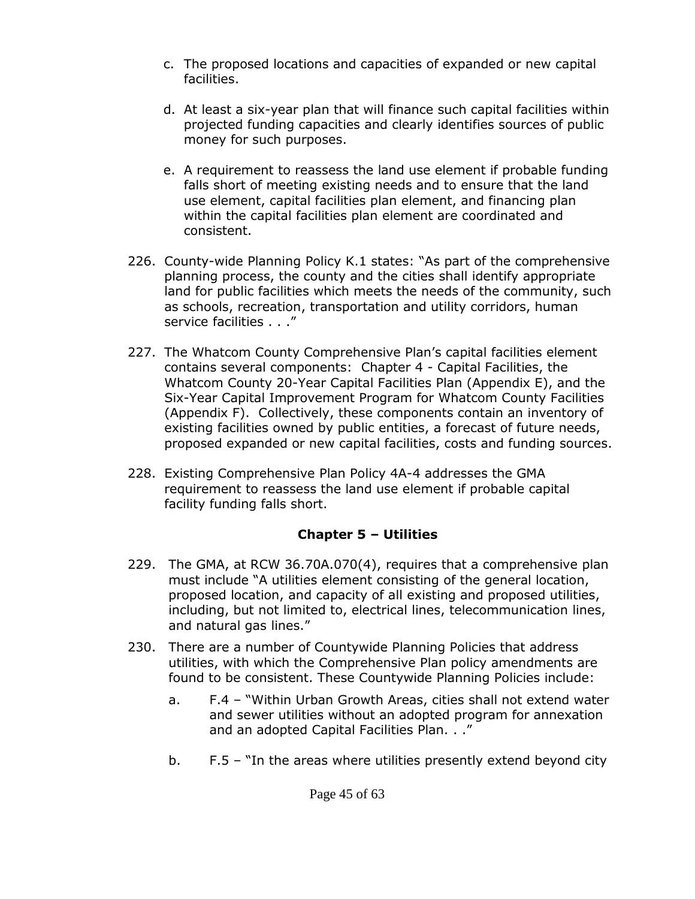c. The proposed locations and capacities of expanded or new capital facilities.

d. At least a six-year plan that will finance such capital facilities within projected funding capacities and clearly identifies sources of public money for such purposes.

e. A requirement to reassess the land use element if probable funding falls short of meeting existing needs and to ensure that the land use element, capital facilities plan element, and financing plan within the capital facilities plan element are coordinated and consistent.

226. County-wide Planning Policy K.1 states: "As part of the comprehensive planning process, the county and the cities shall identify appropriate land for public facilities which meets the needs of the community, such as schools, recreation, transportation and utility corridors, human service facilities . . ."

227. The Whatcom County Comprehensive Plan's capital facilities element contains several components: Chapter 4 - Capital Facilities, the Whatcom County 20-Year Capital Facilities Plan (Appendix E), and the Six-Year Capital Improvement Program for Whatcom County Facilities (Appendix F). Collectively, these components contain an inventory of existing facilities owned by public entities, a forecast of future needs, proposed expanded or new capital facilities, costs and funding sources.

228. Existing Comprehensive Plan Policy 4A-4 addresses the GMA requirement to reassess the land use element if probable capital facility funding falls short.

## Chapter 5 – Utilities

229. The GMA, at RCW 36.70A.070(4), requires that a comprehensive plan must include "A utilities element consisting of the general location, proposed location, and capacity of all existing and proposed utilities, including, but not limited to, electrical lines, telecommunication lines, and natural gas lines."

230. There are a number of Countywide Planning Policies that address utilities, with which the Comprehensive Plan policy amendments are found to be consistent. These Countywide Planning Policies include:

    a. F.4 – "Within Urban Growth Areas, cities shall not extend water and sewer utilities without an adopted program for annexation and an adopted Capital Facilities Plan. . ."

    b. F.5 – "In the areas where utilities presently extend beyond city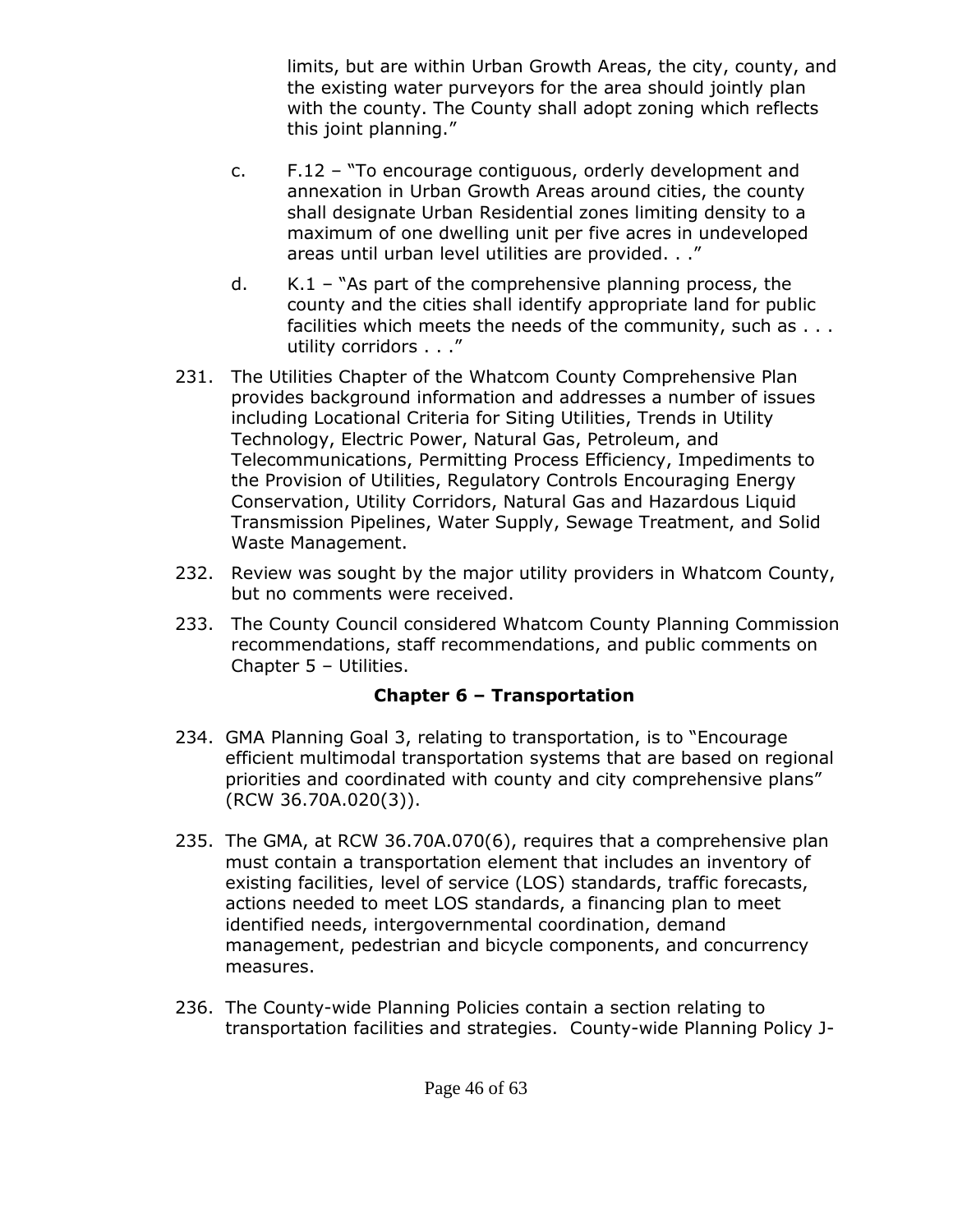limits, but are within Urban Growth Areas, the city, county, and the existing water purveyors for the area should jointly plan with the county. The County shall adopt zoning which reflects this joint planning."

c. F.12 – "To encourage contiguous, orderly development and annexation in Urban Growth Areas around cities, the county shall designate Urban Residential zones limiting density to a maximum of one dwelling unit per five acres in undeveloped areas until urban level utilities are provided. . ."

d. K.1 – "As part of the comprehensive planning process, the county and the cities shall identify appropriate land for public facilities which meets the needs of the community, such as . . . utility corridors . . ."

231. The Utilities Chapter of the Whatcom County Comprehensive Plan provides background information and addresses a number of issues including Locational Criteria for Siting Utilities, Trends in Utility Technology, Electric Power, Natural Gas, Petroleum, and Telecommunications, Permitting Process Efficiency, Impediments to the Provision of Utilities, Regulatory Controls Encouraging Energy Conservation, Utility Corridors, Natural Gas and Hazardous Liquid Transmission Pipelines, Water Supply, Sewage Treatment, and Solid Waste Management.

232. Review was sought by the major utility providers in Whatcom County, but no comments were received.

233. The County Council considered Whatcom County Planning Commission recommendations, staff recommendations, and public comments on Chapter 5 – Utilities.

## Chapter 6 – Transportation

234. GMA Planning Goal 3, relating to transportation, is to "Encourage efficient multimodal transportation systems that are based on regional priorities and coordinated with county and city comprehensive plans" (RCW 36.70A.020(3)).

235. The GMA, at RCW 36.70A.070(6), requires that a comprehensive plan must contain a transportation element that includes an inventory of existing facilities, level of service (LOS) standards, traffic forecasts, actions needed to meet LOS standards, a financing plan to meet identified needs, intergovernmental coordination, demand management, pedestrian and bicycle components, and concurrency measures.

236. The County-wide Planning Policies contain a section relating to transportation facilities and strategies. County-wide Planning Policy J-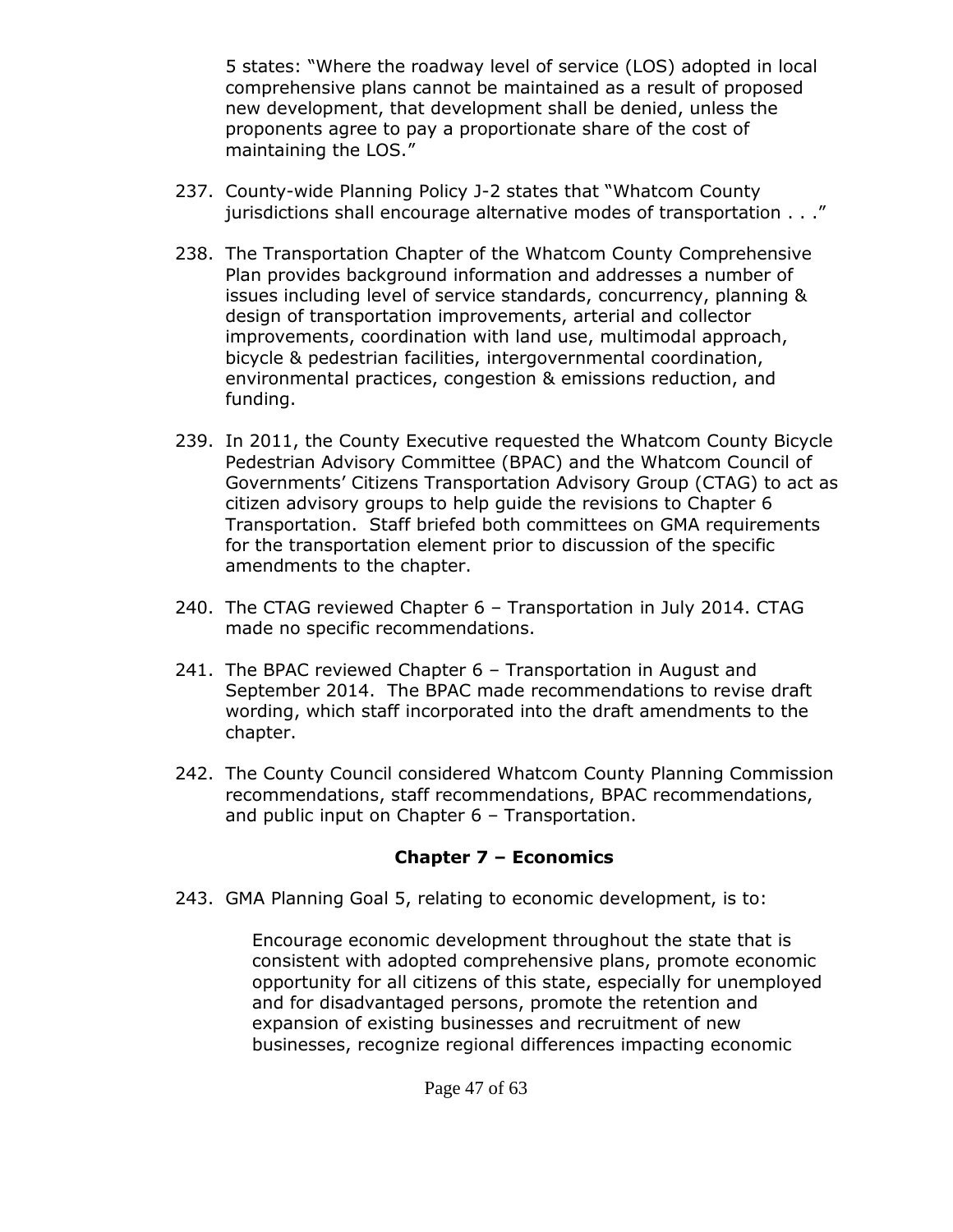5 states: "Where the roadway level of service (LOS) adopted in local comprehensive plans cannot be maintained as a result of proposed new development, that development shall be denied, unless the proponents agree to pay a proportionate share of the cost of maintaining the LOS."

237. County-wide Planning Policy J-2 states that "Whatcom County jurisdictions shall encourage alternative modes of transportation . . ."

238. The Transportation Chapter of the Whatcom County Comprehensive Plan provides background information and addresses a number of issues including level of service standards, concurrency, planning & design of transportation improvements, arterial and collector improvements, coordination with land use, multimodal approach, bicycle & pedestrian facilities, intergovernmental coordination, environmental practices, congestion & emissions reduction, and funding.

239. In 2011, the County Executive requested the Whatcom County Bicycle Pedestrian Advisory Committee (BPAC) and the Whatcom Council of Governments' Citizens Transportation Advisory Group (CTAG) to act as citizen advisory groups to help guide the revisions to Chapter 6 Transportation. Staff briefed both committees on GMA requirements for the transportation element prior to discussion of the specific amendments to the chapter.

240. The CTAG reviewed Chapter 6 – Transportation in July 2014. CTAG made no specific recommendations.

241. The BPAC reviewed Chapter 6 – Transportation in August and September 2014. The BPAC made recommendations to revise draft wording, which staff incorporated into the draft amendments to the chapter.

242. The County Council considered Whatcom County Planning Commission recommendations, staff recommendations, BPAC recommendations, and public input on Chapter 6 – Transportation.

## Chapter 7 – Economics

243. GMA Planning Goal 5, relating to economic development, is to:

> Encourage economic development throughout the state that is consistent with adopted comprehensive plans, promote economic opportunity for all citizens of this state, especially for unemployed and for disadvantaged persons, promote the retention and expansion of existing businesses and recruitment of new businesses, recognize regional differences impacting economic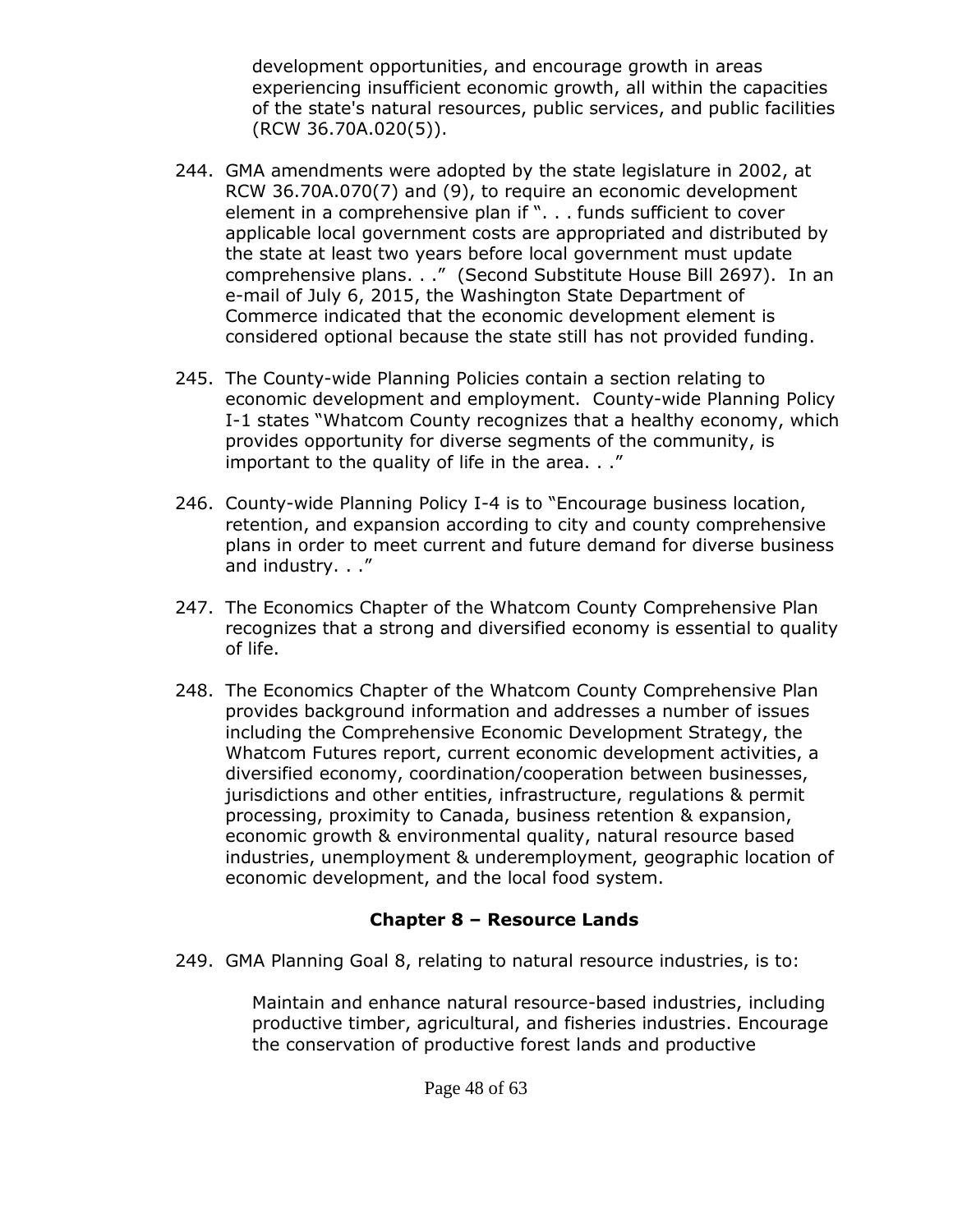> development opportunities, and encourage growth in areas experiencing insufficient economic growth, all within the capacities of the state's natural resources, public services, and public facilities (RCW 36.70A.020(5)).

244. GMA amendments were adopted by the state legislature in 2002, at RCW 36.70A.070(7) and (9), to require an economic development element in a comprehensive plan if ". . . funds sufficient to cover applicable local government costs are appropriated and distributed by the state at least two years before local government must update comprehensive plans. . ." (Second Substitute House Bill 2697). In an e-mail of July 6, 2015, the Washington State Department of Commerce indicated that the economic development element is considered optional because the state still has not provided funding.

245. The County-wide Planning Policies contain a section relating to economic development and employment. County-wide Planning Policy I-1 states "Whatcom County recognizes that a healthy economy, which provides opportunity for diverse segments of the community, is important to the quality of life in the area. . ."

246. County-wide Planning Policy I-4 is to "Encourage business location, retention, and expansion according to city and county comprehensive plans in order to meet current and future demand for diverse business and industry. . ."

247. The Economics Chapter of the Whatcom County Comprehensive Plan recognizes that a strong and diversified economy is essential to quality of life.

248. The Economics Chapter of the Whatcom County Comprehensive Plan provides background information and addresses a number of issues including the Comprehensive Economic Development Strategy, the Whatcom Futures report, current economic development activities, a diversified economy, coordination/cooperation between businesses, jurisdictions and other entities, infrastructure, regulations & permit processing, proximity to Canada, business retention & expansion, economic growth & environmental quality, natural resource based industries, unemployment & underemployment, geographic location of economic development, and the local food system.

## Chapter 8 – Resource Lands

249. GMA Planning Goal 8, relating to natural resource industries, is to:

> Maintain and enhance natural resource-based industries, including productive timber, agricultural, and fisheries industries. Encourage the conservation of productive forest lands and productive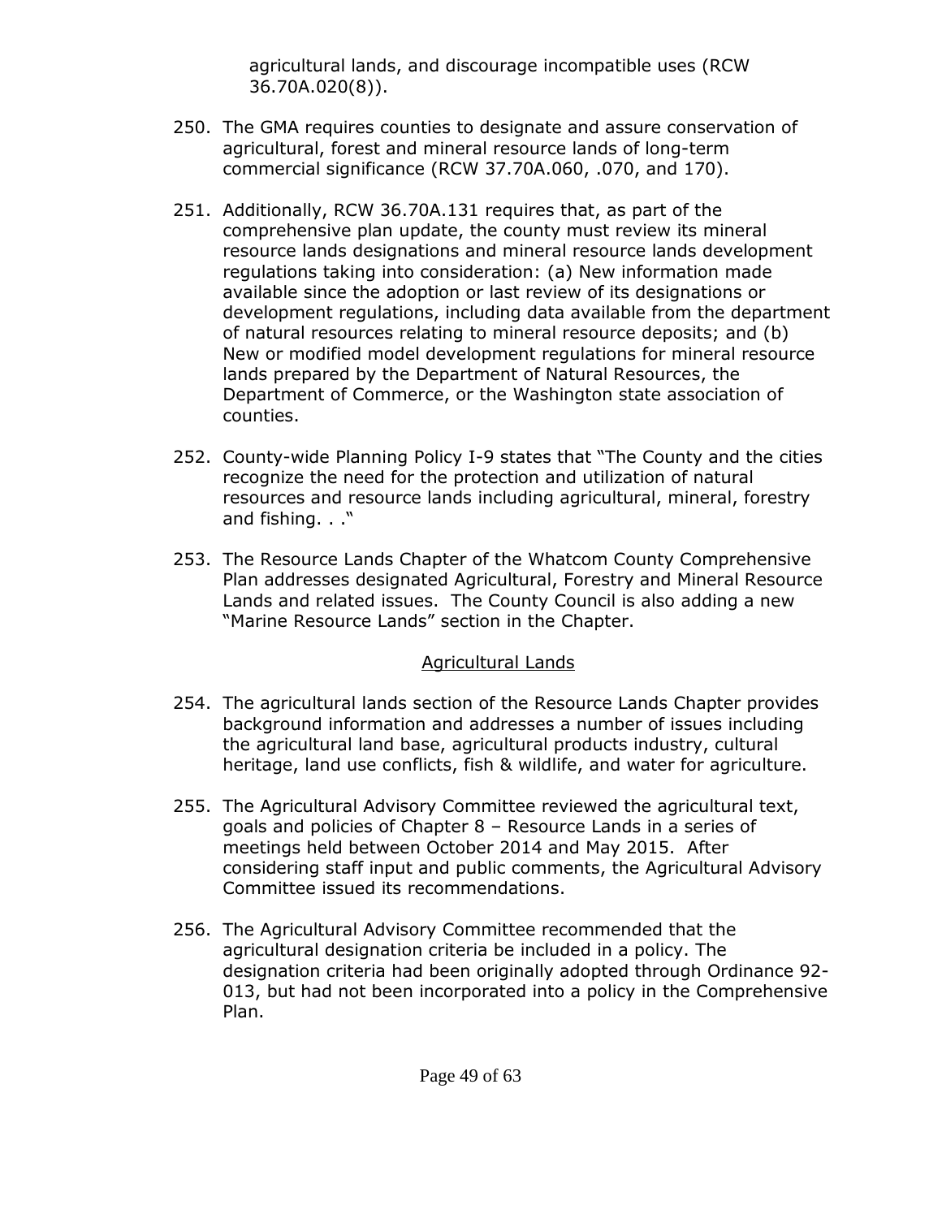agricultural lands, and discourage incompatible uses (RCW 36.70A.020(8)).

250. The GMA requires counties to designate and assure conservation of agricultural, forest and mineral resource lands of long-term commercial significance (RCW 37.70A.060, .070, and 170).

251. Additionally, RCW 36.70A.131 requires that, as part of the comprehensive plan update, the county must review its mineral resource lands designations and mineral resource lands development regulations taking into consideration: (a) New information made available since the adoption or last review of its designations or development regulations, including data available from the department of natural resources relating to mineral resource deposits; and (b) New or modified model development regulations for mineral resource lands prepared by the Department of Natural Resources, the Department of Commerce, or the Washington state association of counties.

252. County-wide Planning Policy I-9 states that "The County and the cities recognize the need for the protection and utilization of natural resources and resource lands including agricultural, mineral, forestry and fishing. . ."

253. The Resource Lands Chapter of the Whatcom County Comprehensive Plan addresses designated Agricultural, Forestry and Mineral Resource Lands and related issues. The County Council is also adding a new "Marine Resource Lands" section in the Chapter.

<u>Agricultural Lands</u>

254. The agricultural lands section of the Resource Lands Chapter provides background information and addresses a number of issues including the agricultural land base, agricultural products industry, cultural heritage, land use conflicts, fish & wildlife, and water for agriculture.

255. The Agricultural Advisory Committee reviewed the agricultural text, goals and policies of Chapter 8 – Resource Lands in a series of meetings held between October 2014 and May 2015. After considering staff input and public comments, the Agricultural Advisory Committee issued its recommendations.

256. The Agricultural Advisory Committee recommended that the agricultural designation criteria be included in a policy. The designation criteria had been originally adopted through Ordinance 92-013, but had not been incorporated into a policy in the Comprehensive Plan.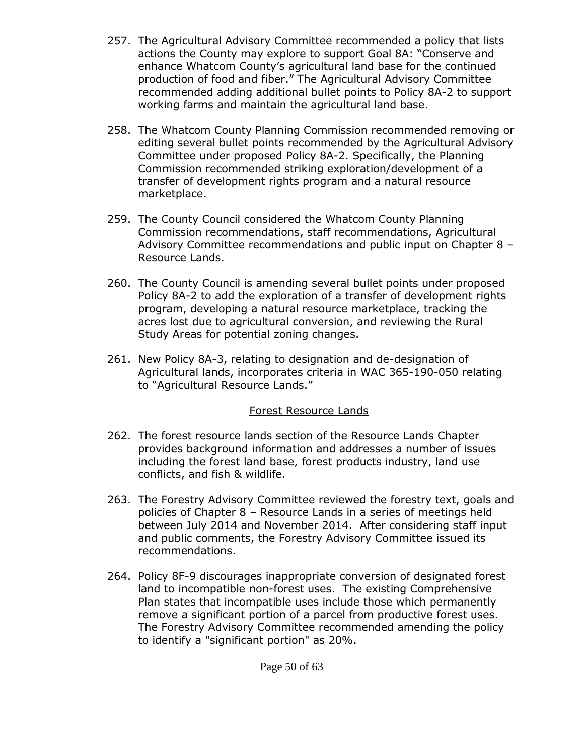257. The Agricultural Advisory Committee recommended a policy that lists actions the County may explore to support Goal 8A: "Conserve and enhance Whatcom County's agricultural land base for the continued production of food and fiber." The Agricultural Advisory Committee recommended adding additional bullet points to Policy 8A-2 to support working farms and maintain the agricultural land base.

258. The Whatcom County Planning Commission recommended removing or editing several bullet points recommended by the Agricultural Advisory Committee under proposed Policy 8A-2. Specifically, the Planning Commission recommended striking exploration/development of a transfer of development rights program and a natural resource marketplace.

259. The County Council considered the Whatcom County Planning Commission recommendations, staff recommendations, Agricultural Advisory Committee recommendations and public input on Chapter 8 – Resource Lands.

260. The County Council is amending several bullet points under proposed Policy 8A-2 to add the exploration of a transfer of development rights program, developing a natural resource marketplace, tracking the acres lost due to agricultural conversion, and reviewing the Rural Study Areas for potential zoning changes.

261. New Policy 8A-3, relating to designation and de-designation of Agricultural lands, incorporates criteria in WAC 365-190-050 relating to "Agricultural Resource Lands."

<u>Forest Resource Lands</u>

262. The forest resource lands section of the Resource Lands Chapter provides background information and addresses a number of issues including the forest land base, forest products industry, land use conflicts, and fish & wildlife.

263. The Forestry Advisory Committee reviewed the forestry text, goals and policies of Chapter 8 – Resource Lands in a series of meetings held between July 2014 and November 2014. After considering staff input and public comments, the Forestry Advisory Committee issued its recommendations.

264. Policy 8F-9 discourages inappropriate conversion of designated forest land to incompatible non-forest uses. The existing Comprehensive Plan states that incompatible uses include those which permanently remove a significant portion of a parcel from productive forest uses. The Forestry Advisory Committee recommended amending the policy to identify a "significant portion" as 20%.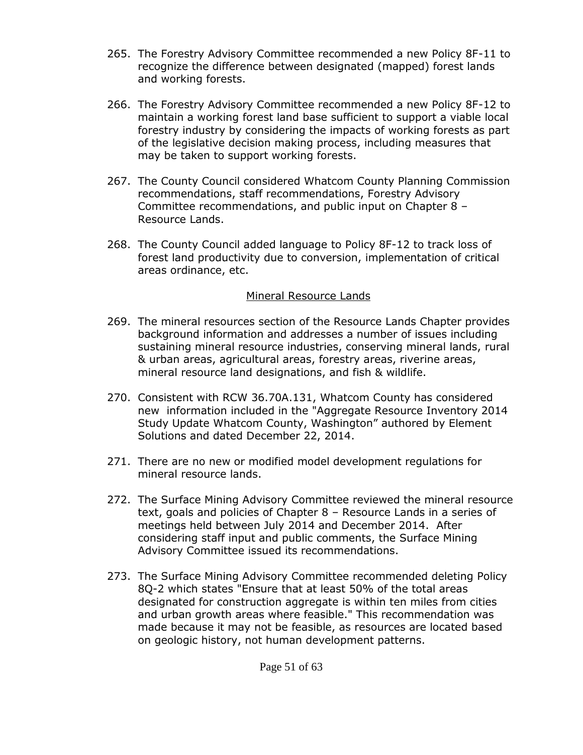265. The Forestry Advisory Committee recommended a new Policy 8F-11 to recognize the difference between designated (mapped) forest lands and working forests.

266. The Forestry Advisory Committee recommended a new Policy 8F-12 to maintain a working forest land base sufficient to support a viable local forestry industry by considering the impacts of working forests as part of the legislative decision making process, including measures that may be taken to support working forests.

267. The County Council considered Whatcom County Planning Commission recommendations, staff recommendations, Forestry Advisory Committee recommendations, and public input on Chapter 8 – Resource Lands.

268. The County Council added language to Policy 8F-12 to track loss of forest land productivity due to conversion, implementation of critical areas ordinance, etc.

<u>Mineral Resource Lands</u>

269. The mineral resources section of the Resource Lands Chapter provides background information and addresses a number of issues including sustaining mineral resource industries, conserving mineral lands, rural & urban areas, agricultural areas, forestry areas, riverine areas, mineral resource land designations, and fish & wildlife.

270. Consistent with RCW 36.70A.131, Whatcom County has considered new information included in the "Aggregate Resource Inventory 2014 Study Update Whatcom County, Washington" authored by Element Solutions and dated December 22, 2014.

271. There are no new or modified model development regulations for mineral resource lands.

272. The Surface Mining Advisory Committee reviewed the mineral resource text, goals and policies of Chapter 8 – Resource Lands in a series of meetings held between July 2014 and December 2014. After considering staff input and public comments, the Surface Mining Advisory Committee issued its recommendations.

273. The Surface Mining Advisory Committee recommended deleting Policy 8Q-2 which states "Ensure that at least 50% of the total areas designated for construction aggregate is within ten miles from cities and urban growth areas where feasible." This recommendation was made because it may not be feasible, as resources are located based on geologic history, not human development patterns.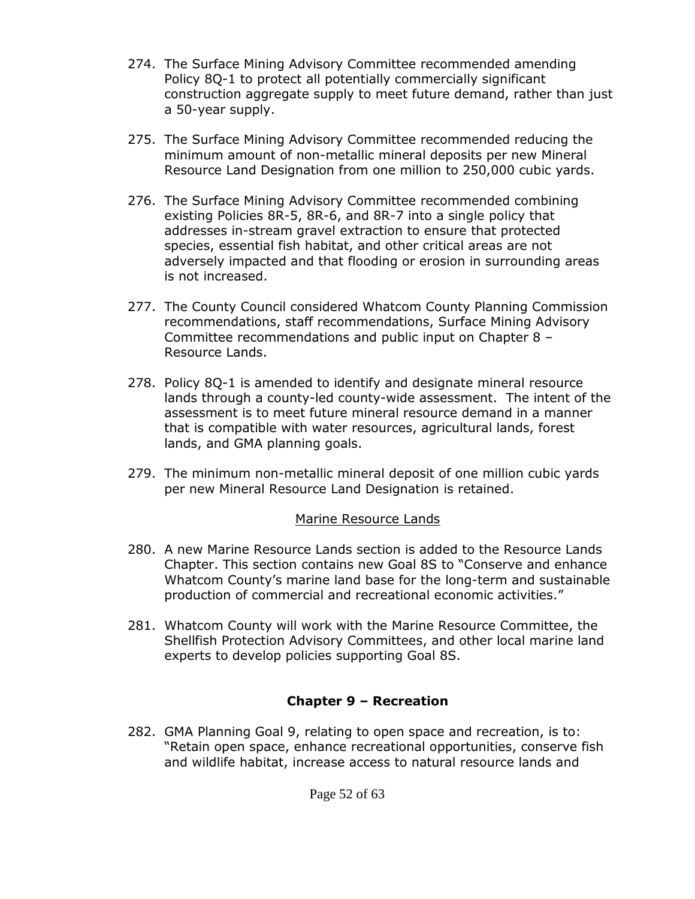274. The Surface Mining Advisory Committee recommended amending Policy 8Q-1 to protect all potentially commercially significant construction aggregate supply to meet future demand, rather than just a 50-year supply.

275. The Surface Mining Advisory Committee recommended reducing the minimum amount of non-metallic mineral deposits per new Mineral Resource Land Designation from one million to 250,000 cubic yards.

276. The Surface Mining Advisory Committee recommended combining existing Policies 8R-5, 8R-6, and 8R-7 into a single policy that addresses in-stream gravel extraction to ensure that protected species, essential fish habitat, and other critical areas are not adversely impacted and that flooding or erosion in surrounding areas is not increased.

277. The County Council considered Whatcom County Planning Commission recommendations, staff recommendations, Surface Mining Advisory Committee recommendations and public input on Chapter 8 – Resource Lands.

278. Policy 8Q-1 is amended to identify and designate mineral resource lands through a county-led county-wide assessment. The intent of the assessment is to meet future mineral resource demand in a manner that is compatible with water resources, agricultural lands, forest lands, and GMA planning goals.

279. The minimum non-metallic mineral deposit of one million cubic yards per new Mineral Resource Land Designation is retained.

<u>Marine Resource Lands</u>

280. A new Marine Resource Lands section is added to the Resource Lands Chapter. This section contains new Goal 8S to "Conserve and enhance Whatcom County's marine land base for the long-term and sustainable production of commercial and recreational economic activities."

281. Whatcom County will work with the Marine Resource Committee, the Shellfish Protection Advisory Committees, and other local marine land experts to develop policies supporting Goal 8S.

## Chapter 9 – Recreation

282. GMA Planning Goal 9, relating to open space and recreation, is to: "Retain open space, enhance recreational opportunities, conserve fish and wildlife habitat, increase access to natural resource lands and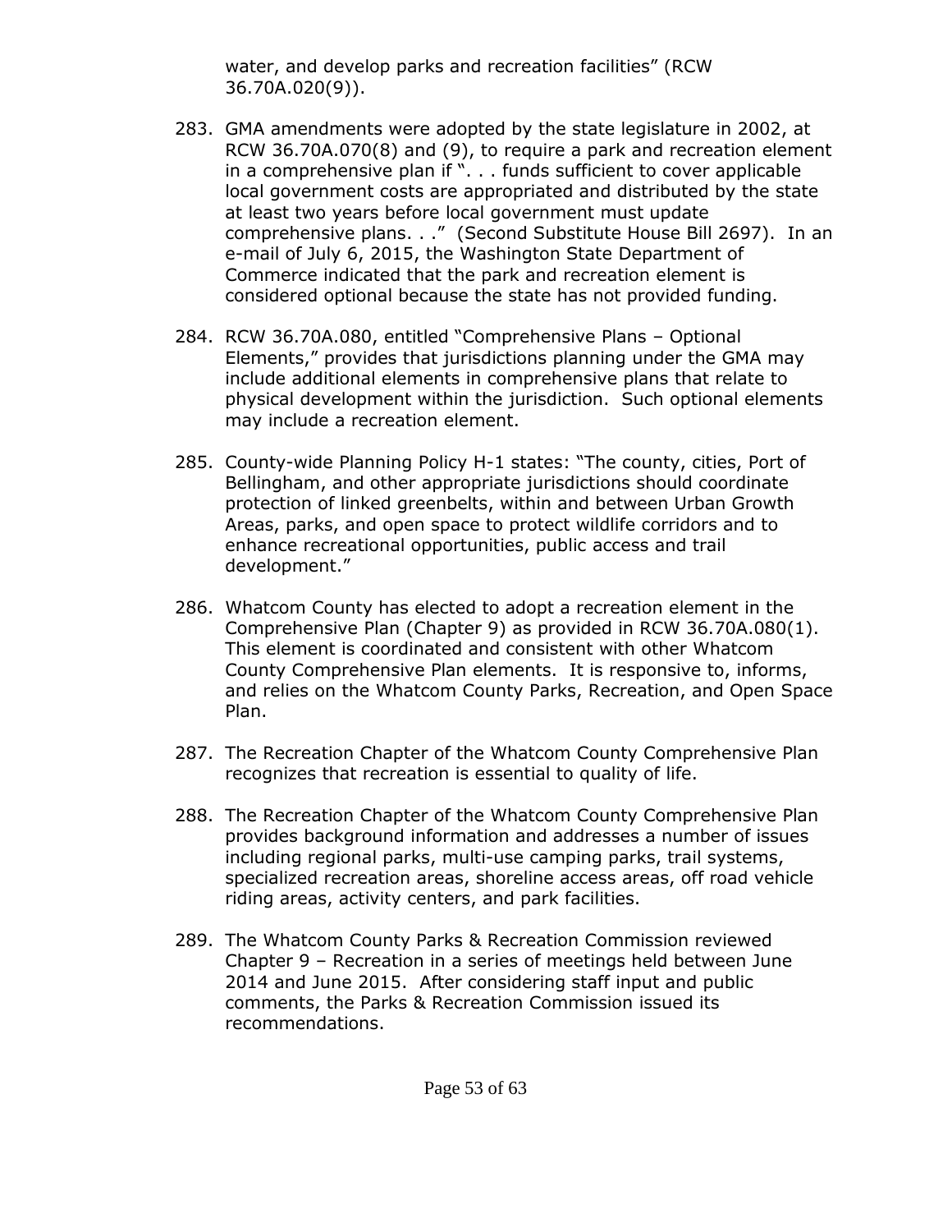water, and develop parks and recreation facilities" (RCW 36.70A.020(9)).

283. GMA amendments were adopted by the state legislature in 2002, at RCW 36.70A.070(8) and (9), to require a park and recreation element in a comprehensive plan if ". . . funds sufficient to cover applicable local government costs are appropriated and distributed by the state at least two years before local government must update comprehensive plans. . ." (Second Substitute House Bill 2697). In an e-mail of July 6, 2015, the Washington State Department of Commerce indicated that the park and recreation element is considered optional because the state has not provided funding.

284. RCW 36.70A.080, entitled "Comprehensive Plans – Optional Elements," provides that jurisdictions planning under the GMA may include additional elements in comprehensive plans that relate to physical development within the jurisdiction. Such optional elements may include a recreation element.

285. County-wide Planning Policy H-1 states: "The county, cities, Port of Bellingham, and other appropriate jurisdictions should coordinate protection of linked greenbelts, within and between Urban Growth Areas, parks, and open space to protect wildlife corridors and to enhance recreational opportunities, public access and trail development."

286. Whatcom County has elected to adopt a recreation element in the Comprehensive Plan (Chapter 9) as provided in RCW 36.70A.080(1). This element is coordinated and consistent with other Whatcom County Comprehensive Plan elements. It is responsive to, informs, and relies on the Whatcom County Parks, Recreation, and Open Space Plan.

287. The Recreation Chapter of the Whatcom County Comprehensive Plan recognizes that recreation is essential to quality of life.

288. The Recreation Chapter of the Whatcom County Comprehensive Plan provides background information and addresses a number of issues including regional parks, multi-use camping parks, trail systems, specialized recreation areas, shoreline access areas, off road vehicle riding areas, activity centers, and park facilities.

289. The Whatcom County Parks & Recreation Commission reviewed Chapter 9 – Recreation in a series of meetings held between June 2014 and June 2015. After considering staff input and public comments, the Parks & Recreation Commission issued its recommendations.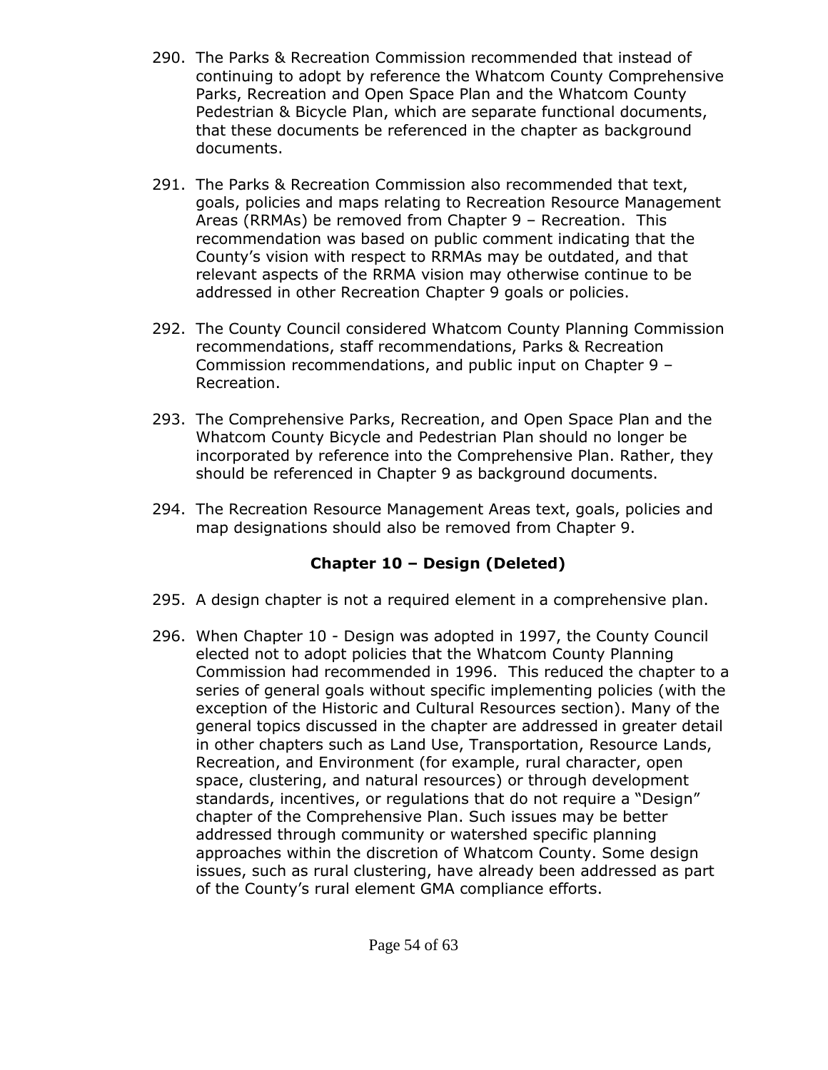290. The Parks & Recreation Commission recommended that instead of continuing to adopt by reference the Whatcom County Comprehensive Parks, Recreation and Open Space Plan and the Whatcom County Pedestrian & Bicycle Plan, which are separate functional documents, that these documents be referenced in the chapter as background documents.

291. The Parks & Recreation Commission also recommended that text, goals, policies and maps relating to Recreation Resource Management Areas (RRMAs) be removed from Chapter 9 – Recreation. This recommendation was based on public comment indicating that the County's vision with respect to RRMAs may be outdated, and that relevant aspects of the RRMA vision may otherwise continue to be addressed in other Recreation Chapter 9 goals or policies.

292. The County Council considered Whatcom County Planning Commission recommendations, staff recommendations, Parks & Recreation Commission recommendations, and public input on Chapter 9 – Recreation.

293. The Comprehensive Parks, Recreation, and Open Space Plan and the Whatcom County Bicycle and Pedestrian Plan should no longer be incorporated by reference into the Comprehensive Plan. Rather, they should be referenced in Chapter 9 as background documents.

294. The Recreation Resource Management Areas text, goals, policies and map designations should also be removed from Chapter 9.

## Chapter 10 – Design (Deleted)

295. A design chapter is not a required element in a comprehensive plan.

296. When Chapter 10 - Design was adopted in 1997, the County Council elected not to adopt policies that the Whatcom County Planning Commission had recommended in 1996. This reduced the chapter to a series of general goals without specific implementing policies (with the exception of the Historic and Cultural Resources section). Many of the general topics discussed in the chapter are addressed in greater detail in other chapters such as Land Use, Transportation, Resource Lands, Recreation, and Environment (for example, rural character, open space, clustering, and natural resources) or through development standards, incentives, or regulations that do not require a "Design" chapter of the Comprehensive Plan. Such issues may be better addressed through community or watershed specific planning approaches within the discretion of Whatcom County. Some design issues, such as rural clustering, have already been addressed as part of the County's rural element GMA compliance efforts.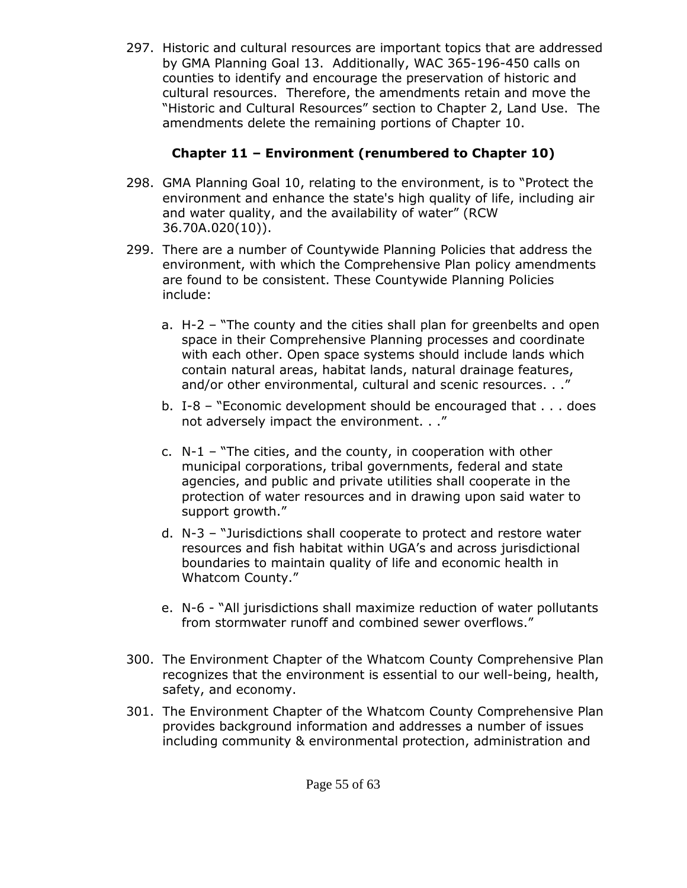297. Historic and cultural resources are important topics that are addressed by GMA Planning Goal 13. Additionally, WAC 365-196-450 calls on counties to identify and encourage the preservation of historic and cultural resources. Therefore, the amendments retain and move the "Historic and Cultural Resources" section to Chapter 2, Land Use. The amendments delete the remaining portions of Chapter 10.

### Chapter 11 – Environment (renumbered to Chapter 10)

298. GMA Planning Goal 10, relating to the environment, is to "Protect the environment and enhance the state's high quality of life, including air and water quality, and the availability of water" (RCW 36.70A.020(10)).

299. There are a number of Countywide Planning Policies that address the environment, with which the Comprehensive Plan policy amendments are found to be consistent. These Countywide Planning Policies include:

    a. H-2 – "The county and the cities shall plan for greenbelts and open space in their Comprehensive Planning processes and coordinate with each other. Open space systems should include lands which contain natural areas, habitat lands, natural drainage features, and/or other environmental, cultural and scenic resources. . ."

    b. I-8 – "Economic development should be encouraged that . . . does not adversely impact the environment. . ."

    c. N-1 – "The cities, and the county, in cooperation with other municipal corporations, tribal governments, federal and state agencies, and public and private utilities shall cooperate in the protection of water resources and in drawing upon said water to support growth."

    d. N-3 – "Jurisdictions shall cooperate to protect and restore water resources and fish habitat within UGA's and across jurisdictional boundaries to maintain quality of life and economic health in Whatcom County."

    e. N-6 - "All jurisdictions shall maximize reduction of water pollutants from stormwater runoff and combined sewer overflows."

300. The Environment Chapter of the Whatcom County Comprehensive Plan recognizes that the environment is essential to our well-being, health, safety, and economy.

301. The Environment Chapter of the Whatcom County Comprehensive Plan provides background information and addresses a number of issues including community & environmental protection, administration and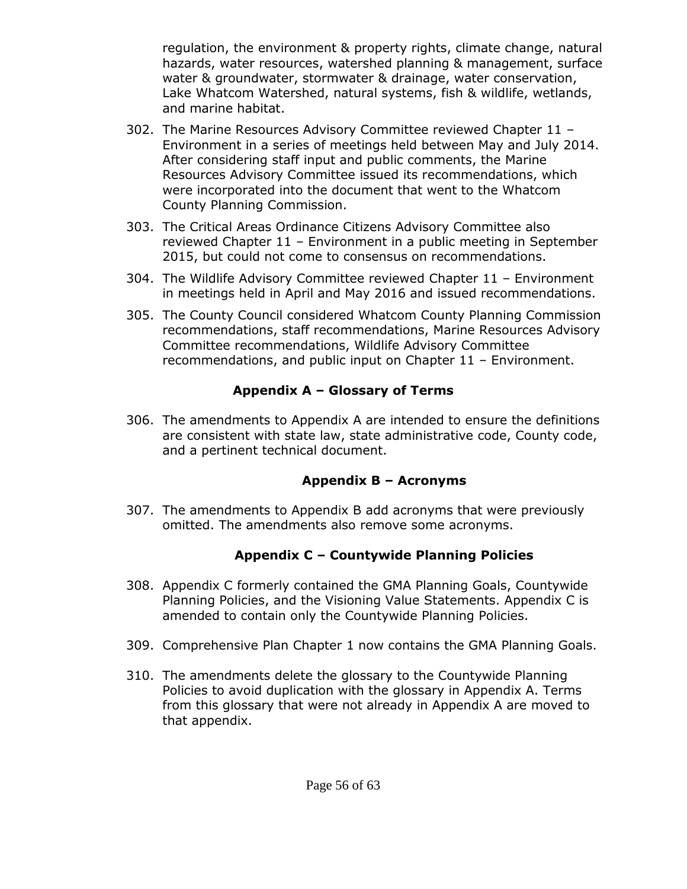regulation, the environment & property rights, climate change, natural hazards, water resources, watershed planning & management, surface water & groundwater, stormwater & drainage, water conservation, Lake Whatcom Watershed, natural systems, fish & wildlife, wetlands, and marine habitat.

302. The Marine Resources Advisory Committee reviewed Chapter 11 – Environment in a series of meetings held between May and July 2014. After considering staff input and public comments, the Marine Resources Advisory Committee issued its recommendations, which were incorporated into the document that went to the Whatcom County Planning Commission.

303. The Critical Areas Ordinance Citizens Advisory Committee also reviewed Chapter 11 – Environment in a public meeting in September 2015, but could not come to consensus on recommendations.

304. The Wildlife Advisory Committee reviewed Chapter 11 – Environment in meetings held in April and May 2016 and issued recommendations.

305. The County Council considered Whatcom County Planning Commission recommendations, staff recommendations, Marine Resources Advisory Committee recommendations, Wildlife Advisory Committee recommendations, and public input on Chapter 11 – Environment.

### Appendix A – Glossary of Terms

306. The amendments to Appendix A are intended to ensure the definitions are consistent with state law, state administrative code, County code, and a pertinent technical document.

### Appendix B – Acronyms

307. The amendments to Appendix B add acronyms that were previously omitted. The amendments also remove some acronyms.

### Appendix C – Countywide Planning Policies

308. Appendix C formerly contained the GMA Planning Goals, Countywide Planning Policies, and the Visioning Value Statements. Appendix C is amended to contain only the Countywide Planning Policies.

309. Comprehensive Plan Chapter 1 now contains the GMA Planning Goals.

310. The amendments delete the glossary to the Countywide Planning Policies to avoid duplication with the glossary in Appendix A. Terms from this glossary that were not already in Appendix A are moved to that appendix.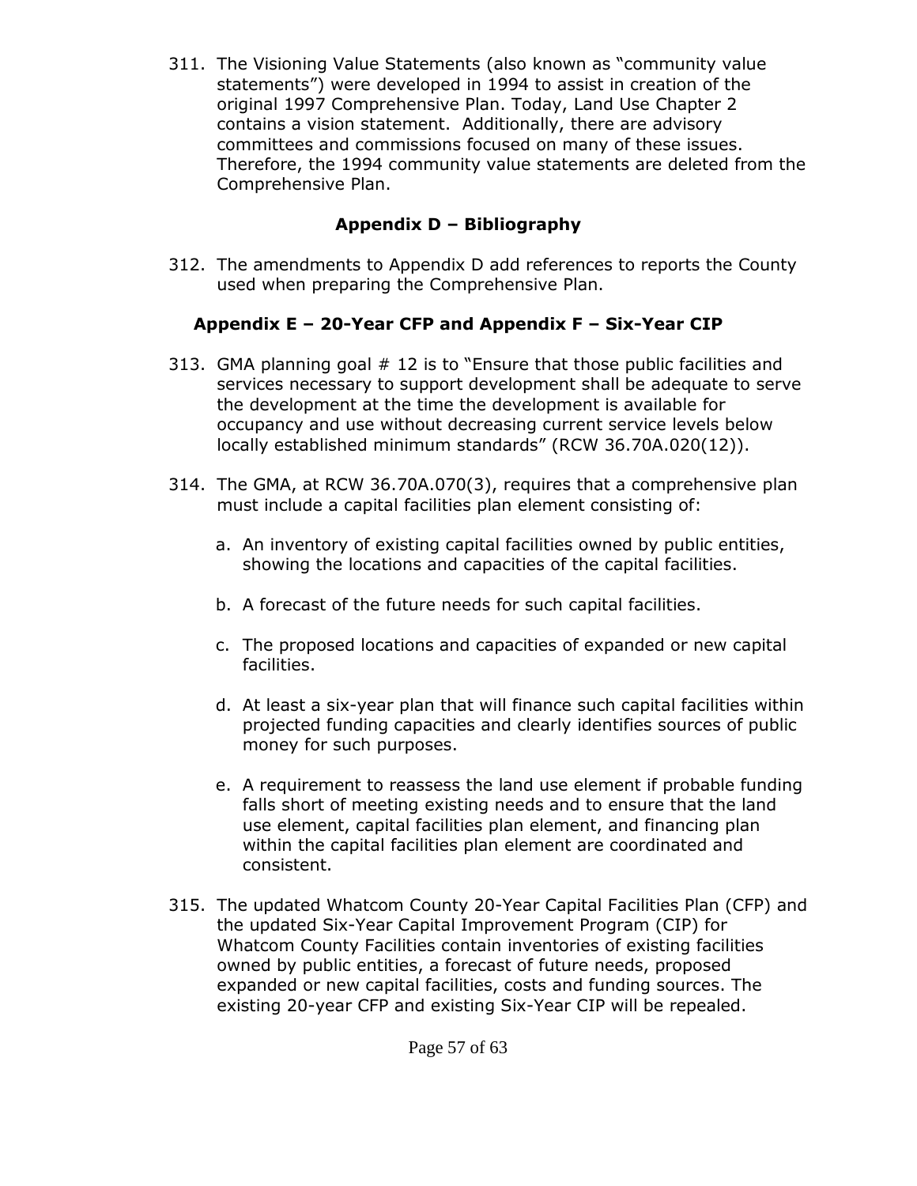311. The Visioning Value Statements (also known as "community value statements") were developed in 1994 to assist in creation of the original 1997 Comprehensive Plan. Today, Land Use Chapter 2 contains a vision statement. Additionally, there are advisory committees and commissions focused on many of these issues. Therefore, the 1994 community value statements are deleted from the Comprehensive Plan.

### Appendix D – Bibliography

312. The amendments to Appendix D add references to reports the County used when preparing the Comprehensive Plan.

### Appendix E – 20-Year CFP and Appendix F – Six-Year CIP

313. GMA planning goal # 12 is to "Ensure that those public facilities and services necessary to support development shall be adequate to serve the development at the time the development is available for occupancy and use without decreasing current service levels below locally established minimum standards" (RCW 36.70A.020(12)).

314. The GMA, at RCW 36.70A.070(3), requires that a comprehensive plan must include a capital facilities plan element consisting of:

    a. An inventory of existing capital facilities owned by public entities, showing the locations and capacities of the capital facilities.

    b. A forecast of the future needs for such capital facilities.

    c. The proposed locations and capacities of expanded or new capital facilities.

    d. At least a six-year plan that will finance such capital facilities within projected funding capacities and clearly identifies sources of public money for such purposes.

    e. A requirement to reassess the land use element if probable funding falls short of meeting existing needs and to ensure that the land use element, capital facilities plan element, and financing plan within the capital facilities plan element are coordinated and consistent.

315. The updated Whatcom County 20-Year Capital Facilities Plan (CFP) and the updated Six-Year Capital Improvement Program (CIP) for Whatcom County Facilities contain inventories of existing facilities owned by public entities, a forecast of future needs, proposed expanded or new capital facilities, costs and funding sources. The existing 20-year CFP and existing Six-Year CIP will be repealed.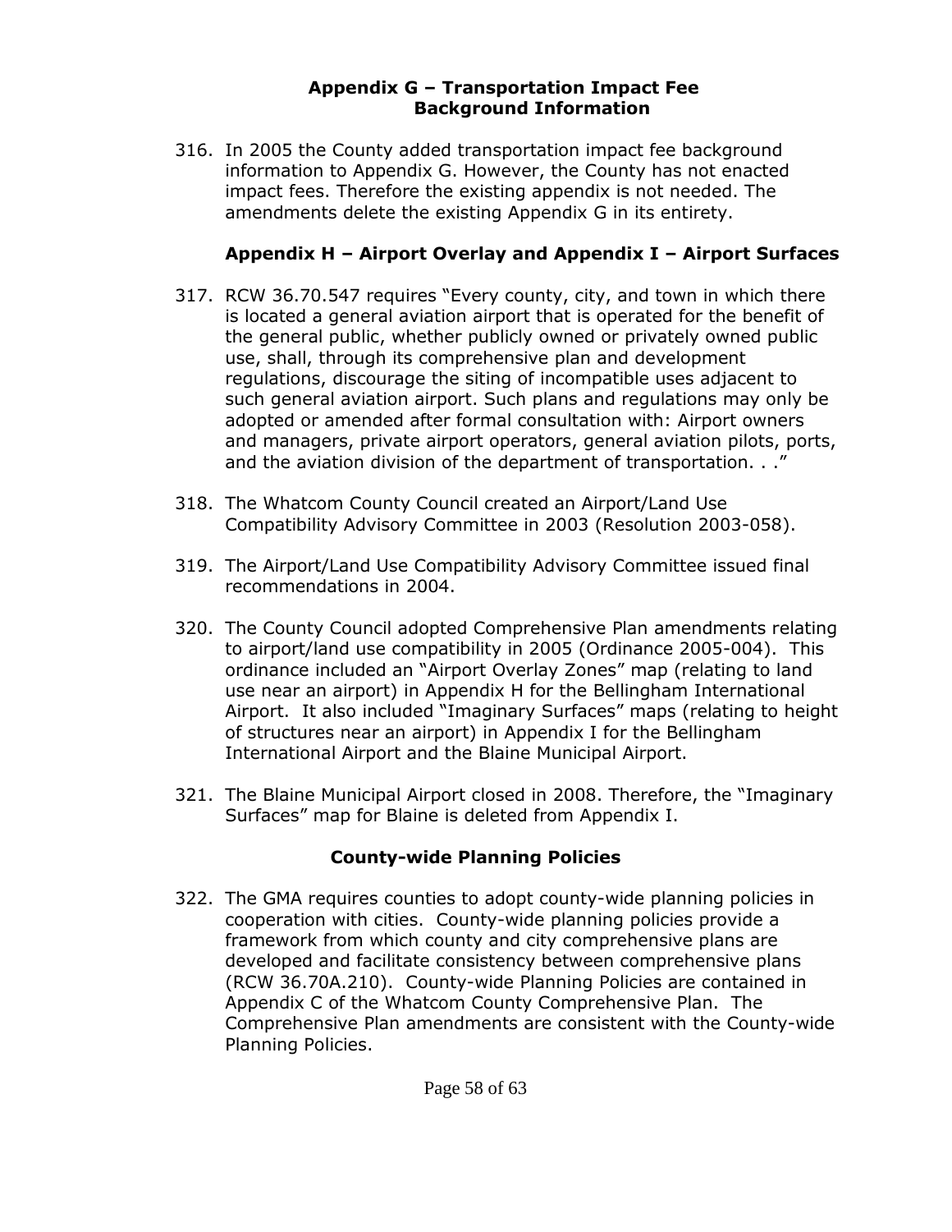### Appendix G – Transportation Impact Fee Background Information

316. In 2005 the County added transportation impact fee background information to Appendix G. However, the County has not enacted impact fees. Therefore the existing appendix is not needed. The amendments delete the existing Appendix G in its entirety.

### Appendix H – Airport Overlay and Appendix I – Airport Surfaces

317. RCW 36.70.547 requires "Every county, city, and town in which there is located a general aviation airport that is operated for the benefit of the general public, whether publicly owned or privately owned public use, shall, through its comprehensive plan and development regulations, discourage the siting of incompatible uses adjacent to such general aviation airport. Such plans and regulations may only be adopted or amended after formal consultation with: Airport owners and managers, private airport operators, general aviation pilots, ports, and the aviation division of the department of transportation. . ."

318. The Whatcom County Council created an Airport/Land Use Compatibility Advisory Committee in 2003 (Resolution 2003-058).

319. The Airport/Land Use Compatibility Advisory Committee issued final recommendations in 2004.

320. The County Council adopted Comprehensive Plan amendments relating to airport/land use compatibility in 2005 (Ordinance 2005-004). This ordinance included an "Airport Overlay Zones" map (relating to land use near an airport) in Appendix H for the Bellingham International Airport. It also included "Imaginary Surfaces" maps (relating to height of structures near an airport) in Appendix I for the Bellingham International Airport and the Blaine Municipal Airport.

321. The Blaine Municipal Airport closed in 2008. Therefore, the "Imaginary Surfaces" map for Blaine is deleted from Appendix I.

### County-wide Planning Policies

322. The GMA requires counties to adopt county-wide planning policies in cooperation with cities. County-wide planning policies provide a framework from which county and city comprehensive plans are developed and facilitate consistency between comprehensive plans (RCW 36.70A.210). County-wide Planning Policies are contained in Appendix C of the Whatcom County Comprehensive Plan. The Comprehensive Plan amendments are consistent with the County-wide Planning Policies.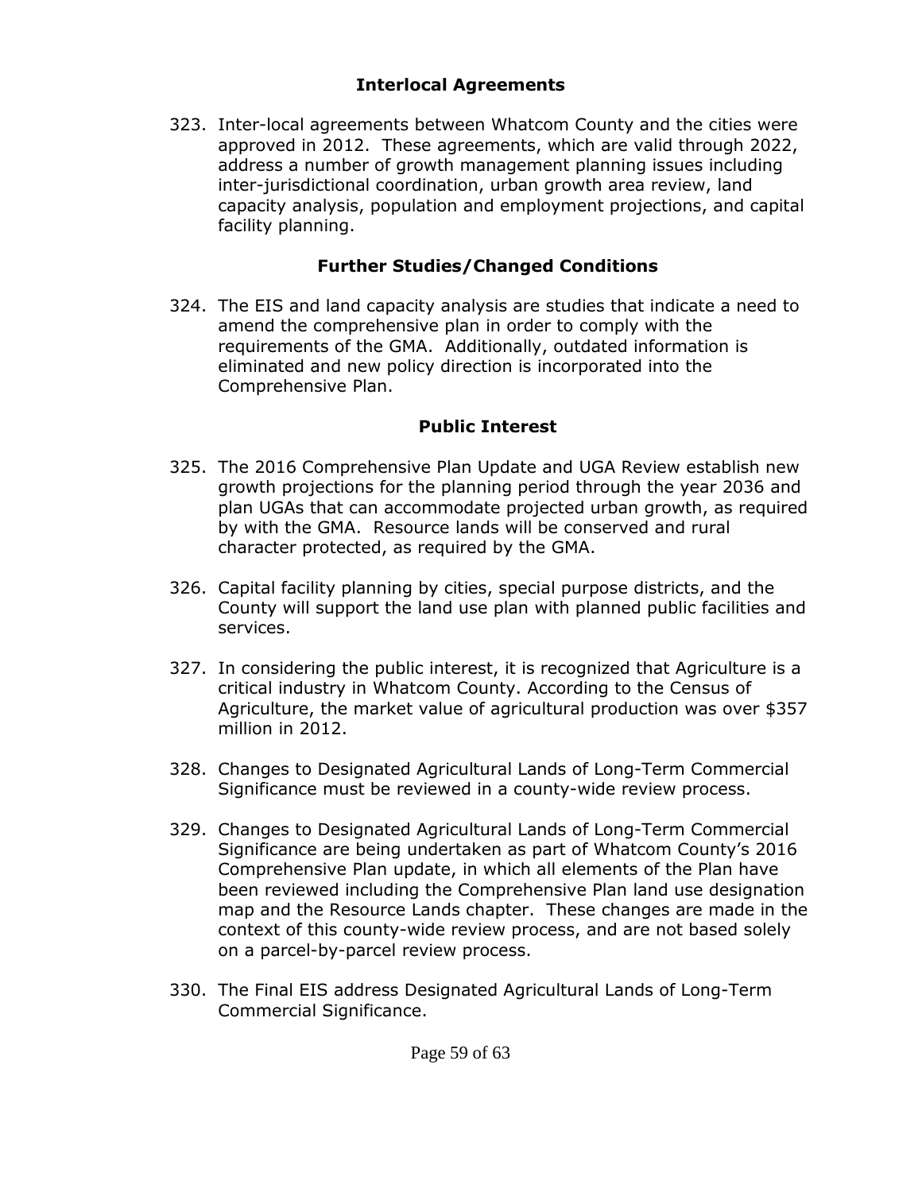## Interlocal Agreements

323. Inter-local agreements between Whatcom County and the cities were approved in 2012. These agreements, which are valid through 2022, address a number of growth management planning issues including inter-jurisdictional coordination, urban growth area review, land capacity analysis, population and employment projections, and capital facility planning.

## Further Studies/Changed Conditions

324. The EIS and land capacity analysis are studies that indicate a need to amend the comprehensive plan in order to comply with the requirements of the GMA. Additionally, outdated information is eliminated and new policy direction is incorporated into the Comprehensive Plan.

## Public Interest

325. The 2016 Comprehensive Plan Update and UGA Review establish new growth projections for the planning period through the year 2036 and plan UGAs that can accommodate projected urban growth, as required by with the GMA. Resource lands will be conserved and rural character protected, as required by the GMA.

326. Capital facility planning by cities, special purpose districts, and the County will support the land use plan with planned public facilities and services.

327. In considering the public interest, it is recognized that Agriculture is a critical industry in Whatcom County. According to the Census of Agriculture, the market value of agricultural production was over $357 million in 2012.

328. Changes to Designated Agricultural Lands of Long-Term Commercial Significance must be reviewed in a county-wide review process.

329. Changes to Designated Agricultural Lands of Long-Term Commercial Significance are being undertaken as part of Whatcom County's 2016 Comprehensive Plan update, in which all elements of the Plan have been reviewed including the Comprehensive Plan land use designation map and the Resource Lands chapter. These changes are made in the context of this county-wide review process, and are not based solely on a parcel-by-parcel review process.

330. The Final EIS address Designated Agricultural Lands of Long-Term Commercial Significance.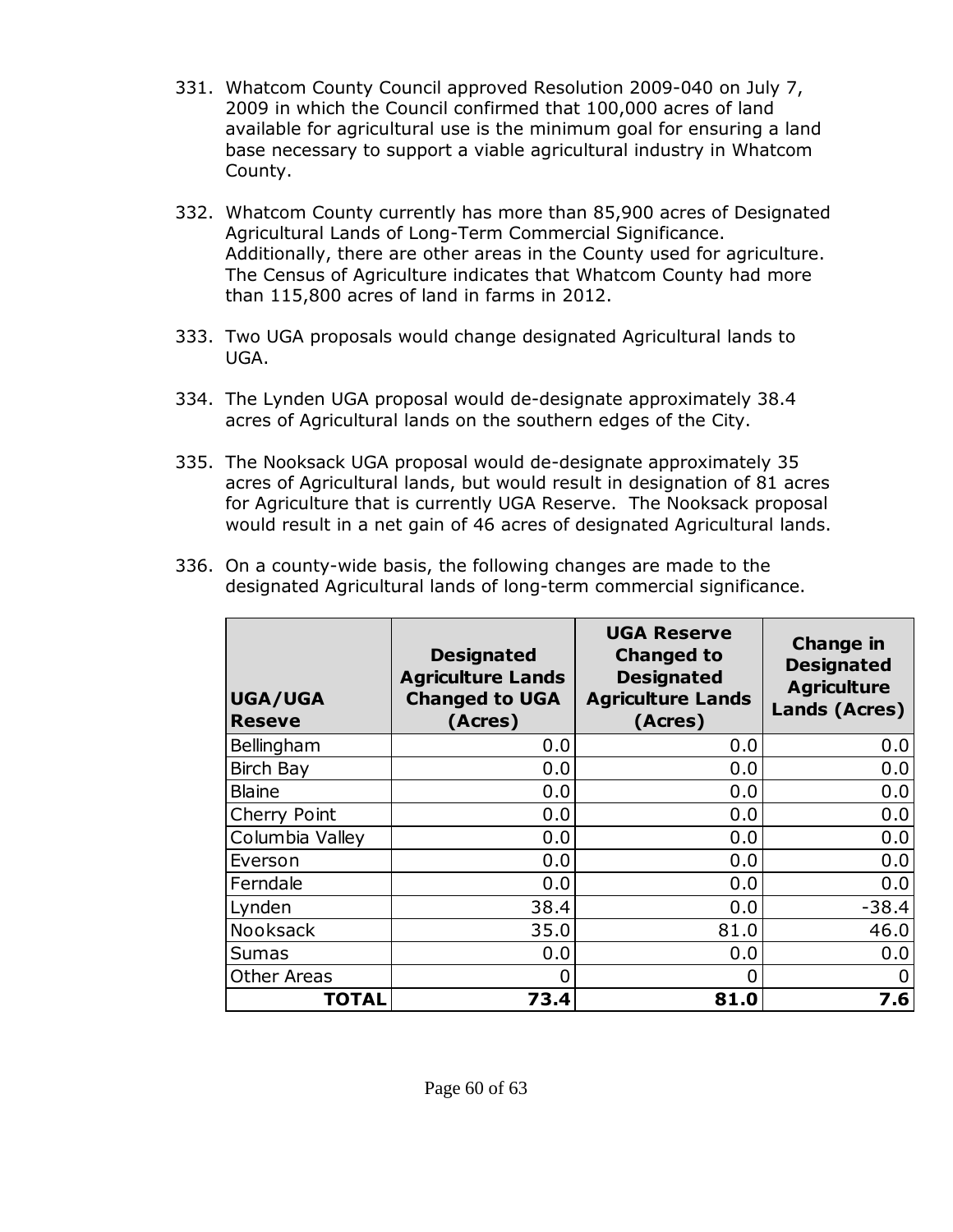331. Whatcom County Council approved Resolution 2009-040 on July 7, 2009 in which the Council confirmed that 100,000 acres of land available for agricultural use is the minimum goal for ensuring a land base necessary to support a viable agricultural industry in Whatcom County.

332. Whatcom County currently has more than 85,900 acres of Designated Agricultural Lands of Long-Term Commercial Significance. Additionally, there are other areas in the County used for agriculture. The Census of Agriculture indicates that Whatcom County had more than 115,800 acres of land in farms in 2012.

333. Two UGA proposals would change designated Agricultural lands to UGA.

334. The Lynden UGA proposal would de-designate approximately 38.4 acres of Agricultural lands on the southern edges of the City.

335. The Nooksack UGA proposal would de-designate approximately 35 acres of Agricultural lands, but would result in designation of 81 acres for Agriculture that is currently UGA Reserve. The Nooksack proposal would result in a net gain of 46 acres of designated Agricultural lands.

336. On a county-wide basis, the following changes are made to the designated Agricultural lands of long-term commercial significance.

| UGA/UGA Reseve | Designated Agriculture Lands Changed to UGA (Acres) | UGA Reserve Changed to Designated Agriculture Lands (Acres) | Change in Designated Agriculture Lands (Acres) |
|---|---|---|---|
| Bellingham | 0.0 | 0.0 | 0.0 |
| Birch Bay | 0.0 | 0.0 | 0.0 |
| Blaine | 0.0 | 0.0 | 0.0 |
| Cherry Point | 0.0 | 0.0 | 0.0 |
| Columbia Valley | 0.0 | 0.0 | 0.0 |
| Everson | 0.0 | 0.0 | 0.0 |
| Ferndale | 0.0 | 0.0 | 0.0 |
| Lynden | 38.4 | 0.0 | -38.4 |
| Nooksack | 35.0 | 81.0 | 46.0 |
| Sumas | 0.0 | 0.0 | 0.0 |
| Other Areas | 0 | 0 | 0 |
| **TOTAL** | **73.4** | **81.0** | **7.6** |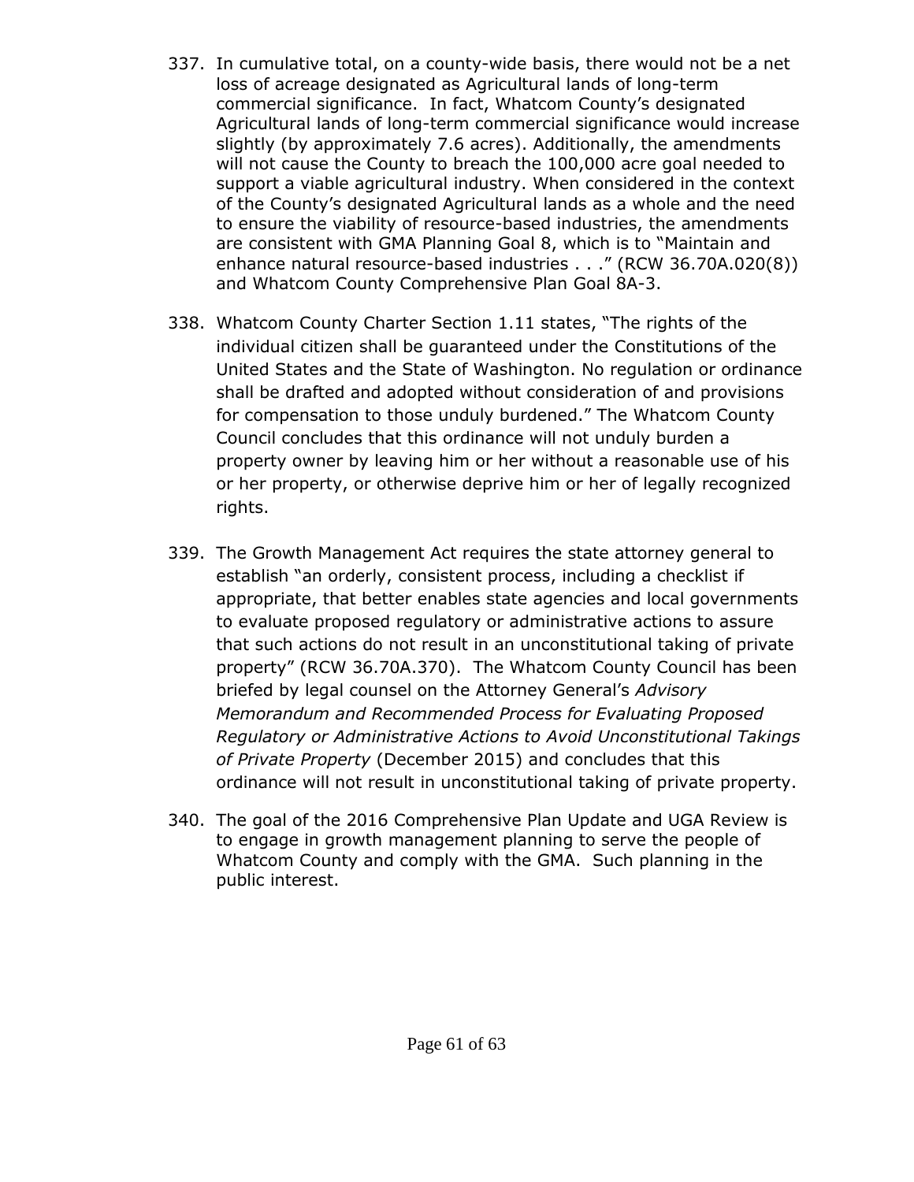337. In cumulative total, on a county-wide basis, there would not be a net loss of acreage designated as Agricultural lands of long-term commercial significance. In fact, Whatcom County's designated Agricultural lands of long-term commercial significance would increase slightly (by approximately 7.6 acres). Additionally, the amendments will not cause the County to breach the 100,000 acre goal needed to support a viable agricultural industry. When considered in the context of the County's designated Agricultural lands as a whole and the need to ensure the viability of resource-based industries, the amendments are consistent with GMA Planning Goal 8, which is to "Maintain and enhance natural resource-based industries . . ." (RCW 36.70A.020(8)) and Whatcom County Comprehensive Plan Goal 8A-3.

338. Whatcom County Charter Section 1.11 states, "The rights of the individual citizen shall be guaranteed under the Constitutions of the United States and the State of Washington. No regulation or ordinance shall be drafted and adopted without consideration of and provisions for compensation to those unduly burdened." The Whatcom County Council concludes that this ordinance will not unduly burden a property owner by leaving him or her without a reasonable use of his or her property, or otherwise deprive him or her of legally recognized rights.

339. The Growth Management Act requires the state attorney general to establish "an orderly, consistent process, including a checklist if appropriate, that better enables state agencies and local governments to evaluate proposed regulatory or administrative actions to assure that such actions do not result in an unconstitutional taking of private property" (RCW 36.70A.370). The Whatcom County Council has been briefed by legal counsel on the Attorney General's *Advisory Memorandum and Recommended Process for Evaluating Proposed Regulatory or Administrative Actions to Avoid Unconstitutional Takings of Private Property* (December 2015) and concludes that this ordinance will not result in unconstitutional taking of private property.

340. The goal of the 2016 Comprehensive Plan Update and UGA Review is to engage in growth management planning to serve the people of Whatcom County and comply with the GMA. Such planning in the public interest.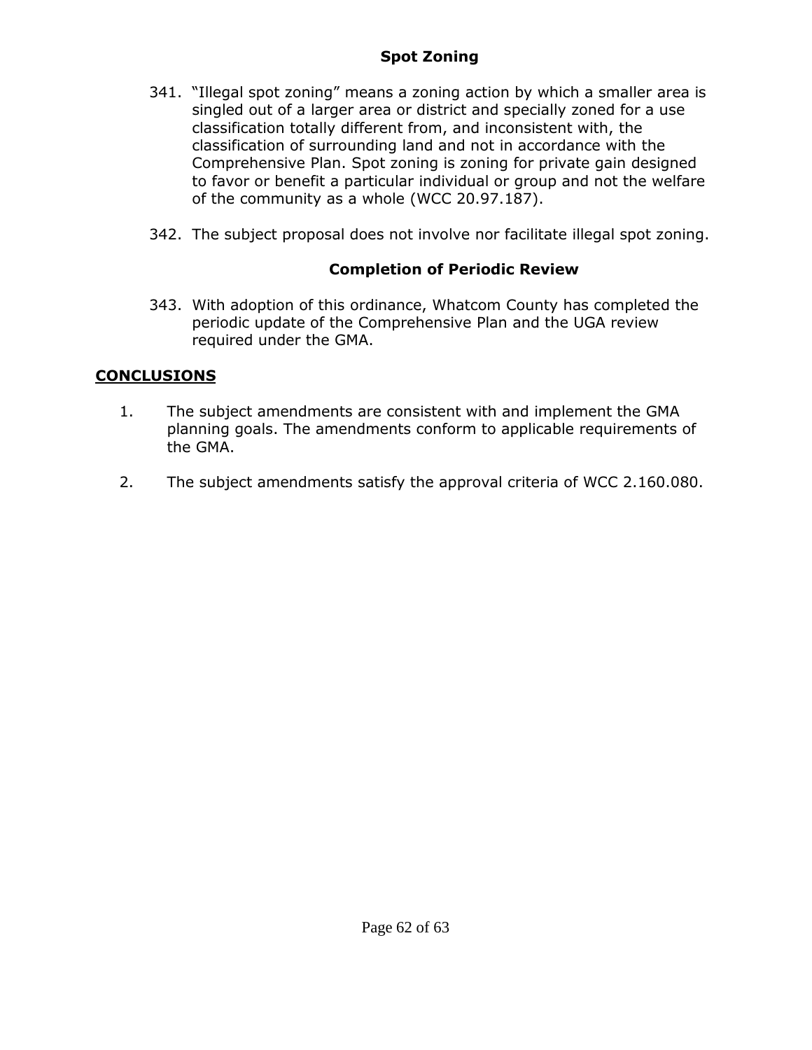### Spot Zoning

341. “Illegal spot zoning” means a zoning action by which a smaller area is singled out of a larger area or district and specially zoned for a use classification totally different from, and inconsistent with, the classification of surrounding land and not in accordance with the Comprehensive Plan. Spot zoning is zoning for private gain designed to favor or benefit a particular individual or group and not the welfare of the community as a whole (WCC 20.97.187).

342. The subject proposal does not involve nor facilitate illegal spot zoning.

### Completion of Periodic Review

343. With adoption of this ordinance, Whatcom County has completed the periodic update of the Comprehensive Plan and the UGA review required under the GMA.

## CONCLUSIONS

1. The subject amendments are consistent with and implement the GMA planning goals. The amendments conform to applicable requirements of the GMA.

2. The subject amendments satisfy the approval criteria of WCC 2.160.080.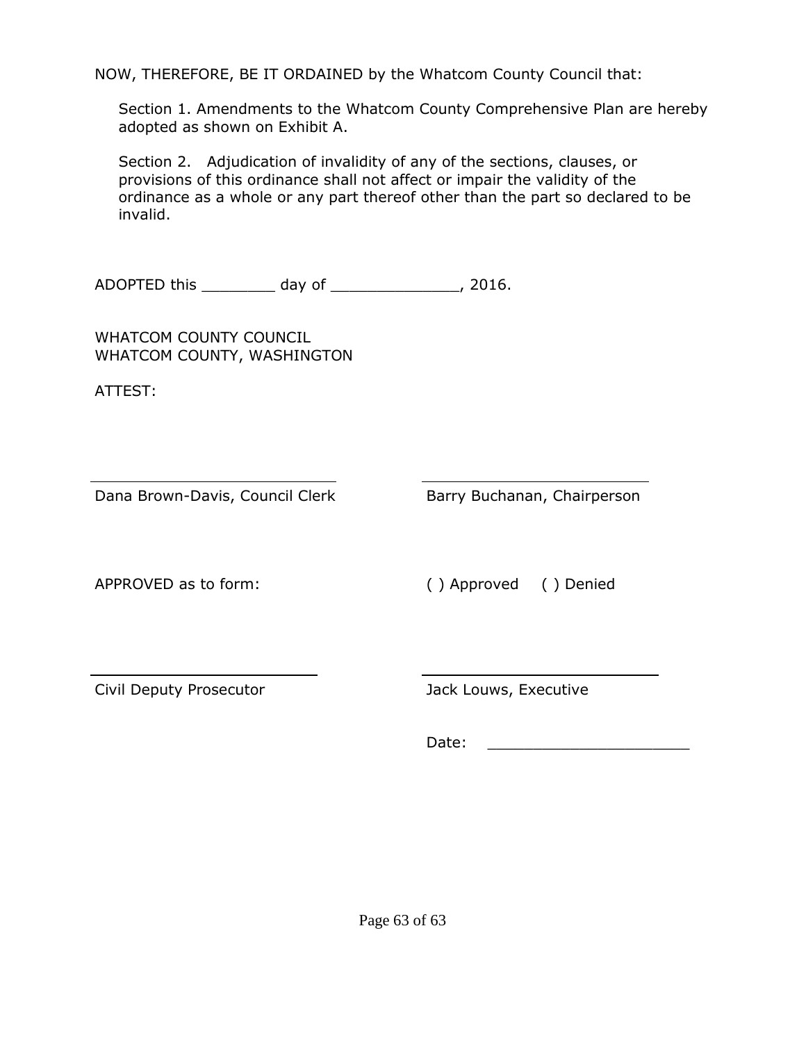NOW, THEREFORE, BE IT ORDAINED by the Whatcom County Council that:

Section 1. Amendments to the Whatcom County Comprehensive Plan are hereby adopted as shown on Exhibit A.

Section 2. Adjudication of invalidity of any of the sections, clauses, or provisions of this ordinance shall not affect or impair the validity of the ordinance as a whole or any part thereof other than the part so declared to be invalid.

ADOPTED this ________ day of ______________, 2016.

WHATCOM COUNTY COUNCIL
WHATCOM COUNTY, WASHINGTON

ATTEST:

| | |
|---|---|
| ____________________________ | ____________________________ |
| Dana Brown-Davis, Council Clerk | Barry Buchanan, Chairperson |
| APPROVED as to form: | ( ) Approved ( ) Denied |
| ____________________________ | ____________________________ |
| Civil Deputy Prosecutor | Jack Louws, Executive |
| | Date: ______________________ |